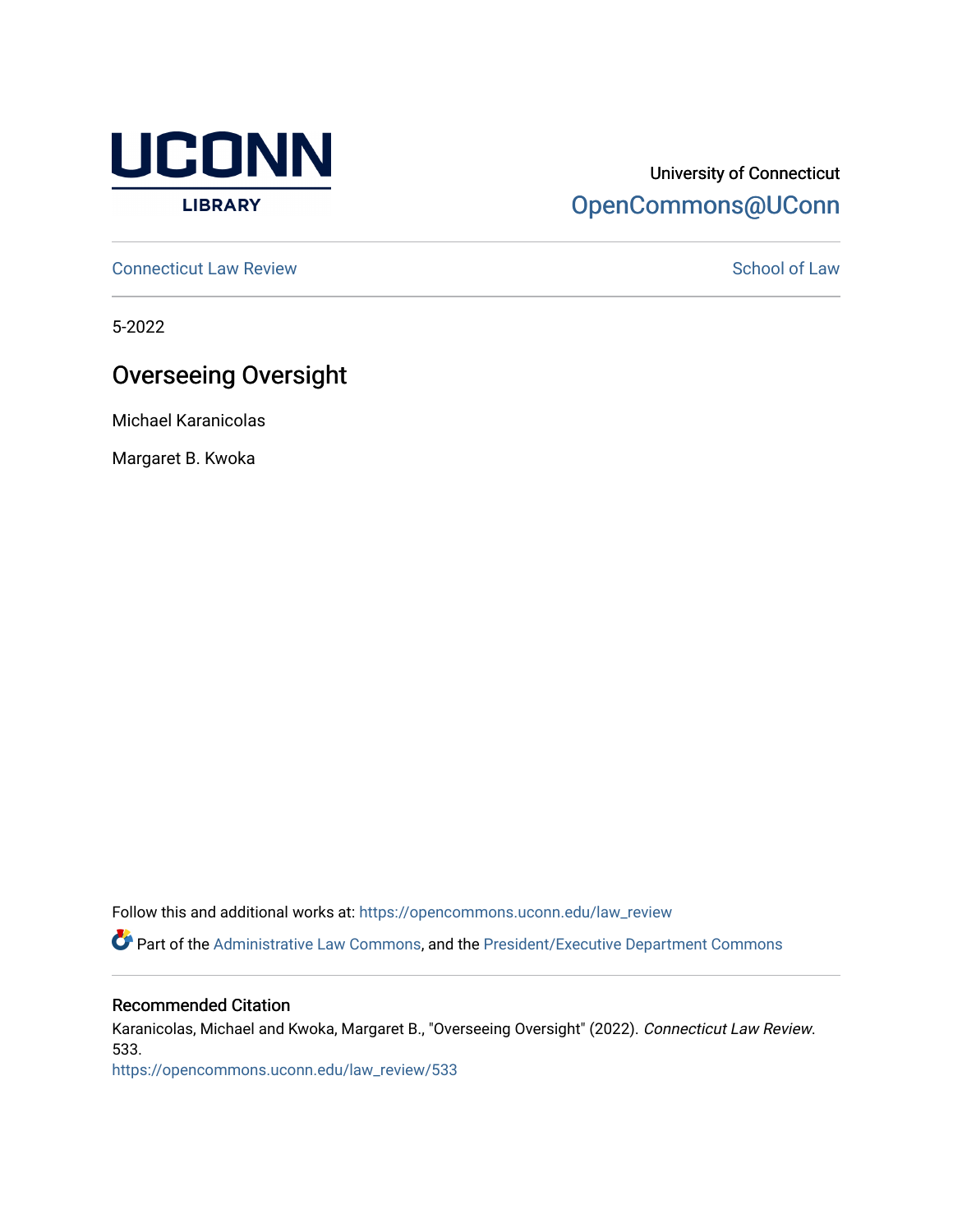UCONN LIBRARY

University of Connecticut
OpenCommons@UConn

Connecticut Law Review

School of Law

5-2022

# Overseeing Oversight

Michael Karanicolas

Margaret B. Kwoka

Follow this and additional works at: https://opencommons.uconn.edu/law_review

Part of the Administrative Law Commons, and the President/Executive Department Commons

## Recommended Citation

Karanicolas, Michael and Kwoka, Margaret B., "Overseeing Oversight" (2022). *Connecticut Law Review*. 533.
https://opencommons.uconn.edu/law_review/533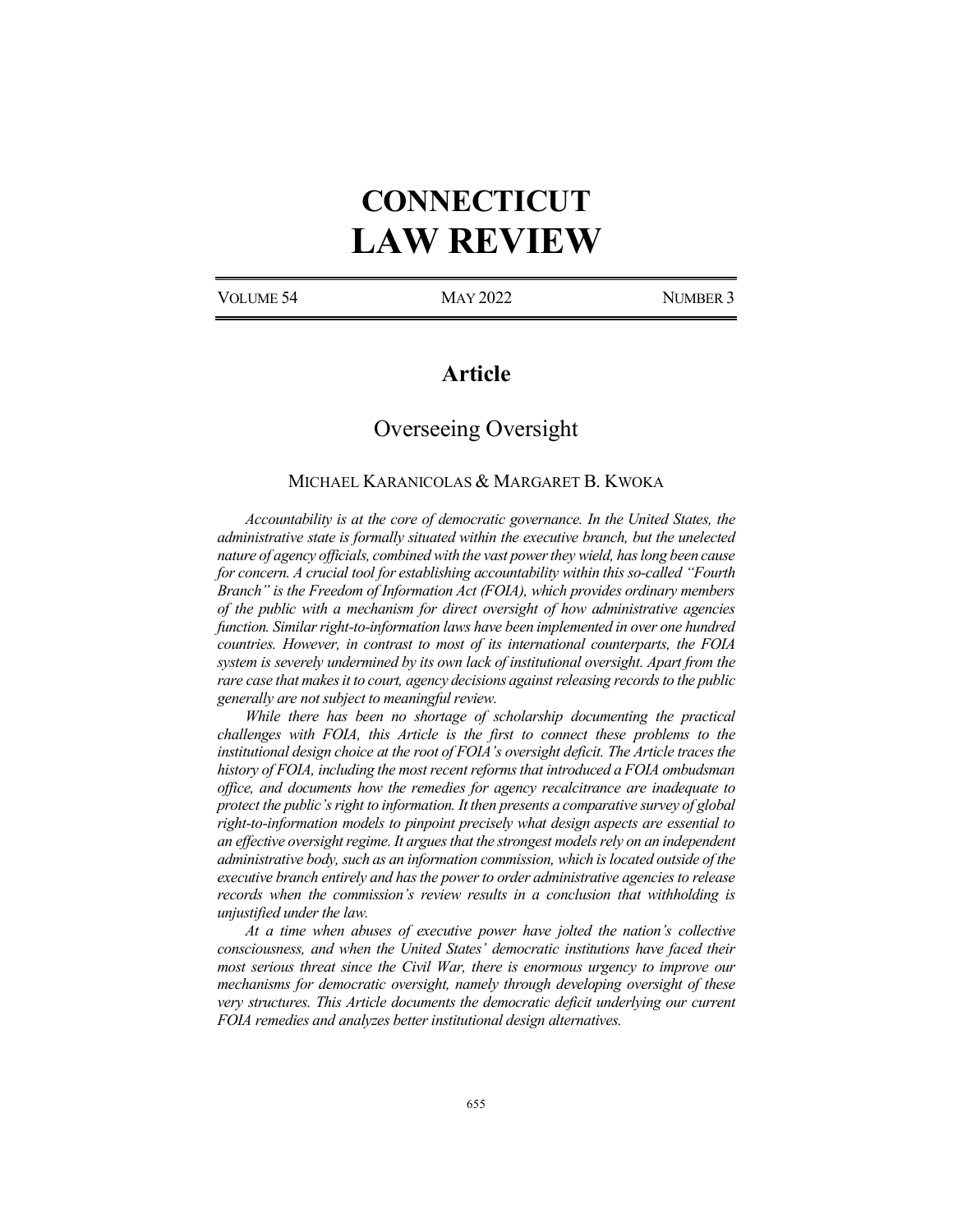# CONNECTICUT LAW REVIEW

VOLUME 54 MAY 2022 NUMBER 3

## Article

## Overseeing Oversight

MICHAEL KARANICOLAS & MARGARET B. KWOKA

*Accountability is at the core of democratic governance. In the United States, the administrative state is formally situated within the executive branch, but the unelected nature of agency officials, combined with the vast power they wield, has long been cause for concern. A crucial tool for establishing accountability within this so-called "Fourth Branch" is the Freedom of Information Act (FOIA), which provides ordinary members of the public with a mechanism for direct oversight of how administrative agencies function. Similar right-to-information laws have been implemented in over one hundred countries. However, in contrast to most of its international counterparts, the FOIA system is severely undermined by its own lack of institutional oversight. Apart from the rare case that makes it to court, agency decisions against releasing records to the public generally are not subject to meaningful review.*

*While there has been no shortage of scholarship documenting the practical challenges with FOIA, this Article is the first to connect these problems to the institutional design choice at the root of FOIA's oversight deficit. The Article traces the history of FOIA, including the most recent reforms that introduced a FOIA ombudsman office, and documents how the remedies for agency recalcitrance are inadequate to protect the public's right to information. It then presents a comparative survey of global right-to-information models to pinpoint precisely what design aspects are essential to an effective oversight regime. It argues that the strongest models rely on an independent administrative body, such as an information commission, which is located outside of the executive branch entirely and has the power to order administrative agencies to release records when the commission's review results in a conclusion that withholding is unjustified under the law.*

*At a time when abuses of executive power have jolted the nation's collective consciousness, and when the United States' democratic institutions have faced their most serious threat since the Civil War, there is enormous urgency to improve our mechanisms for democratic oversight, namely through developing oversight of these very structures. This Article documents the democratic deficit underlying our current FOIA remedies and analyzes better institutional design alternatives.*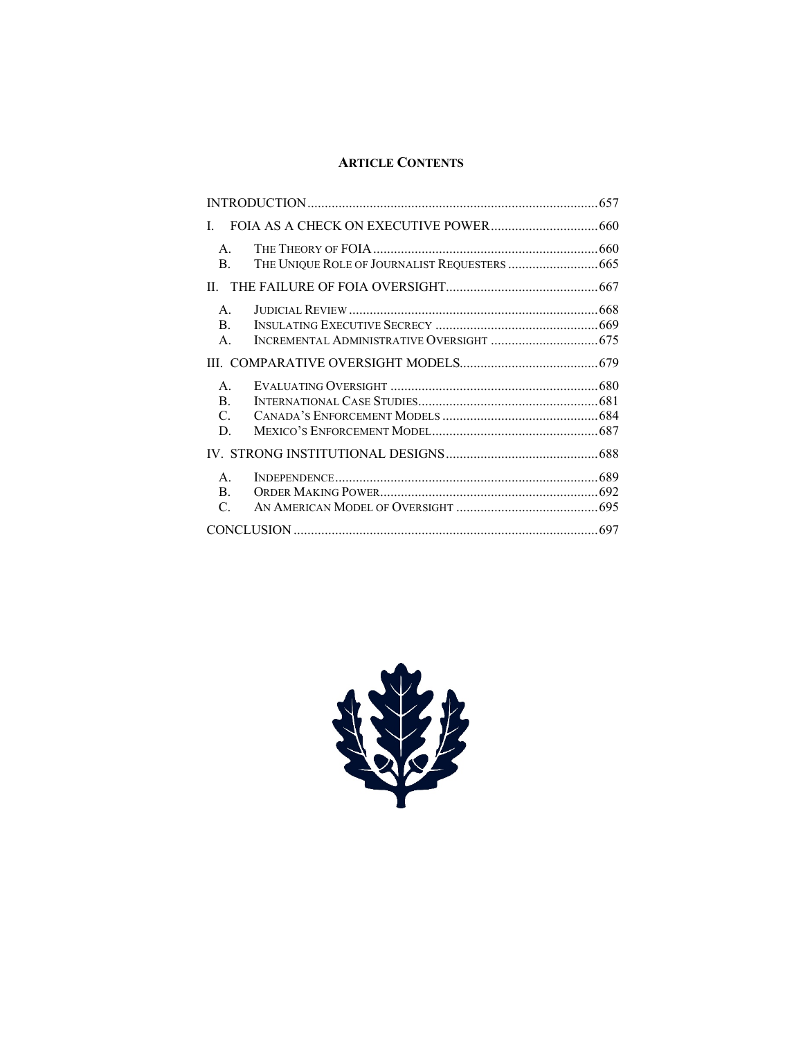**ARTICLE CONTENTS**

INTRODUCTION ....................................................................................657

I. FOIA AS A CHECK ON EXECUTIVE POWER ...............................660

- A. THE THEORY OF FOIA ..................................................................660
- B. THE UNIQUE ROLE OF JOURNALIST REQUESTERS ..........................665

II. THE FAILURE OF FOIA OVERSIGHT ............................................667

- A. JUDICIAL REVIEW .........................................................................668
- B. INSULATING EXECUTIVE SECRECY ...............................................669
- A. INCREMENTAL ADMINISTRATIVE OVERSIGHT ...............................675

III. COMPARATIVE OVERSIGHT MODELS ........................................679

- A. EVALUATING OVERSIGHT ............................................................680
- B. INTERNATIONAL CASE STUDIES ....................................................681
- C. CANADA'S ENFORCEMENT MODELS .............................................684
- D. MEXICO'S ENFORCEMENT MODEL ................................................687

IV. STRONG INSTITUTIONAL DESIGNS ............................................688

- A. INDEPENDENCE ............................................................................689
- B. ORDER MAKING POWER ...............................................................692
- C. AN AMERICAN MODEL OF OVERSIGHT .........................................695

CONCLUSION ........................................................................................697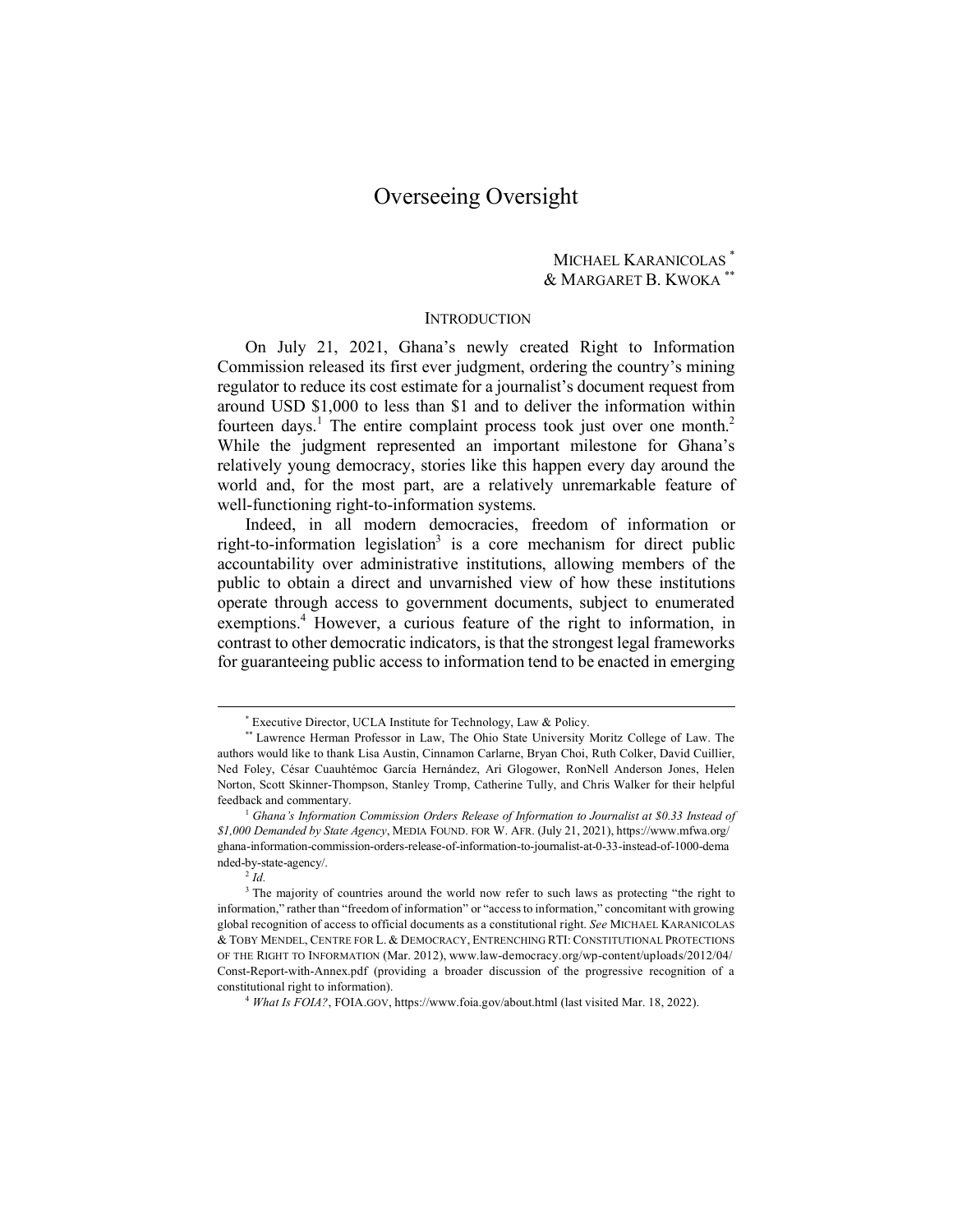# Overseeing Oversight

MICHAEL KARANICOLAS [*]
& MARGARET B. KWOKA [**]

## INTRODUCTION

On July 21, 2021, Ghana's newly created Right to Information Commission released its first ever judgment, ordering the country's mining regulator to reduce its cost estimate for a journalist's document request from around USD $1,000 to less than $1 and to deliver the information within fourteen days.[1] The entire complaint process took just over one month.[2] While the judgment represented an important milestone for Ghana's relatively young democracy, stories like this happen every day around the world and, for the most part, are a relatively unremarkable feature of well-functioning right-to-information systems.

Indeed, in all modern democracies, freedom of information or right-to-information legislation[3] is a core mechanism for direct public accountability over administrative institutions, allowing members of the public to obtain a direct and unvarnished view of how these institutions operate through access to government documents, subject to enumerated exemptions.[4] However, a curious feature of the right to information, in contrast to other democratic indicators, is that the strongest legal frameworks for guaranteeing public access to information tend to be enacted in emerging

---

[*] Executive Director, UCLA Institute for Technology, Law & Policy.

[**] Lawrence Herman Professor in Law, The Ohio State University Moritz College of Law. The authors would like to thank Lisa Austin, Cinnamon Carlarne, Bryan Choi, Ruth Colker, David Cuillier, Ned Foley, César Cuauhtémoc García Hernández, Ari Glogower, RonNell Anderson Jones, Helen Norton, Scott Skinner-Thompson, Stanley Tromp, Catherine Tully, and Chris Walker for their helpful feedback and commentary.

[1] *Ghana's Information Commission Orders Release of Information to Journalist at $0.33 Instead of $1,000 Demanded by State Agency*, MEDIA FOUND. FOR W. AFR. (July 21, 2021), https://www.mfwa.org/ghana-information-commission-orders-release-of-information-to-journalist-at-0-33-instead-of-1000-demanded-by-state-agency/.

[2] *Id.*

[3] The majority of countries around the world now refer to such laws as protecting "the right to information," rather than "freedom of information" or "access to information," concomitant with growing global recognition of access to official documents as a constitutional right. *See* MICHAEL KARANICOLAS & TOBY MENDEL, CENTRE FOR L. & DEMOCRACY, ENTRENCHING RTI: CONSTITUTIONAL PROTECTIONS OF THE RIGHT TO INFORMATION (Mar. 2012), www.law-democracy.org/wp-content/uploads/2012/04/Const-Report-with-Annex.pdf (providing a broader discussion of the progressive recognition of a constitutional right to information).

[4] *What Is FOIA?*, FOIA.GOV, https://www.foia.gov/about.html (last visited Mar. 18, 2022).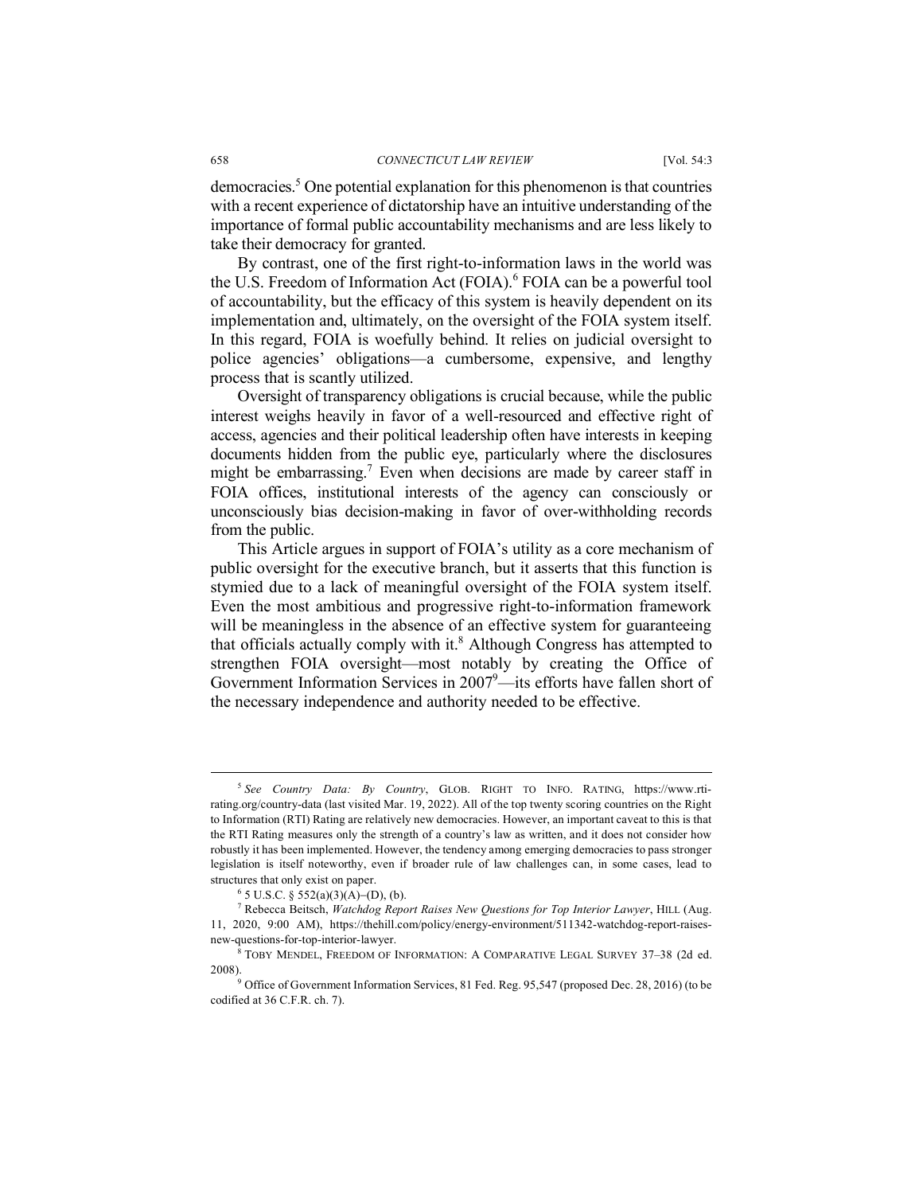democracies.[5] One potential explanation for this phenomenon is that countries with a recent experience of dictatorship have an intuitive understanding of the importance of formal public accountability mechanisms and are less likely to take their democracy for granted.

By contrast, one of the first right-to-information laws in the world was the U.S. Freedom of Information Act (FOIA).[6] FOIA can be a powerful tool of accountability, but the efficacy of this system is heavily dependent on its implementation and, ultimately, on the oversight of the FOIA system itself. In this regard, FOIA is woefully behind. It relies on judicial oversight to police agencies' obligations—a cumbersome, expensive, and lengthy process that is scantly utilized.

Oversight of transparency obligations is crucial because, while the public interest weighs heavily in favor of a well-resourced and effective right of access, agencies and their political leadership often have interests in keeping documents hidden from the public eye, particularly where the disclosures might be embarrassing.[7] Even when decisions are made by career staff in FOIA offices, institutional interests of the agency can consciously or unconsciously bias decision-making in favor of over-withholding records from the public.

This Article argues in support of FOIA's utility as a core mechanism of public oversight for the executive branch, but it asserts that this function is stymied due to a lack of meaningful oversight of the FOIA system itself. Even the most ambitious and progressive right-to-information framework will be meaningless in the absence of an effective system for guaranteeing that officials actually comply with it.[8] Although Congress has attempted to strengthen FOIA oversight—most notably by creating the Office of Government Information Services in 2007[9]—its efforts have fallen short of the necessary independence and authority needed to be effective.

---

[5] *See Country Data: By Country*, GLOB. RIGHT TO INFO. RATING, https://www.rti-rating.org/country-data (last visited Mar. 19, 2022). All of the top twenty scoring countries on the Right to Information (RTI) Rating are relatively new democracies. However, an important caveat to this is that the RTI Rating measures only the strength of a country's law as written, and it does not consider how robustly it has been implemented. However, the tendency among emerging democracies to pass stronger legislation is itself noteworthy, even if broader rule of law challenges can, in some cases, lead to structures that only exist on paper.

[6] 5 U.S.C. § 552(a)(3)(A)–(D), (b).

[7] Rebecca Beitsch, *Watchdog Report Raises New Questions for Top Interior Lawyer*, HILL (Aug. 11, 2020, 9:00 AM), https://thehill.com/policy/energy-environment/511342-watchdog-report-raises-new-questions-for-top-interior-lawyer.

[8] TOBY MENDEL, FREEDOM OF INFORMATION: A COMPARATIVE LEGAL SURVEY 37–38 (2d ed. 2008).

[9] Office of Government Information Services, 81 Fed. Reg. 95,547 (proposed Dec. 28, 2016) (to be codified at 36 C.F.R. ch. 7).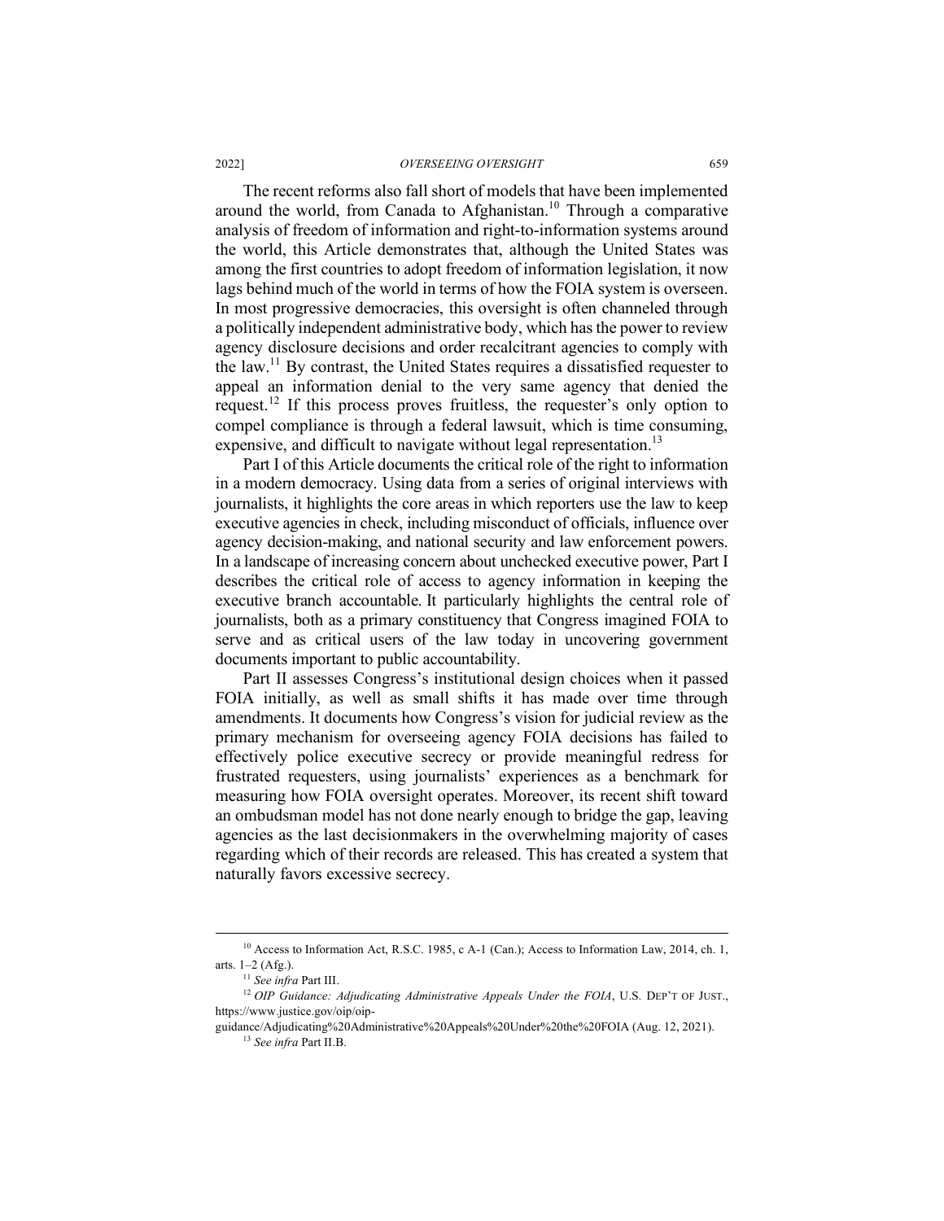The recent reforms also fall short of models that have been implemented around the world, from Canada to Afghanistan.[10] Through a comparative analysis of freedom of information and right-to-information systems around the world, this Article demonstrates that, although the United States was among the first countries to adopt freedom of information legislation, it now lags behind much of the world in terms of how the FOIA system is overseen. In most progressive democracies, this oversight is often channeled through a politically independent administrative body, which has the power to review agency disclosure decisions and order recalcitrant agencies to comply with the law.[11] By contrast, the United States requires a dissatisfied requester to appeal an information denial to the very same agency that denied the request.[12] If this process proves fruitless, the requester's only option to compel compliance is through a federal lawsuit, which is time consuming, expensive, and difficult to navigate without legal representation.[13]

Part I of this Article documents the critical role of the right to information in a modern democracy. Using data from a series of original interviews with journalists, it highlights the core areas in which reporters use the law to keep executive agencies in check, including misconduct of officials, influence over agency decision-making, and national security and law enforcement powers. In a landscape of increasing concern about unchecked executive power, Part I describes the critical role of access to agency information in keeping the executive branch accountable. It particularly highlights the central role of journalists, both as a primary constituency that Congress imagined FOIA to serve and as critical users of the law today in uncovering government documents important to public accountability.

Part II assesses Congress's institutional design choices when it passed FOIA initially, as well as small shifts it has made over time through amendments. It documents how Congress's vision for judicial review as the primary mechanism for overseeing agency FOIA decisions has failed to effectively police executive secrecy or provide meaningful redress for frustrated requesters, using journalists' experiences as a benchmark for measuring how FOIA oversight operates. Moreover, its recent shift toward an ombudsman model has not done nearly enough to bridge the gap, leaving agencies as the last decisionmakers in the overwhelming majority of cases regarding which of their records are released. This has created a system that naturally favors excessive secrecy.

---

[10] Access to Information Act, R.S.C. 1985, c A-1 (Can.); Access to Information Law, 2014, ch. 1, arts. 1–2 (Afg.).

[11] *See infra* Part III.

[12] *OIP Guidance: Adjudicating Administrative Appeals Under the FOIA*, U.S. DEP'T OF JUST., https://www.justice.gov/oip/oip-guidance/Adjudicating%20Administrative%20Appeals%20Under%20the%20FOIA (Aug. 12, 2021).

[13] *See infra* Part II.B.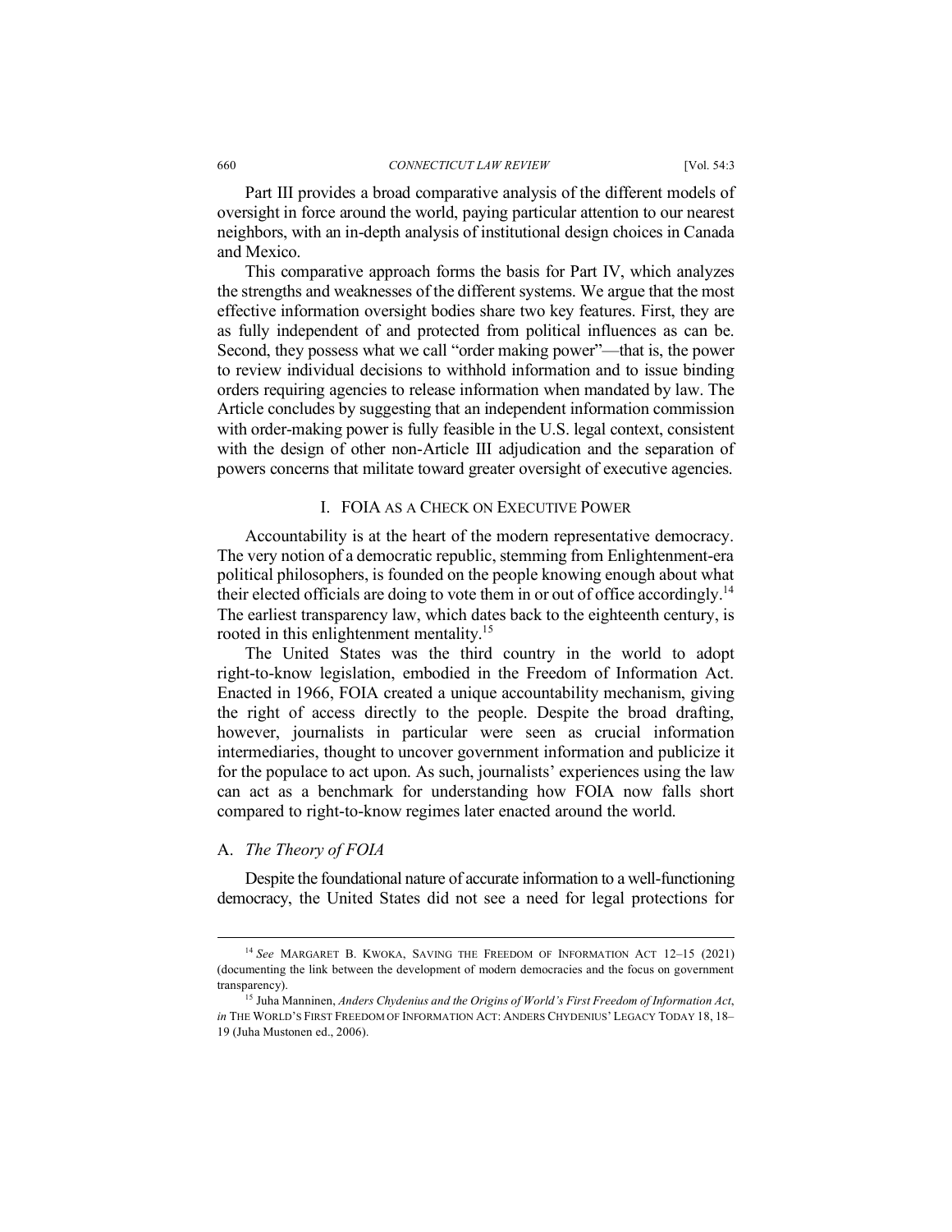Part III provides a broad comparative analysis of the different models of oversight in force around the world, paying particular attention to our nearest neighbors, with an in-depth analysis of institutional design choices in Canada and Mexico.

This comparative approach forms the basis for Part IV, which analyzes the strengths and weaknesses of the different systems. We argue that the most effective information oversight bodies share two key features. First, they are as fully independent of and protected from political influences as can be. Second, they possess what we call "order making power"—that is, the power to review individual decisions to withhold information and to issue binding orders requiring agencies to release information when mandated by law. The Article concludes by suggesting that an independent information commission with order-making power is fully feasible in the U.S. legal context, consistent with the design of other non-Article III adjudication and the separation of powers concerns that militate toward greater oversight of executive agencies.

## I. FOIA AS A CHECK ON EXECUTIVE POWER

Accountability is at the heart of the modern representative democracy. The very notion of a democratic republic, stemming from Enlightenment-era political philosophers, is founded on the people knowing enough about what their elected officials are doing to vote them in or out of office accordingly.[14] The earliest transparency law, which dates back to the eighteenth century, is rooted in this enlightenment mentality.[15]

The United States was the third country in the world to adopt right-to-know legislation, embodied in the Freedom of Information Act. Enacted in 1966, FOIA created a unique accountability mechanism, giving the right of access directly to the people. Despite the broad drafting, however, journalists in particular were seen as crucial information intermediaries, thought to uncover government information and publicize it for the populace to act upon. As such, journalists' experiences using the law can act as a benchmark for understanding how FOIA now falls short compared to right-to-know regimes later enacted around the world.

### A. *The Theory of FOIA*

Despite the foundational nature of accurate information to a well-functioning democracy, the United States did not see a need for legal protections for

---

[14] *See* MARGARET B. KWOKA, SAVING THE FREEDOM OF INFORMATION ACT 12–15 (2021) (documenting the link between the development of modern democracies and the focus on government transparency).

[15] Juha Manninen, *Anders Chydenius and the Origins of World's First Freedom of Information Act*, *in* THE WORLD'S FIRST FREEDOM OF INFORMATION ACT: ANDERS CHYDENIUS' LEGACY TODAY 18, 18–19 (Juha Mustonen ed., 2006).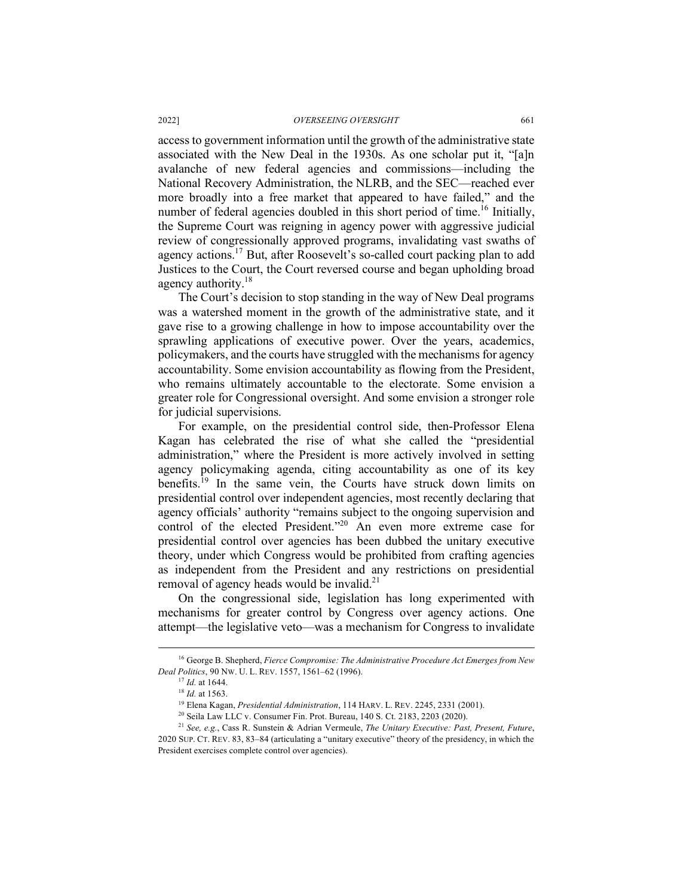access to government information until the growth of the administrative state associated with the New Deal in the 1930s. As one scholar put it, "[a]n avalanche of new federal agencies and commissions—including the National Recovery Administration, the NLRB, and the SEC—reached ever more broadly into a free market that appeared to have failed," and the number of federal agencies doubled in this short period of time.[16] Initially, the Supreme Court was reigning in agency power with aggressive judicial review of congressionally approved programs, invalidating vast swaths of agency actions.[17] But, after Roosevelt's so-called court packing plan to add Justices to the Court, the Court reversed course and began upholding broad agency authority.[18]

The Court's decision to stop standing in the way of New Deal programs was a watershed moment in the growth of the administrative state, and it gave rise to a growing challenge in how to impose accountability over the sprawling applications of executive power. Over the years, academics, policymakers, and the courts have struggled with the mechanisms for agency accountability. Some envision accountability as flowing from the President, who remains ultimately accountable to the electorate. Some envision a greater role for Congressional oversight. And some envision a stronger role for judicial supervisions.

For example, on the presidential control side, then-Professor Elena Kagan has celebrated the rise of what she called the "presidential administration," where the President is more actively involved in setting agency policymaking agenda, citing accountability as one of its key benefits.[19] In the same vein, the Courts have struck down limits on presidential control over independent agencies, most recently declaring that agency officials' authority "remains subject to the ongoing supervision and control of the elected President."[20] An even more extreme case for presidential control over agencies has been dubbed the unitary executive theory, under which Congress would be prohibited from crafting agencies as independent from the President and any restrictions on presidential removal of agency heads would be invalid.[21]

On the congressional side, legislation has long experimented with mechanisms for greater control by Congress over agency actions. One attempt—the legislative veto—was a mechanism for Congress to invalidate

---

[16] George B. Shepherd, *Fierce Compromise: The Administrative Procedure Act Emerges from New Deal Politics*, 90 NW. U. L. REV. 1557, 1561–62 (1996).

[17] *Id.* at 1644.

[18] *Id.* at 1563.

[19] Elena Kagan, *Presidential Administration*, 114 HARV. L. REV. 2245, 2331 (2001).

[20] Seila Law LLC v. Consumer Fin. Prot. Bureau, 140 S. Ct. 2183, 2203 (2020).

[21] *See, e.g.*, Cass R. Sunstein & Adrian Vermeule, *The Unitary Executive: Past, Present, Future*, 2020 SUP. CT. REV. 83, 83–84 (articulating a "unitary executive" theory of the presidency, in which the President exercises complete control over agencies).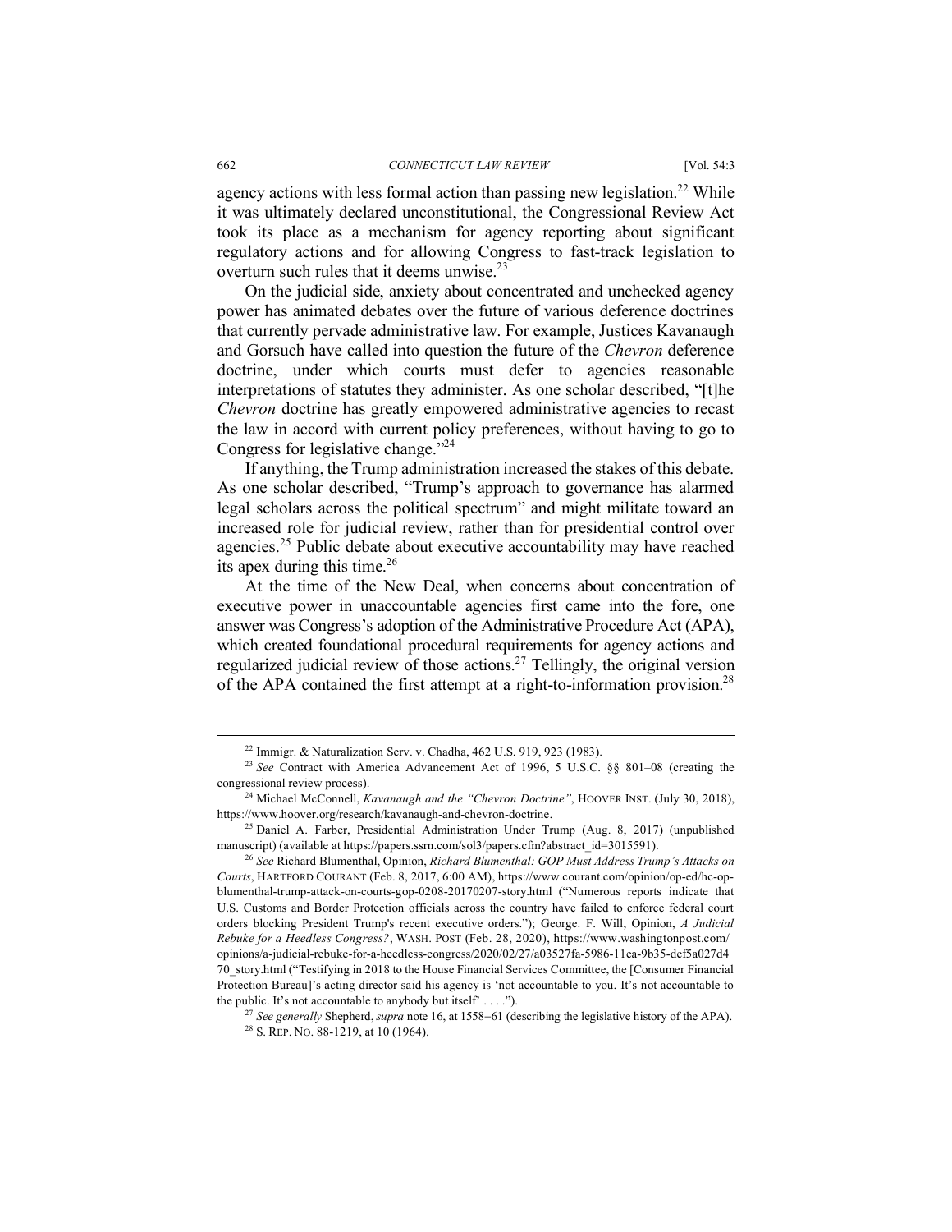agency actions with less formal action than passing new legislation.[22] While it was ultimately declared unconstitutional, the Congressional Review Act took its place as a mechanism for agency reporting about significant regulatory actions and for allowing Congress to fast-track legislation to overturn such rules that it deems unwise.[23]

On the judicial side, anxiety about concentrated and unchecked agency power has animated debates over the future of various deference doctrines that currently pervade administrative law. For example, Justices Kavanaugh and Gorsuch have called into question the future of the *Chevron* deference doctrine, under which courts must defer to agencies reasonable interpretations of statutes they administer. As one scholar described, "[t]he *Chevron* doctrine has greatly empowered administrative agencies to recast the law in accord with current policy preferences, without having to go to Congress for legislative change."[24]

If anything, the Trump administration increased the stakes of this debate. As one scholar described, "Trump's approach to governance has alarmed legal scholars across the political spectrum" and might militate toward an increased role for judicial review, rather than for presidential control over agencies.[25] Public debate about executive accountability may have reached its apex during this time.[26]

At the time of the New Deal, when concerns about concentration of executive power in unaccountable agencies first came into the fore, one answer was Congress's adoption of the Administrative Procedure Act (APA), which created foundational procedural requirements for agency actions and regularized judicial review of those actions.[27] Tellingly, the original version of the APA contained the first attempt at a right-to-information provision.[28]

---

[22] Immigr. & Naturalization Serv. v. Chadha, 462 U.S. 919, 923 (1983).

[23] *See* Contract with America Advancement Act of 1996, 5 U.S.C. §§ 801–08 (creating the congressional review process).

[24] Michael McConnell, *Kavanaugh and the "Chevron Doctrine"*, HOOVER INST. (July 30, 2018), https://www.hoover.org/research/kavanaugh-and-chevron-doctrine.

[25] Daniel A. Farber, Presidential Administration Under Trump (Aug. 8, 2017) (unpublished manuscript) (available at https://papers.ssrn.com/sol3/papers.cfm?abstract_id=3015591).

[26] *See* Richard Blumenthal, Opinion, *Richard Blumenthal: GOP Must Address Trump's Attacks on Courts*, HARTFORD COURANT (Feb. 8, 2017, 6:00 AM), https://www.courant.com/opinion/op-ed/hc-op-blumenthal-trump-attack-on-courts-gop-0208-20170207-story.html ("Numerous reports indicate that U.S. Customs and Border Protection officials across the country have failed to enforce federal court orders blocking President Trump's recent executive orders."); George. F. Will, Opinion, *A Judicial Rebuke for a Heedless Congress?*, WASH. POST (Feb. 28, 2020), https://www.washingtonpost.com/opinions/a-judicial-rebuke-for-a-heedless-congress/2020/02/27/a03527fa-5986-11ea-9b35-def5a027d470_story.html ("Testifying in 2018 to the House Financial Services Committee, the [Consumer Financial Protection Bureau]'s acting director said his agency is 'not accountable to you. It's not accountable to the public. It's not accountable to anybody but itself' . . . .").

[27] *See generally* Shepherd, *supra* note 16, at 1558–61 (describing the legislative history of the APA).

[28] S. REP. NO. 88-1219, at 10 (1964).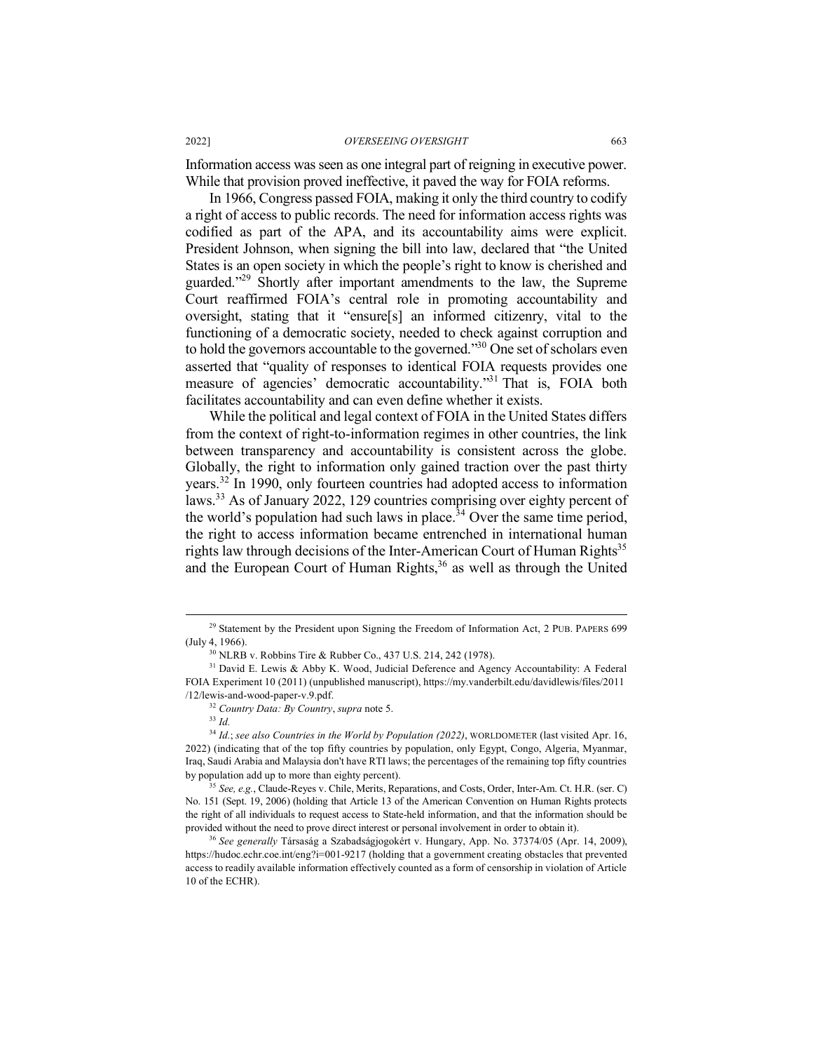Information access was seen as one integral part of reigning in executive power. While that provision proved ineffective, it paved the way for FOIA reforms.

In 1966, Congress passed FOIA, making it only the third country to codify a right of access to public records. The need for information access rights was codified as part of the APA, and its accountability aims were explicit. President Johnson, when signing the bill into law, declared that "the United States is an open society in which the people's right to know is cherished and guarded."[29] Shortly after important amendments to the law, the Supreme Court reaffirmed FOIA's central role in promoting accountability and oversight, stating that it "ensure[s] an informed citizenry, vital to the functioning of a democratic society, needed to check against corruption and to hold the governors accountable to the governed."[30] One set of scholars even asserted that "quality of responses to identical FOIA requests provides one measure of agencies' democratic accountability."[31] That is, FOIA both facilitates accountability and can even define whether it exists.

While the political and legal context of FOIA in the United States differs from the context of right-to-information regimes in other countries, the link between transparency and accountability is consistent across the globe. Globally, the right to information only gained traction over the past thirty years.[32] In 1990, only fourteen countries had adopted access to information laws.[33] As of January 2022, 129 countries comprising over eighty percent of the world's population had such laws in place.[34] Over the same time period, the right to access information became entrenched in international human rights law through decisions of the Inter-American Court of Human Rights[35] and the European Court of Human Rights,[36] as well as through the United

---

[29] Statement by the President upon Signing the Freedom of Information Act, 2 PUB. PAPERS 699 (July 4, 1966).

[30] NLRB v. Robbins Tire & Rubber Co., 437 U.S. 214, 242 (1978).

[31] David E. Lewis & Abby K. Wood, Judicial Deference and Agency Accountability: A Federal FOIA Experiment 10 (2011) (unpublished manuscript), https://my.vanderbilt.edu/davidlewis/files/2011/12/lewis-and-wood-paper-v.9.pdf.

[32] *Country Data: By Country*, *supra* note 5.

[33] *Id.*

[34] *Id.*; *see also Countries in the World by Population (2022)*, WORLDOMETER (last visited Apr. 16, 2022) (indicating that of the top fifty countries by population, only Egypt, Congo, Algeria, Myanmar, Iraq, Saudi Arabia and Malaysia don't have RTI laws; the percentages of the remaining top fifty countries by population add up to more than eighty percent).

[35] *See, e.g.*, Claude-Reyes v. Chile, Merits, Reparations, and Costs, Order, Inter-Am. Ct. H.R. (ser. C) No. 151 (Sept. 19, 2006) (holding that Article 13 of the American Convention on Human Rights protects the right of all individuals to request access to State-held information, and that the information should be provided without the need to prove direct interest or personal involvement in order to obtain it).

[36] *See generally* Társaság a Szabadságjogokért v. Hungary, App. No. 37374/05 (Apr. 14, 2009), https://hudoc.echr.coe.int/eng?i=001-9217 (holding that a government creating obstacles that prevented access to readily available information effectively counted as a form of censorship in violation of Article 10 of the ECHR).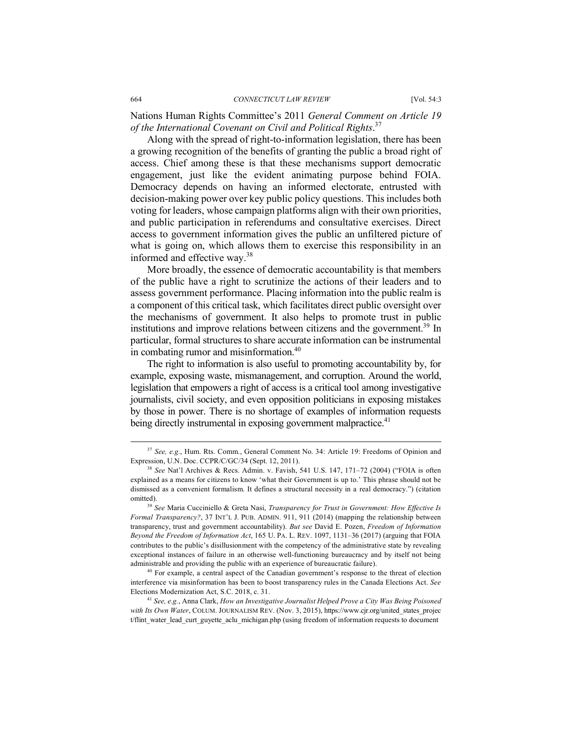Nations Human Rights Committee's 2011 *General Comment on Article 19 of the International Covenant on Civil and Political Rights*.[37]

Along with the spread of right-to-information legislation, there has been a growing recognition of the benefits of granting the public a broad right of access. Chief among these is that these mechanisms support democratic engagement, just like the evident animating purpose behind FOIA. Democracy depends on having an informed electorate, entrusted with decision-making power over key public policy questions. This includes both voting for leaders, whose campaign platforms align with their own priorities, and public participation in referendums and consultative exercises. Direct access to government information gives the public an unfiltered picture of what is going on, which allows them to exercise this responsibility in an informed and effective way.[38]

More broadly, the essence of democratic accountability is that members of the public have a right to scrutinize the actions of their leaders and to assess government performance. Placing information into the public realm is a component of this critical task, which facilitates direct public oversight over the mechanisms of government. It also helps to promote trust in public institutions and improve relations between citizens and the government.[39] In particular, formal structures to share accurate information can be instrumental in combating rumor and misinformation.[40]

The right to information is also useful to promoting accountability by, for example, exposing waste, mismanagement, and corruption. Around the world, legislation that empowers a right of access is a critical tool among investigative journalists, civil society, and even opposition politicians in exposing mistakes by those in power. There is no shortage of examples of information requests being directly instrumental in exposing government malpractice.[41]

---

[37] *See, e.g.*, Hum. Rts. Comm., General Comment No. 34: Article 19: Freedoms of Opinion and Expression, U.N. Doc. CCPR/C/GC/34 (Sept. 12, 2011).

[38] *See* Nat'l Archives & Recs. Admin. v. Favish, 541 U.S. 147, 171–72 (2004) ("FOIA is often explained as a means for citizens to know 'what their Government is up to.' This phrase should not be dismissed as a convenient formalism. It defines a structural necessity in a real democracy.") (citation omitted).

[39] *See* Maria Cucciniello & Greta Nasi, *Transparency for Trust in Government: How Effective Is Formal Transparency?*, 37 INT'L J. PUB. ADMIN. 911, 911 (2014) (mapping the relationship between transparency, trust and government accountability). *But see* David E. Pozen, *Freedom of Information Beyond the Freedom of Information Act*, 165 U. PA. L. REV. 1097, 1131–36 (2017) (arguing that FOIA contributes to the public's disillusionment with the competency of the administrative state by revealing exceptional instances of failure in an otherwise well-functioning bureaucracy and by itself not being administrable and providing the public with an experience of bureaucratic failure).

[40] For example, a central aspect of the Canadian government's response to the threat of election interference via misinformation has been to boost transparency rules in the Canada Elections Act. *See* Elections Modernization Act, S.C. 2018, c. 31.

[41] *See, e.g.*, Anna Clark, *How an Investigative Journalist Helped Prove a City Was Being Poisoned with Its Own Water*, COLUM. JOURNALISM REV. (Nov. 3, 2015), https://www.cjr.org/united_states_project/flint_water_lead_curt_guyette_aclu_michigan.php (using freedom of information requests to document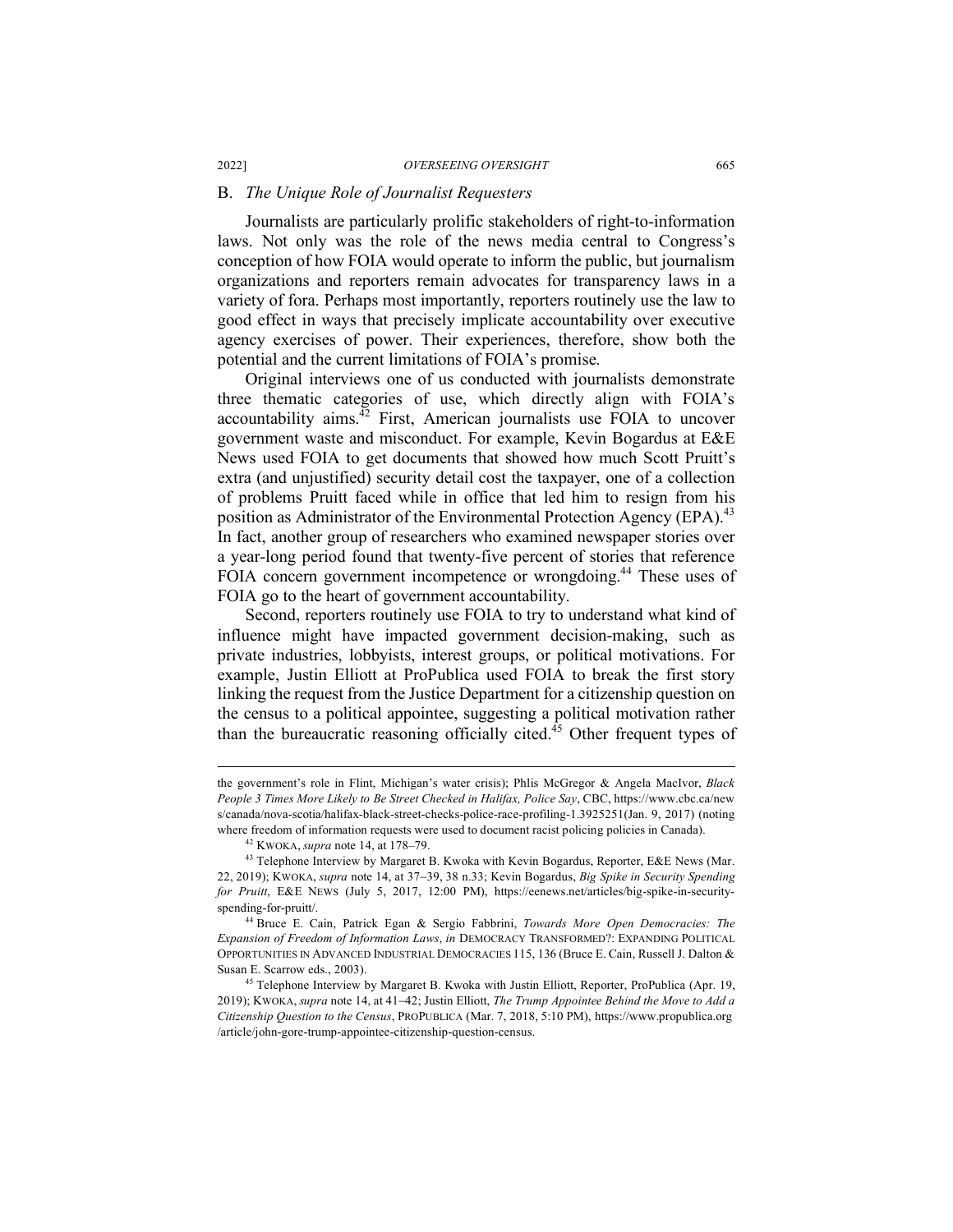## B. *The Unique Role of Journalist Requesters*

Journalists are particularly prolific stakeholders of right-to-information laws. Not only was the role of the news media central to Congress's conception of how FOIA would operate to inform the public, but journalism organizations and reporters remain advocates for transparency laws in a variety of fora. Perhaps most importantly, reporters routinely use the law to good effect in ways that precisely implicate accountability over executive agency exercises of power. Their experiences, therefore, show both the potential and the current limitations of FOIA's promise.

Original interviews one of us conducted with journalists demonstrate three thematic categories of use, which directly align with FOIA's accountability aims.[42] First, American journalists use FOIA to uncover government waste and misconduct. For example, Kevin Bogardus at E&E News used FOIA to get documents that showed how much Scott Pruitt's extra (and unjustified) security detail cost the taxpayer, one of a collection of problems Pruitt faced while in office that led him to resign from his position as Administrator of the Environmental Protection Agency (EPA).[43] In fact, another group of researchers who examined newspaper stories over a year-long period found that twenty-five percent of stories that reference FOIA concern government incompetence or wrongdoing.[44] These uses of FOIA go to the heart of government accountability.

Second, reporters routinely use FOIA to try to understand what kind of influence might have impacted government decision-making, such as private industries, lobbyists, interest groups, or political motivations. For example, Justin Elliott at ProPublica used FOIA to break the first story linking the request from the Justice Department for a citizenship question on the census to a political appointee, suggesting a political motivation rather than the bureaucratic reasoning officially cited.[45] Other frequent types of

---

the government's role in Flint, Michigan's water crisis); Phlis McGregor & Angela MacIvor, *Black People 3 Times More Likely to Be Street Checked in Halifax, Police Say*, CBC, https://www.cbc.ca/news/canada/nova-scotia/halifax-black-street-checks-police-race-profiling-1.3925251(Jan. 9, 2017) (noting where freedom of information requests were used to document racist policing policies in Canada).

[42] KWOKA, *supra* note 14, at 178–79.

[43] Telephone Interview by Margaret B. Kwoka with Kevin Bogardus, Reporter, E&E News (Mar. 22, 2019); KWOKA, *supra* note 14, at 37–39, 38 n.33; Kevin Bogardus, *Big Spike in Security Spending for Pruitt*, E&E NEWS (July 5, 2017, 12:00 PM), https://eenews.net/articles/big-spike-in-security-spending-for-pruitt/.

[44] Bruce E. Cain, Patrick Egan & Sergio Fabbrini, *Towards More Open Democracies: The Expansion of Freedom of Information Laws*, *in* DEMOCRACY TRANSFORMED?: EXPANDING POLITICAL OPPORTUNITIES IN ADVANCED INDUSTRIAL DEMOCRACIES 115, 136 (Bruce E. Cain, Russell J. Dalton & Susan E. Scarrow eds., 2003).

[45] Telephone Interview by Margaret B. Kwoka with Justin Elliott, Reporter, ProPublica (Apr. 19, 2019); KWOKA, *supra* note 14, at 41–42; Justin Elliott, *The Trump Appointee Behind the Move to Add a Citizenship Question to the Census*, PROPUBLICA (Mar. 7, 2018, 5:10 PM), https://www.propublica.org/article/john-gore-trump-appointee-citizenship-question-census.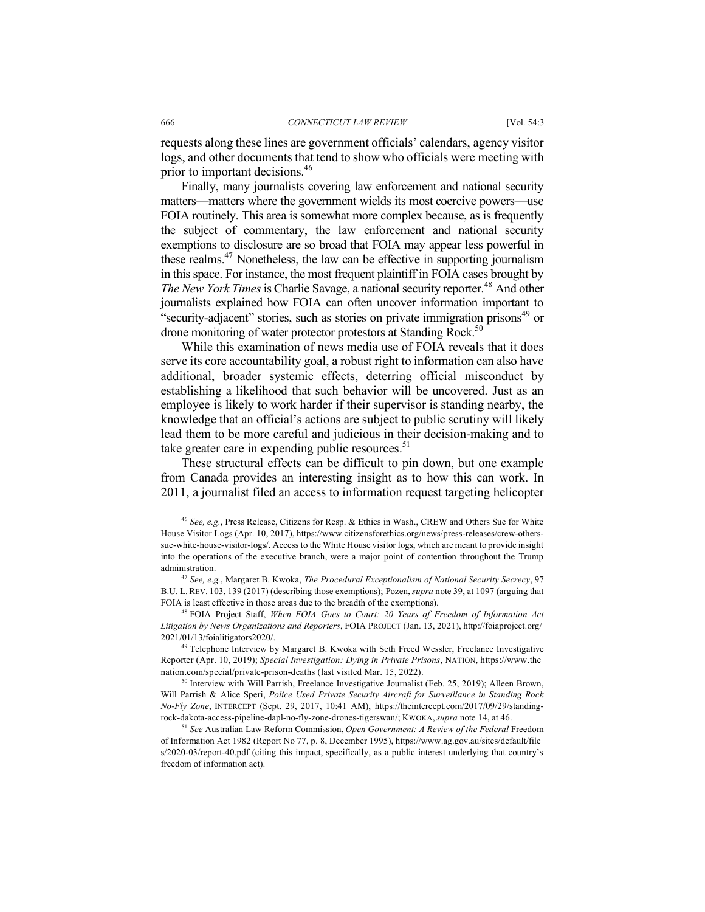requests along these lines are government officials' calendars, agency visitor logs, and other documents that tend to show who officials were meeting with prior to important decisions.[46]

Finally, many journalists covering law enforcement and national security matters—matters where the government wields its most coercive powers—use FOIA routinely. This area is somewhat more complex because, as is frequently the subject of commentary, the law enforcement and national security exemptions to disclosure are so broad that FOIA may appear less powerful in these realms.[47] Nonetheless, the law can be effective in supporting journalism in this space. For instance, the most frequent plaintiff in FOIA cases brought by *The New York Times* is Charlie Savage, a national security reporter.[48] And other journalists explained how FOIA can often uncover information important to "security-adjacent" stories, such as stories on private immigration prisons[49] or drone monitoring of water protector protestors at Standing Rock.[50]

While this examination of news media use of FOIA reveals that it does serve its core accountability goal, a robust right to information can also have additional, broader systemic effects, deterring official misconduct by establishing a likelihood that such behavior will be uncovered. Just as an employee is likely to work harder if their supervisor is standing nearby, the knowledge that an official's actions are subject to public scrutiny will likely lead them to be more careful and judicious in their decision-making and to take greater care in expending public resources.[51]

These structural effects can be difficult to pin down, but one example from Canada provides an interesting insight as to how this can work. In 2011, a journalist filed an access to information request targeting helicopter

---

[46] *See, e.g.*, Press Release, Citizens for Resp. & Ethics in Wash., CREW and Others Sue for White House Visitor Logs (Apr. 10, 2017), https://www.citizensforethics.org/news/press-releases/crew-others-sue-white-house-visitor-logs/. Access to the White House visitor logs, which are meant to provide insight into the operations of the executive branch, were a major point of contention throughout the Trump administration.

[47] *See, e.g.*, Margaret B. Kwoka, *The Procedural Exceptionalism of National Security Secrecy*, 97 B.U. L. REV. 103, 139 (2017) (describing those exemptions); Pozen, *supra* note 39, at 1097 (arguing that FOIA is least effective in those areas due to the breadth of the exemptions).

[48] FOIA Project Staff, *When FOIA Goes to Court: 20 Years of Freedom of Information Act Litigation by News Organizations and Reporters*, FOIA PROJECT (Jan. 13, 2021), http://foiaproject.org/2021/01/13/foialitigators2020/.

[49] Telephone Interview by Margaret B. Kwoka with Seth Freed Wessler, Freelance Investigative Reporter (Apr. 10, 2019); *Special Investigation: Dying in Private Prisons*, NATION, https://www.thenation.com/special/private-prison-deaths (last visited Mar. 15, 2022).

[50] Interview with Will Parrish, Freelance Investigative Journalist (Feb. 25, 2019); Alleen Brown, Will Parrish & Alice Speri, *Police Used Private Security Aircraft for Surveillance in Standing Rock No-Fly Zone*, INTERCEPT (Sept. 29, 2017, 10:41 AM), https://theintercept.com/2017/09/29/standing-rock-dakota-access-pipeline-dapl-no-fly-zone-drones-tigerswan/; KWOKA, *supra* note 14, at 46.

[51] *See* Australian Law Reform Commission, *Open Government: A Review of the Federal* Freedom of Information Act 1982 (Report No 77, p. 8, December 1995), https://www.ag.gov.au/sites/default/files/2020-03/report-40.pdf (citing this impact, specifically, as a public interest underlying that country's freedom of information act).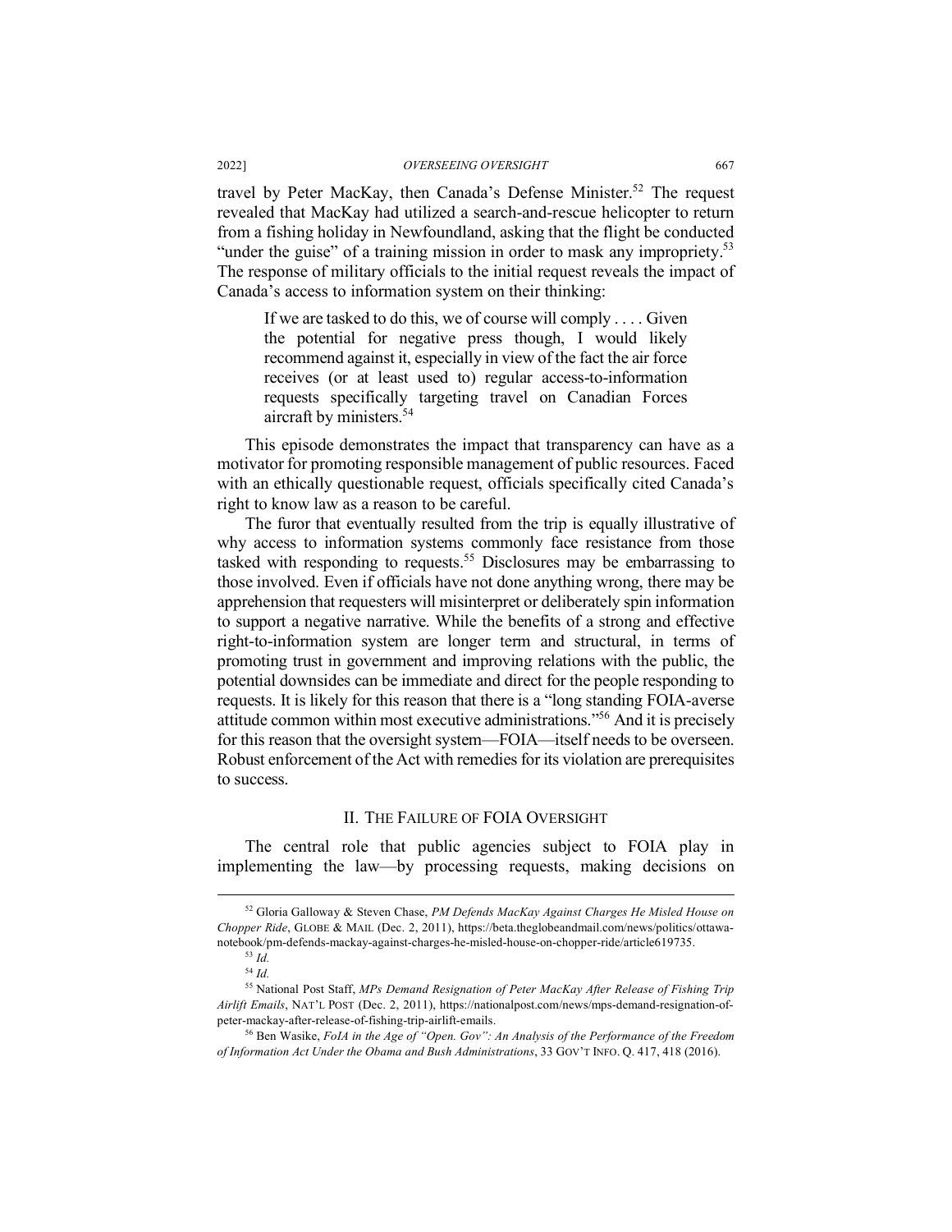travel by Peter MacKay, then Canada's Defense Minister.[52] The request revealed that MacKay had utilized a search-and-rescue helicopter to return from a fishing holiday in Newfoundland, asking that the flight be conducted "under the guise" of a training mission in order to mask any impropriety.[53] The response of military officials to the initial request reveals the impact of Canada's access to information system on their thinking:

> If we are tasked to do this, we of course will comply . . . . Given the potential for negative press though, I would likely recommend against it, especially in view of the fact the air force receives (or at least used to) regular access-to-information requests specifically targeting travel on Canadian Forces aircraft by ministers.[54]

This episode demonstrates the impact that transparency can have as a motivator for promoting responsible management of public resources. Faced with an ethically questionable request, officials specifically cited Canada's right to know law as a reason to be careful.

The furor that eventually resulted from the trip is equally illustrative of why access to information systems commonly face resistance from those tasked with responding to requests.[55] Disclosures may be embarrassing to those involved. Even if officials have not done anything wrong, there may be apprehension that requesters will misinterpret or deliberately spin information to support a negative narrative. While the benefits of a strong and effective right-to-information system are longer term and structural, in terms of promoting trust in government and improving relations with the public, the potential downsides can be immediate and direct for the people responding to requests. It is likely for this reason that there is a "long standing FOIA-averse attitude common within most executive administrations."[56] And it is precisely for this reason that the oversight system—FOIA—itself needs to be overseen. Robust enforcement of the Act with remedies for its violation are prerequisites to success.

## II. The Failure of FOIA Oversight

The central role that public agencies subject to FOIA play in implementing the law—by processing requests, making decisions on

---

[52] Gloria Galloway & Steven Chase, *PM Defends MacKay Against Charges He Misled House on Chopper Ride*, GLOBE & MAIL (Dec. 2, 2011), https://beta.theglobeandmail.com/news/politics/ottawa-notebook/pm-defends-mackay-against-charges-he-misled-house-on-chopper-ride/article619735.

[53] *Id.*

[54] *Id.*

[55] National Post Staff, *MPs Demand Resignation of Peter MacKay After Release of Fishing Trip Airlift Emails*, NAT'L POST (Dec. 2, 2011), https://nationalpost.com/news/mps-demand-resignation-of-peter-mackay-after-release-of-fishing-trip-airlift-emails.

[56] Ben Wasike, *FoIA in the Age of "Open. Gov": An Analysis of the Performance of the Freedom of Information Act Under the Obama and Bush Administrations*, 33 GOV'T INFO. Q. 417, 418 (2016).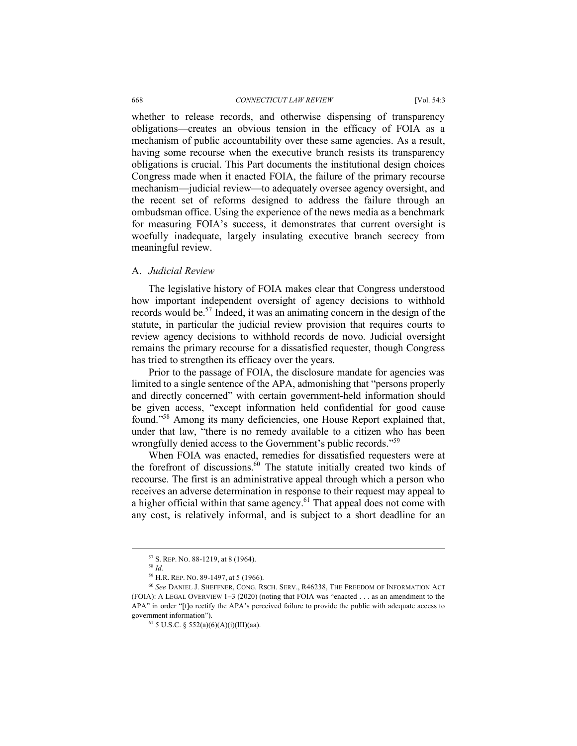whether to release records, and otherwise dispensing of transparency obligations—creates an obvious tension in the efficacy of FOIA as a mechanism of public accountability over these same agencies. As a result, having some recourse when the executive branch resists its transparency obligations is crucial. This Part documents the institutional design choices Congress made when it enacted FOIA, the failure of the primary recourse mechanism—judicial review—to adequately oversee agency oversight, and the recent set of reforms designed to address the failure through an ombudsman office. Using the experience of the news media as a benchmark for measuring FOIA's success, it demonstrates that current oversight is woefully inadequate, largely insulating executive branch secrecy from meaningful review.

### A. *Judicial Review*

The legislative history of FOIA makes clear that Congress understood how important independent oversight of agency decisions to withhold records would be.[57] Indeed, it was an animating concern in the design of the statute, in particular the judicial review provision that requires courts to review agency decisions to withhold records de novo. Judicial oversight remains the primary recourse for a dissatisfied requester, though Congress has tried to strengthen its efficacy over the years.

Prior to the passage of FOIA, the disclosure mandate for agencies was limited to a single sentence of the APA, admonishing that "persons properly and directly concerned" with certain government-held information should be given access, "except information held confidential for good cause found."[58] Among its many deficiencies, one House Report explained that, under that law, "there is no remedy available to a citizen who has been wrongfully denied access to the Government's public records."[59]

When FOIA was enacted, remedies for dissatisfied requesters were at the forefront of discussions.[60] The statute initially created two kinds of recourse. The first is an administrative appeal through which a person who receives an adverse determination in response to their request may appeal to a higher official within that same agency.[61] That appeal does not come with any cost, is relatively informal, and is subject to a short deadline for an

---

[57] S. REP. NO. 88-1219, at 8 (1964).

[58] *Id.*

[59] H.R. REP. NO. 89-1497, at 5 (1966).

[60] *See* DANIEL J. SHEFFNER, CONG. RSCH. SERV., R46238, THE FREEDOM OF INFORMATION ACT (FOIA): A LEGAL OVERVIEW 1–3 (2020) (noting that FOIA was "enacted . . . as an amendment to the APA" in order "[t]o rectify the APA's perceived failure to provide the public with adequate access to government information").

[61] 5 U.S.C. § 552(a)(6)(A)(i)(III)(aa).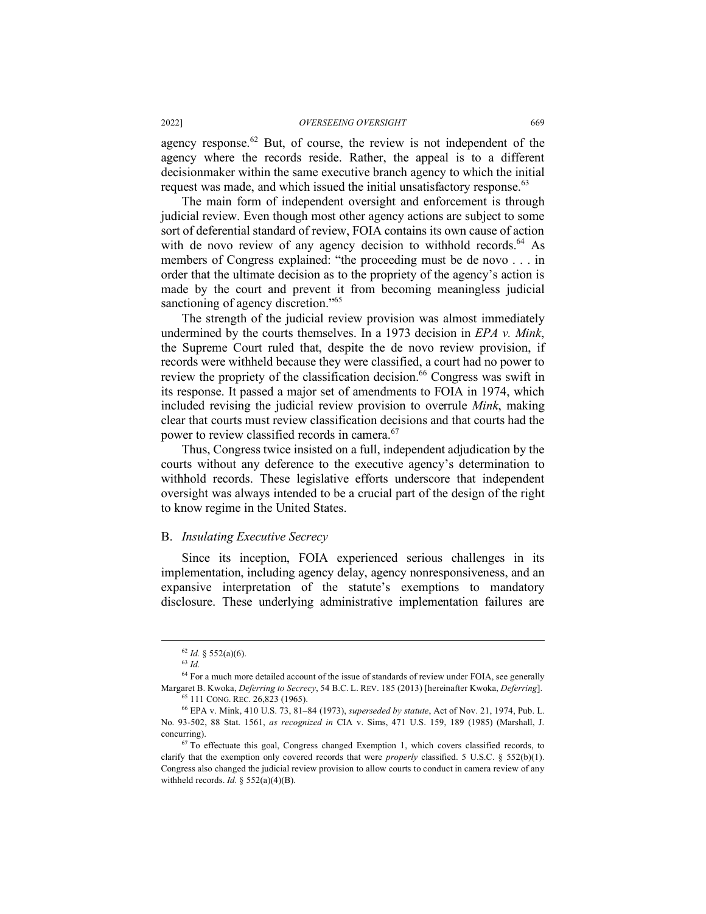agency response.[62] But, of course, the review is not independent of the agency where the records reside. Rather, the appeal is to a different decisionmaker within the same executive branch agency to which the initial request was made, and which issued the initial unsatisfactory response.[63]

The main form of independent oversight and enforcement is through judicial review. Even though most other agency actions are subject to some sort of deferential standard of review, FOIA contains its own cause of action with de novo review of any agency decision to withhold records.[64] As members of Congress explained: "the proceeding must be de novo . . . in order that the ultimate decision as to the propriety of the agency's action is made by the court and prevent it from becoming meaningless judicial sanctioning of agency discretion."[65]

The strength of the judicial review provision was almost immediately undermined by the courts themselves. In a 1973 decision in *EPA v. Mink*, the Supreme Court ruled that, despite the de novo review provision, if records were withheld because they were classified, a court had no power to review the propriety of the classification decision.[66] Congress was swift in its response. It passed a major set of amendments to FOIA in 1974, which included revising the judicial review provision to overrule *Mink*, making clear that courts must review classification decisions and that courts had the power to review classified records in camera.[67]

Thus, Congress twice insisted on a full, independent adjudication by the courts without any deference to the executive agency's determination to withhold records. These legislative efforts underscore that independent oversight was always intended to be a crucial part of the design of the right to know regime in the United States.

### B. *Insulating Executive Secrecy*

Since its inception, FOIA experienced serious challenges in its implementation, including agency delay, agency nonresponsiveness, and an expansive interpretation of the statute's exemptions to mandatory disclosure. These underlying administrative implementation failures are

---

[62] *Id.* § 552(a)(6).

[63] *Id.*

[64] For a much more detailed account of the issue of standards of review under FOIA, see generally Margaret B. Kwoka, *Deferring to Secrecy*, 54 B.C. L. REV. 185 (2013) [hereinafter Kwoka, *Deferring*].

[65] 111 CONG. REC. 26,823 (1965).

[66] EPA v. Mink, 410 U.S. 73, 81–84 (1973), *superseded by statute*, Act of Nov. 21, 1974, Pub. L. No. 93-502, 88 Stat. 1561, *as recognized in* CIA v. Sims, 471 U.S. 159, 189 (1985) (Marshall, J. concurring).

[67] To effectuate this goal, Congress changed Exemption 1, which covers classified records, to clarify that the exemption only covered records that were *properly* classified. 5 U.S.C. § 552(b)(1). Congress also changed the judicial review provision to allow courts to conduct in camera review of any withheld records. *Id.* § 552(a)(4)(B).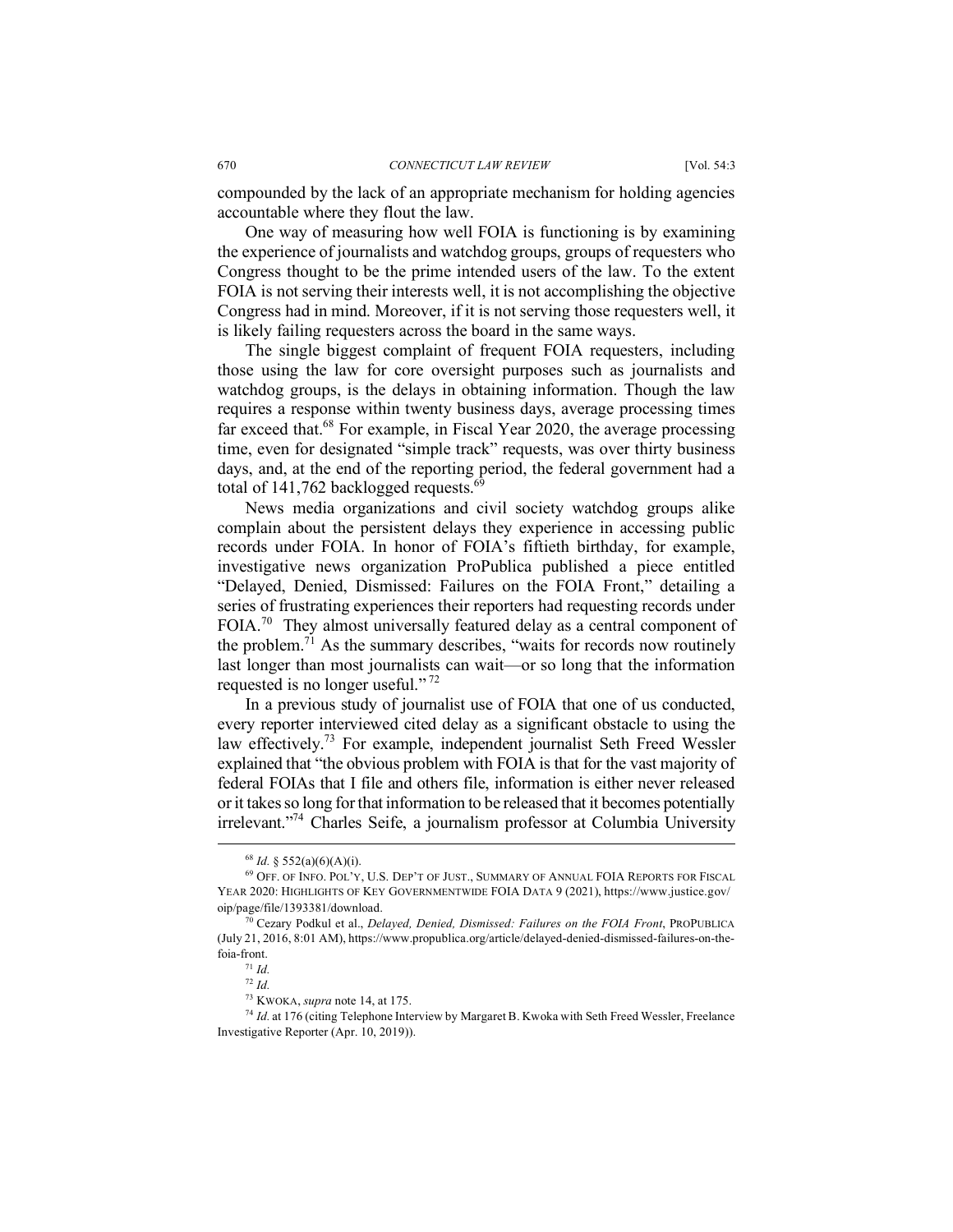compounded by the lack of an appropriate mechanism for holding agencies accountable where they flout the law.

One way of measuring how well FOIA is functioning is by examining the experience of journalists and watchdog groups, groups of requesters who Congress thought to be the prime intended users of the law. To the extent FOIA is not serving their interests well, it is not accomplishing the objective Congress had in mind. Moreover, if it is not serving those requesters well, it is likely failing requesters across the board in the same ways.

The single biggest complaint of frequent FOIA requesters, including those using the law for core oversight purposes such as journalists and watchdog groups, is the delays in obtaining information. Though the law requires a response within twenty business days, average processing times far exceed that.[68] For example, in Fiscal Year 2020, the average processing time, even for designated "simple track" requests, was over thirty business days, and, at the end of the reporting period, the federal government had a total of 141,762 backlogged requests.[69]

News media organizations and civil society watchdog groups alike complain about the persistent delays they experience in accessing public records under FOIA. In honor of FOIA's fiftieth birthday, for example, investigative news organization ProPublica published a piece entitled "Delayed, Denied, Dismissed: Failures on the FOIA Front," detailing a series of frustrating experiences their reporters had requesting records under FOIA.[70] They almost universally featured delay as a central component of the problem.[71] As the summary describes, "waits for records now routinely last longer than most journalists can wait—or so long that the information requested is no longer useful."[72]

In a previous study of journalist use of FOIA that one of us conducted, every reporter interviewed cited delay as a significant obstacle to using the law effectively.[73] For example, independent journalist Seth Freed Wessler explained that "the obvious problem with FOIA is that for the vast majority of federal FOIAs that I file and others file, information is either never released or it takes so long for that information to be released that it becomes potentially irrelevant."[74] Charles Seife, a journalism professor at Columbia University

---

[68] *Id.* § 552(a)(6)(A)(i).

[69] OFF. OF INFO. POL'Y, U.S. DEP'T OF JUST., SUMMARY OF ANNUAL FOIA REPORTS FOR FISCAL YEAR 2020: HIGHLIGHTS OF KEY GOVERNMENTWIDE FOIA DATA 9 (2021), https://www.justice.gov/oip/page/file/1393381/download.

[70] Cezary Podkul et al., *Delayed, Denied, Dismissed: Failures on the FOIA Front*, PROPUBLICA (July 21, 2016, 8:01 AM), https://www.propublica.org/article/delayed-denied-dismissed-failures-on-the-foia-front.

[71] *Id.*

[72] *Id.*

[73] KWOKA, *supra* note 14, at 175.

[74] *Id.* at 176 (citing Telephone Interview by Margaret B. Kwoka with Seth Freed Wessler, Freelance Investigative Reporter (Apr. 10, 2019)).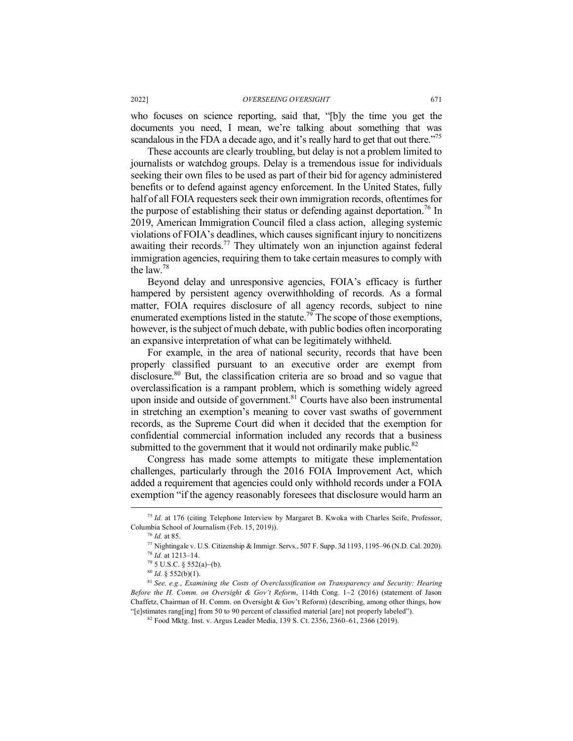who focuses on science reporting, said that, "[b]y the time you get the documents you need, I mean, we're talking about something that was scandalous in the FDA a decade ago, and it's really hard to get that out there."[75]

These accounts are clearly troubling, but delay is not a problem limited to journalists or watchdog groups. Delay is a tremendous issue for individuals seeking their own files to be used as part of their bid for agency administered benefits or to defend against agency enforcement. In the United States, fully half of all FOIA requesters seek their own immigration records, oftentimes for the purpose of establishing their status or defending against deportation.[76] In 2019, American Immigration Council filed a class action, alleging systemic violations of FOIA's deadlines, which causes significant injury to noncitizens awaiting their records.[77] They ultimately won an injunction against federal immigration agencies, requiring them to take certain measures to comply with the law.[78]

Beyond delay and unresponsive agencies, FOIA's efficacy is further hampered by persistent agency overwithholding of records. As a formal matter, FOIA requires disclosure of all agency records, subject to nine enumerated exemptions listed in the statute.[79] The scope of those exemptions, however, is the subject of much debate, with public bodies often incorporating an expansive interpretation of what can be legitimately withheld.

For example, in the area of national security, records that have been properly classified pursuant to an executive order are exempt from disclosure.[80] But, the classification criteria are so broad and so vague that overclassification is a rampant problem, which is something widely agreed upon inside and outside of government.[81] Courts have also been instrumental in stretching an exemption's meaning to cover vast swaths of government records, as the Supreme Court did when it decided that the exemption for confidential commercial information included any records that a business submitted to the government that it would not ordinarily make public.[82]

Congress has made some attempts to mitigate these implementation challenges, particularly through the 2016 FOIA Improvement Act, which added a requirement that agencies could only withhold records under a FOIA exemption "if the agency reasonably foresees that disclosure would harm an

---

[75] *Id.* at 176 (citing Telephone Interview by Margaret B. Kwoka with Charles Seife, Professor, Columbia School of Journalism (Feb. 15, 2019)).

[76] *Id.* at 85.

[77] Nightingale v. U.S. Citizenship & Immigr. Servs., 507 F. Supp. 3d 1193, 1195–96 (N.D. Cal. 2020).

[78] *Id.* at 1213–14.

[79] 5 U.S.C. § 552(a)–(b).

[80] *Id.* § 552(b)(1).

[81] *See, e.g.*, *Examining the Costs of Overclassification on Transparency and Security: Hearing Before the H. Comm. on Oversight & Gov't Reform*, 114th Cong. 1–2 (2016) (statement of Jason Chaffetz, Chairman of H. Comm. on Oversight & Gov't Reform) (describing, among other things, how "[e]stimates rang[ing] from 50 to 90 percent of classified material [are] not properly labeled").

[82] Food Mktg. Inst. v. Argus Leader Media, 139 S. Ct. 2356, 2360–61, 2366 (2019).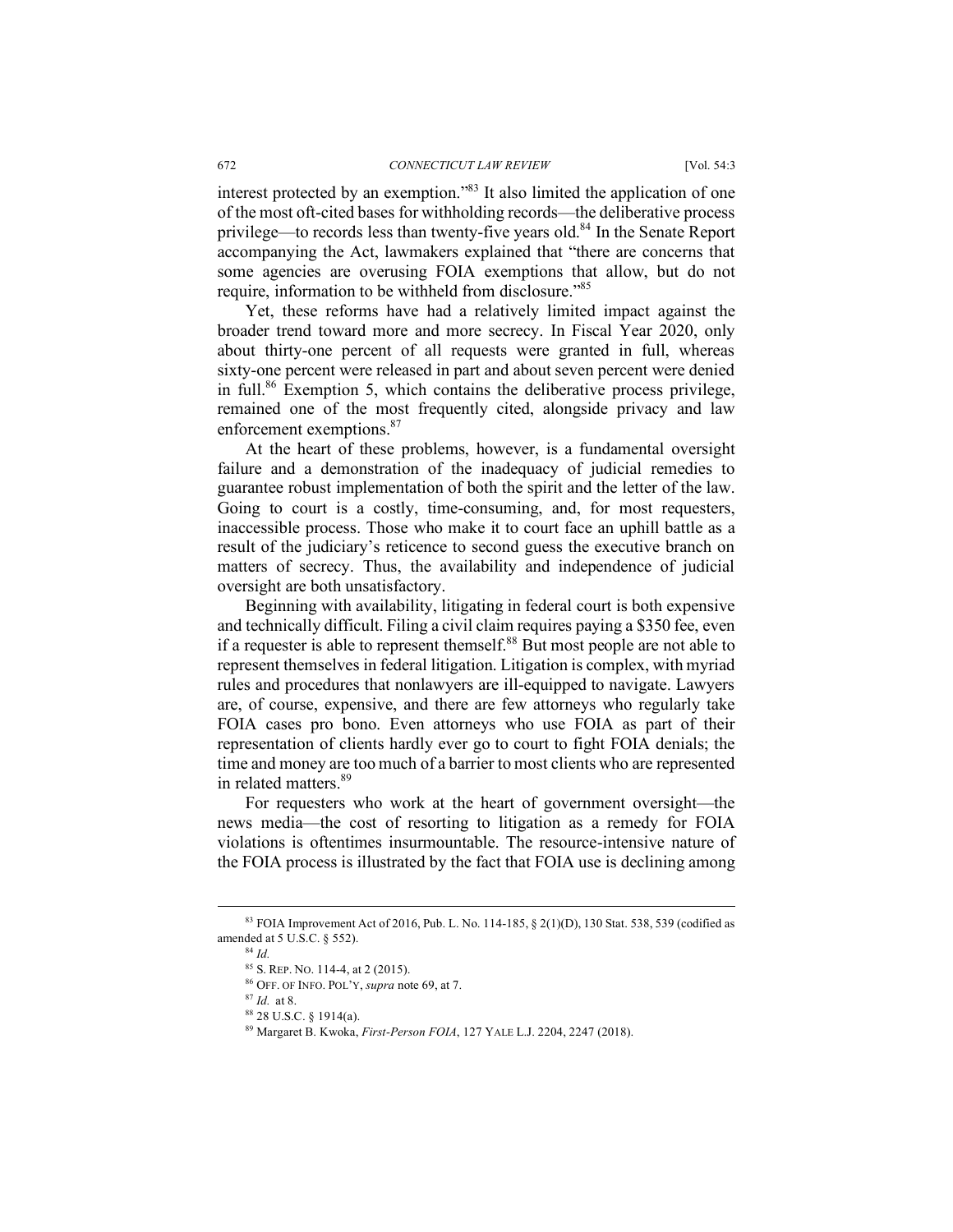interest protected by an exemption."[83] It also limited the application of one of the most oft-cited bases for withholding records—the deliberative process privilege—to records less than twenty-five years old.[84] In the Senate Report accompanying the Act, lawmakers explained that "there are concerns that some agencies are overusing FOIA exemptions that allow, but do not require, information to be withheld from disclosure."[85]

Yet, these reforms have had a relatively limited impact against the broader trend toward more and more secrecy. In Fiscal Year 2020, only about thirty-one percent of all requests were granted in full, whereas sixty-one percent were released in part and about seven percent were denied in full.[86] Exemption 5, which contains the deliberative process privilege, remained one of the most frequently cited, alongside privacy and law enforcement exemptions.[87]

At the heart of these problems, however, is a fundamental oversight failure and a demonstration of the inadequacy of judicial remedies to guarantee robust implementation of both the spirit and the letter of the law. Going to court is a costly, time-consuming, and, for most requesters, inaccessible process. Those who make it to court face an uphill battle as a result of the judiciary's reticence to second guess the executive branch on matters of secrecy. Thus, the availability and independence of judicial oversight are both unsatisfactory.

Beginning with availability, litigating in federal court is both expensive and technically difficult. Filing a civil claim requires paying a $350 fee, even if a requester is able to represent themself.[88] But most people are not able to represent themselves in federal litigation. Litigation is complex, with myriad rules and procedures that nonlawyers are ill-equipped to navigate. Lawyers are, of course, expensive, and there are few attorneys who regularly take FOIA cases pro bono. Even attorneys who use FOIA as part of their representation of clients hardly ever go to court to fight FOIA denials; the time and money are too much of a barrier to most clients who are represented in related matters.[89]

For requesters who work at the heart of government oversight—the news media—the cost of resorting to litigation as a remedy for FOIA violations is oftentimes insurmountable. The resource-intensive nature of the FOIA process is illustrated by the fact that FOIA use is declining among

[83] FOIA Improvement Act of 2016, Pub. L. No. 114-185, § 2(1)(D), 130 Stat. 538, 539 (codified as amended at 5 U.S.C. § 552).

[84] *Id.*

[85] S. REP. NO. 114-4, at 2 (2015).

[86] OFF. OF INFO. POL'Y, *supra* note 69, at 7.

[87] *Id.* at 8.

[88] 28 U.S.C. § 1914(a).

[89] Margaret B. Kwoka, *First-Person FOIA*, 127 YALE L.J. 2204, 2247 (2018).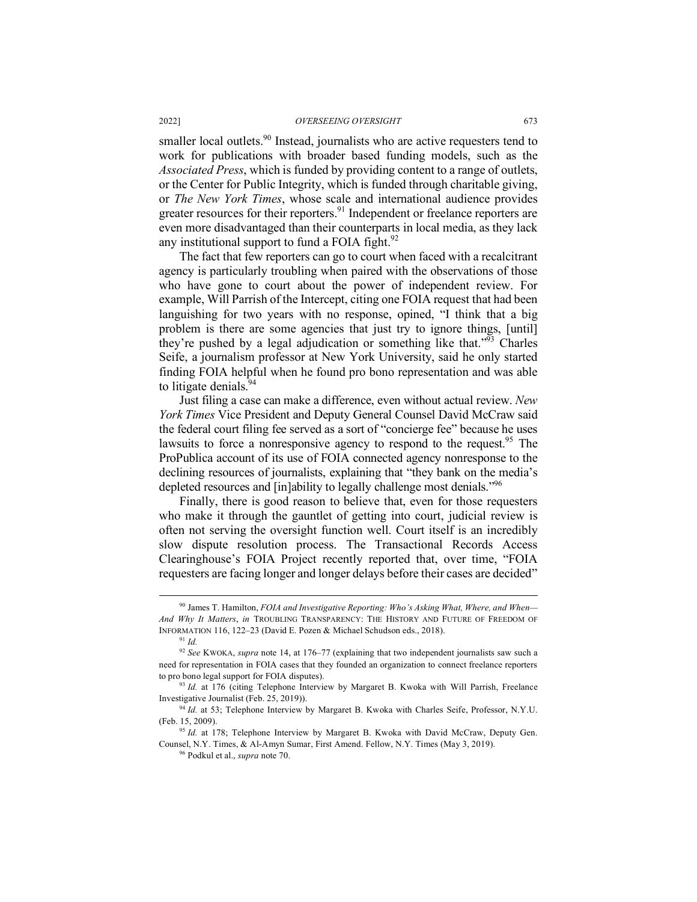smaller local outlets.[90] Instead, journalists who are active requesters tend to work for publications with broader based funding models, such as the *Associated Press*, which is funded by providing content to a range of outlets, or the Center for Public Integrity, which is funded through charitable giving, or *The New York Times*, whose scale and international audience provides greater resources for their reporters.[91] Independent or freelance reporters are even more disadvantaged than their counterparts in local media, as they lack any institutional support to fund a FOIA fight.[92]

The fact that few reporters can go to court when faced with a recalcitrant agency is particularly troubling when paired with the observations of those who have gone to court about the power of independent review. For example, Will Parrish of the Intercept, citing one FOIA request that had been languishing for two years with no response, opined, "I think that a big problem is there are some agencies that just try to ignore things, [until] they're pushed by a legal adjudication or something like that."[93] Charles Seife, a journalism professor at New York University, said he only started finding FOIA helpful when he found pro bono representation and was able to litigate denials.[94]

Just filing a case can make a difference, even without actual review. *New York Times* Vice President and Deputy General Counsel David McCraw said the federal court filing fee served as a sort of "concierge fee" because he uses lawsuits to force a nonresponsive agency to respond to the request.[95] The ProPublica account of its use of FOIA connected agency nonresponse to the declining resources of journalists, explaining that "they bank on the media's depleted resources and [in]ability to legally challenge most denials."[96]

Finally, there is good reason to believe that, even for those requesters who make it through the gauntlet of getting into court, judicial review is often not serving the oversight function well. Court itself is an incredibly slow dispute resolution process. The Transactional Records Access Clearinghouse's FOIA Project recently reported that, over time, "FOIA requesters are facing longer and longer delays before their cases are decided"

---

[90] James T. Hamilton, *FOIA and Investigative Reporting: Who's Asking What, Where, and When—And Why It Matters*, *in* TROUBLING TRANSPARENCY: THE HISTORY AND FUTURE OF FREEDOM OF INFORMATION 116, 122–23 (David E. Pozen & Michael Schudson eds., 2018).

[91] *Id.*

[92] *See* KWOKA, *supra* note 14, at 176–77 (explaining that two independent journalists saw such a need for representation in FOIA cases that they founded an organization to connect freelance reporters to pro bono legal support for FOIA disputes).

[93] *Id.* at 176 (citing Telephone Interview by Margaret B. Kwoka with Will Parrish, Freelance Investigative Journalist (Feb. 25, 2019)).

[94] *Id.* at 53; Telephone Interview by Margaret B. Kwoka with Charles Seife, Professor, N.Y.U. (Feb. 15, 2009).

[95] *Id.* at 178; Telephone Interview by Margaret B. Kwoka with David McCraw, Deputy Gen. Counsel, N.Y. Times, & Al-Amyn Sumar, First Amend. Fellow, N.Y. Times (May 3, 2019).

[96] Podkul et al., *supra* note 70.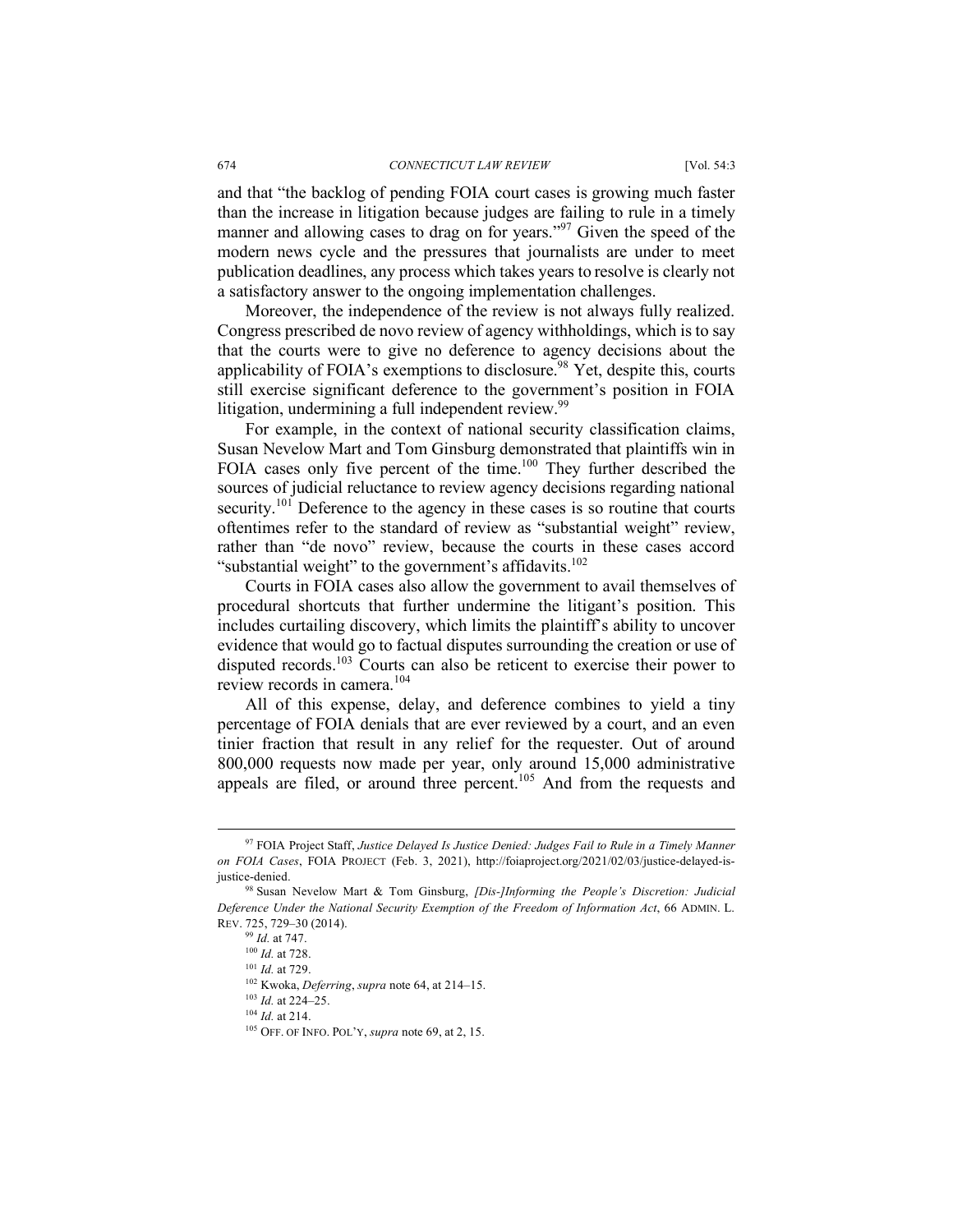and that "the backlog of pending FOIA court cases is growing much faster than the increase in litigation because judges are failing to rule in a timely manner and allowing cases to drag on for years."[97] Given the speed of the modern news cycle and the pressures that journalists are under to meet publication deadlines, any process which takes years to resolve is clearly not a satisfactory answer to the ongoing implementation challenges.

Moreover, the independence of the review is not always fully realized. Congress prescribed de novo review of agency withholdings, which is to say that the courts were to give no deference to agency decisions about the applicability of FOIA's exemptions to disclosure.[98] Yet, despite this, courts still exercise significant deference to the government's position in FOIA litigation, undermining a full independent review.[99]

For example, in the context of national security classification claims, Susan Nevelow Mart and Tom Ginsburg demonstrated that plaintiffs win in FOIA cases only five percent of the time.[100] They further described the sources of judicial reluctance to review agency decisions regarding national security.[101] Deference to the agency in these cases is so routine that courts oftentimes refer to the standard of review as "substantial weight" review, rather than "de novo" review, because the courts in these cases accord "substantial weight" to the government's affidavits.[102]

Courts in FOIA cases also allow the government to avail themselves of procedural shortcuts that further undermine the litigant's position. This includes curtailing discovery, which limits the plaintiff's ability to uncover evidence that would go to factual disputes surrounding the creation or use of disputed records.[103] Courts can also be reticent to exercise their power to review records in camera.[104]

All of this expense, delay, and deference combines to yield a tiny percentage of FOIA denials that are ever reviewed by a court, and an even tinier fraction that result in any relief for the requester. Out of around 800,000 requests now made per year, only around 15,000 administrative appeals are filed, or around three percent.[105] And from the requests and

---

[97] FOIA Project Staff, *Justice Delayed Is Justice Denied: Judges Fail to Rule in a Timely Manner on FOIA Cases*, FOIA PROJECT (Feb. 3, 2021), http://foiaproject.org/2021/02/03/justice-delayed-is-justice-denied.

[98] Susan Nevelow Mart & Tom Ginsburg, *[Dis-]Informing the People's Discretion: Judicial Deference Under the National Security Exemption of the Freedom of Information Act*, 66 ADMIN. L. REV. 725, 729–30 (2014).

[99] *Id.* at 747.

[100] *Id.* at 728.

[101] *Id.* at 729.

[102] Kwoka, *Deferring*, *supra* note 64, at 214–15.

[103] *Id.* at 224–25.

[104] *Id.* at 214.

[105] OFF. OF INFO. POL'Y, *supra* note 69, at 2, 15.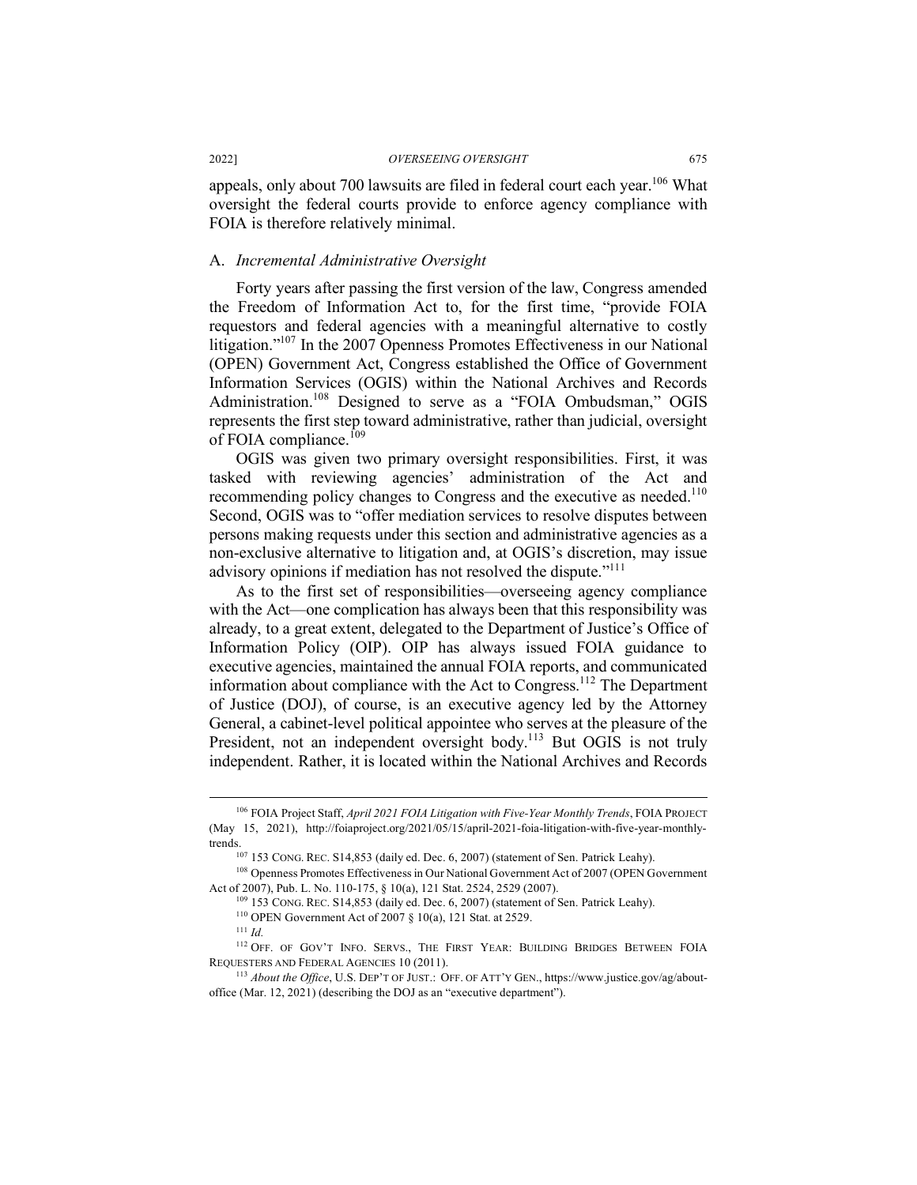appeals, only about 700 lawsuits are filed in federal court each year.[106] What oversight the federal courts provide to enforce agency compliance with FOIA is therefore relatively minimal.

### A. *Incremental Administrative Oversight*

Forty years after passing the first version of the law, Congress amended the Freedom of Information Act to, for the first time, "provide FOIA requestors and federal agencies with a meaningful alternative to costly litigation."[107] In the 2007 Openness Promotes Effectiveness in our National (OPEN) Government Act, Congress established the Office of Government Information Services (OGIS) within the National Archives and Records Administration.[108] Designed to serve as a "FOIA Ombudsman," OGIS represents the first step toward administrative, rather than judicial, oversight of FOIA compliance.[109]

OGIS was given two primary oversight responsibilities. First, it was tasked with reviewing agencies' administration of the Act and recommending policy changes to Congress and the executive as needed.[110] Second, OGIS was to "offer mediation services to resolve disputes between persons making requests under this section and administrative agencies as a non-exclusive alternative to litigation and, at OGIS's discretion, may issue advisory opinions if mediation has not resolved the dispute."[111]

As to the first set of responsibilities—overseeing agency compliance with the Act—one complication has always been that this responsibility was already, to a great extent, delegated to the Department of Justice's Office of Information Policy (OIP). OIP has always issued FOIA guidance to executive agencies, maintained the annual FOIA reports, and communicated information about compliance with the Act to Congress.[112] The Department of Justice (DOJ), of course, is an executive agency led by the Attorney General, a cabinet-level political appointee who serves at the pleasure of the President, not an independent oversight body.[113] But OGIS is not truly independent. Rather, it is located within the National Archives and Records

---

[106] FOIA Project Staff, *April 2021 FOIA Litigation with Five-Year Monthly Trends*, FOIA PROJECT (May 15, 2021), http://foiaproject.org/2021/05/15/april-2021-foia-litigation-with-five-year-monthly-trends.

[107] 153 CONG. REC. S14,853 (daily ed. Dec. 6, 2007) (statement of Sen. Patrick Leahy).

[108] Openness Promotes Effectiveness in Our National Government Act of 2007 (OPEN Government Act of 2007), Pub. L. No. 110-175, § 10(a), 121 Stat. 2524, 2529 (2007).

[109] 153 CONG. REC. S14,853 (daily ed. Dec. 6, 2007) (statement of Sen. Patrick Leahy).

[110] OPEN Government Act of 2007 § 10(a), 121 Stat. at 2529.

[111] *Id.*

[112] OFF. OF GOV'T INFO. SERVS., THE FIRST YEAR: BUILDING BRIDGES BETWEEN FOIA REQUESTERS AND FEDERAL AGENCIES 10 (2011).

[113] *About the Office*, U.S. DEP'T OF JUST.: OFF. OF ATT'Y GEN., https://www.justice.gov/ag/about-office (Mar. 12, 2021) (describing the DOJ as an "executive department").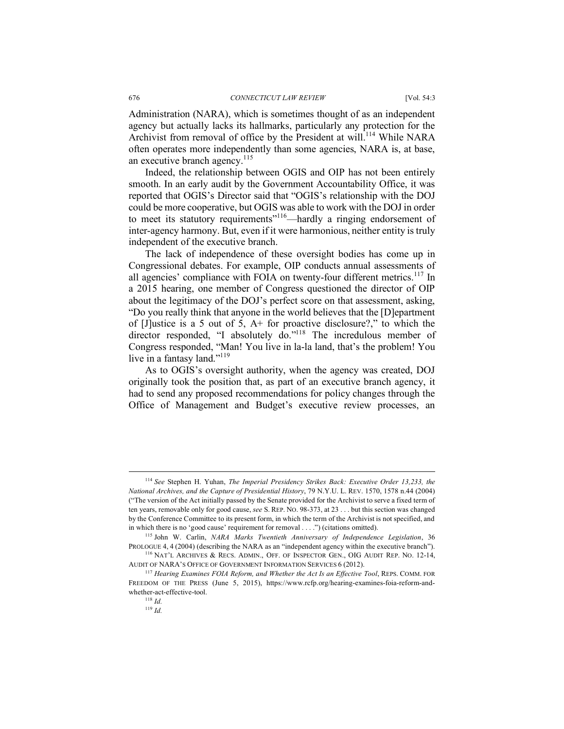Administration (NARA), which is sometimes thought of as an independent agency but actually lacks its hallmarks, particularly any protection for the Archivist from removal of office by the President at will.[114] While NARA often operates more independently than some agencies, NARA is, at base, an executive branch agency.[115]

Indeed, the relationship between OGIS and OIP has not been entirely smooth. In an early audit by the Government Accountability Office, it was reported that OGIS's Director said that "OGIS's relationship with the DOJ could be more cooperative, but OGIS was able to work with the DOJ in order to meet its statutory requirements"[116]—hardly a ringing endorsement of inter-agency harmony. But, even if it were harmonious, neither entity is truly independent of the executive branch.

The lack of independence of these oversight bodies has come up in Congressional debates. For example, OIP conducts annual assessments of all agencies' compliance with FOIA on twenty-four different metrics.[117] In a 2015 hearing, one member of Congress questioned the director of OIP about the legitimacy of the DOJ's perfect score on that assessment, asking, "Do you really think that anyone in the world believes that the [D]epartment of [J]ustice is a 5 out of 5, A+ for proactive disclosure?," to which the director responded, "I absolutely do."[118] The incredulous member of Congress responded, "Man! You live in la-la land, that's the problem! You live in a fantasy land."[119]

As to OGIS's oversight authority, when the agency was created, DOJ originally took the position that, as part of an executive branch agency, it had to send any proposed recommendations for policy changes through the Office of Management and Budget's executive review processes, an

---

[114] *See* Stephen H. Yuhan, *The Imperial Presidency Strikes Back: Executive Order 13,233, the National Archives, and the Capture of Presidential History*, 79 N.Y.U. L. REV. 1570, 1578 n.44 (2004) ("The version of the Act initially passed by the Senate provided for the Archivist to serve a fixed term of ten years, removable only for good cause, *see* S. REP. NO. 98-373, at 23 . . . but this section was changed by the Conference Committee to its present form, in which the term of the Archivist is not specified, and in which there is no 'good cause' requirement for removal . . . .") (citations omitted).

[115] John W. Carlin, *NARA Marks Twentieth Anniversary of Independence Legislation*, 36 PROLOGUE 4, 4 (2004) (describing the NARA as an "independent agency within the executive branch").

[116] NAT'L ARCHIVES & RECS. ADMIN., OFF. OF INSPECTOR GEN., OIG AUDIT REP. NO. 12-14, AUDIT OF NARA'S OFFICE OF GOVERNMENT INFORMATION SERVICES 6 (2012).

[117] *Hearing Examines FOIA Reform, and Whether the Act Is an Effective Tool*, REPS. COMM. FOR FREEDOM OF THE PRESS (June 5, 2015), https://www.rcfp.org/hearing-examines-foia-reform-and-whether-act-effective-tool.

[118] *Id.*

[119] *Id.*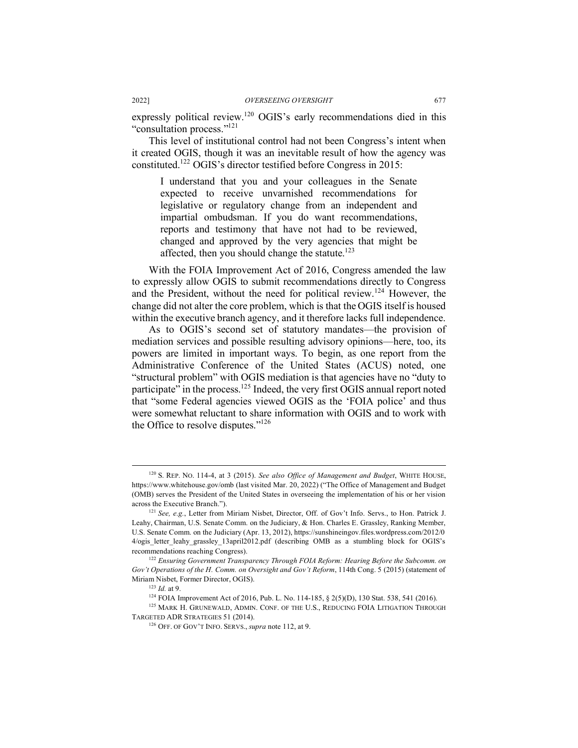expressly political review.[120] OGIS's early recommendations died in this "consultation process."[121]

This level of institutional control had not been Congress's intent when it created OGIS, though it was an inevitable result of how the agency was constituted.[122] OGIS's director testified before Congress in 2015:

> I understand that you and your colleagues in the Senate expected to receive unvarnished recommendations for legislative or regulatory change from an independent and impartial ombudsman. If you do want recommendations, reports and testimony that have not had to be reviewed, changed and approved by the very agencies that might be affected, then you should change the statute.[123]

With the FOIA Improvement Act of 2016, Congress amended the law to expressly allow OGIS to submit recommendations directly to Congress and the President, without the need for political review.[124] However, the change did not alter the core problem, which is that the OGIS itself is housed within the executive branch agency, and it therefore lacks full independence.

As to OGIS's second set of statutory mandates—the provision of mediation services and possible resulting advisory opinions—here, too, its powers are limited in important ways. To begin, as one report from the Administrative Conference of the United States (ACUS) noted, one "structural problem" with OGIS mediation is that agencies have no "duty to participate" in the process.[125] Indeed, the very first OGIS annual report noted that "some Federal agencies viewed OGIS as the 'FOIA police' and thus were somewhat reluctant to share information with OGIS and to work with the Office to resolve disputes."[126]

---

[120] S. REP. NO. 114-4, at 3 (2015). *See also Office of Management and Budget*, WHITE HOUSE, https://www.whitehouse.gov/omb (last visited Mar. 20, 2022) ("The Office of Management and Budget (OMB) serves the President of the United States in overseeing the implementation of his or her vision across the Executive Branch.").

[121] *See, e.g.*, Letter from Miriam Nisbet, Director, Off. of Gov't Info. Servs., to Hon. Patrick J. Leahy, Chairman, U.S. Senate Comm. on the Judiciary, & Hon. Charles E. Grassley, Ranking Member, U.S. Senate Comm. on the Judiciary (Apr. 13, 2012), https://sunshineingov.files.wordpress.com/2012/04/ogis_letter_leahy_grassley_13april2012.pdf (describing OMB as a stumbling block for OGIS's recommendations reaching Congress).

[122] *Ensuring Government Transparency Through FOIA Reform: Hearing Before the Subcomm. on Gov't Operations of the H. Comm. on Oversight and Gov't Reform*, 114th Cong. 5 (2015) (statement of Miriam Nisbet, Former Director, OGIS).

[123] *Id.* at 9.

[124] FOIA Improvement Act of 2016, Pub. L. No. 114-185, § 2(5)(D), 130 Stat. 538, 541 (2016).

[125] MARK H. GRUNEWALD, ADMIN. CONF. OF THE U.S., REDUCING FOIA LITIGATION THROUGH TARGETED ADR STRATEGIES 51 (2014).

[126] OFF. OF GOV'T INFO. SERVS., *supra* note 112, at 9.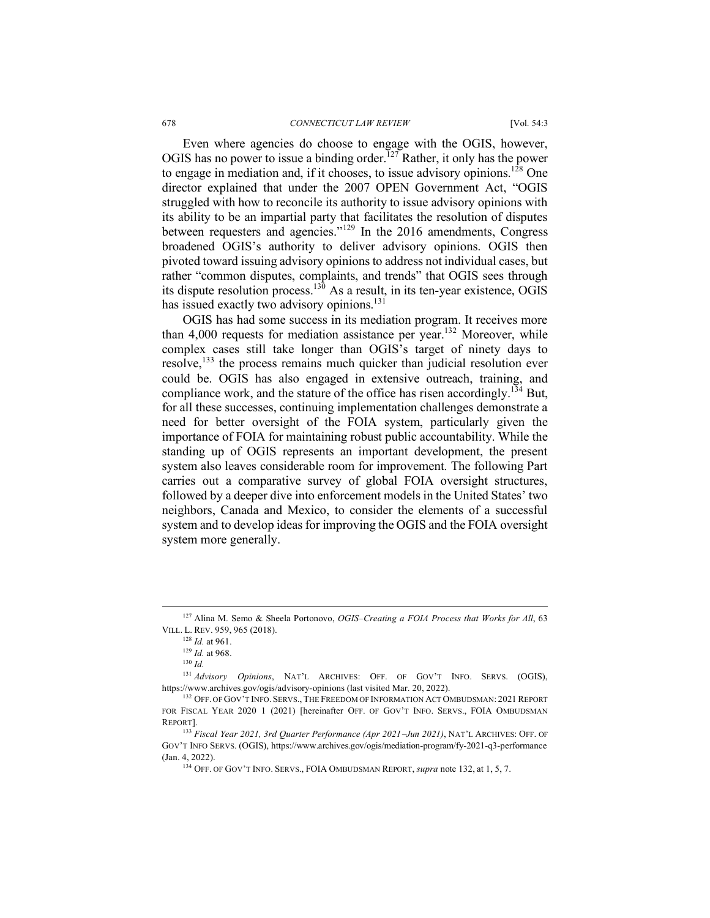Even where agencies do choose to engage with the OGIS, however, OGIS has no power to issue a binding order.[127] Rather, it only has the power to engage in mediation and, if it chooses, to issue advisory opinions.[128] One director explained that under the 2007 OPEN Government Act, "OGIS struggled with how to reconcile its authority to issue advisory opinions with its ability to be an impartial party that facilitates the resolution of disputes between requesters and agencies."[129] In the 2016 amendments, Congress broadened OGIS's authority to deliver advisory opinions. OGIS then pivoted toward issuing advisory opinions to address not individual cases, but rather "common disputes, complaints, and trends" that OGIS sees through its dispute resolution process.[130] As a result, in its ten-year existence, OGIS has issued exactly two advisory opinions.[131]

OGIS has had some success in its mediation program. It receives more than 4,000 requests for mediation assistance per year.[132] Moreover, while complex cases still take longer than OGIS's target of ninety days to resolve,[133] the process remains much quicker than judicial resolution ever could be. OGIS has also engaged in extensive outreach, training, and compliance work, and the stature of the office has risen accordingly.[134] But, for all these successes, continuing implementation challenges demonstrate a need for better oversight of the FOIA system, particularly given the importance of FOIA for maintaining robust public accountability. While the standing up of OGIS represents an important development, the present system also leaves considerable room for improvement. The following Part carries out a comparative survey of global FOIA oversight structures, followed by a deeper dive into enforcement models in the United States' two neighbors, Canada and Mexico, to consider the elements of a successful system and to develop ideas for improving the OGIS and the FOIA oversight system more generally.

---

[127] Alina M. Semo & Sheela Portonovo, *OGIS–Creating a FOIA Process that Works for All*, 63 VILL. L. REV. 959, 965 (2018).

[128] *Id.* at 961.

[129] *Id.* at 968.

[130] *Id.*

[131] *Advisory Opinions*, NAT'L ARCHIVES: OFF. OF GOV'T INFO. SERVS. (OGIS), https://www.archives.gov/ogis/advisory-opinions (last visited Mar. 20, 2022).

[132] OFF. OF GOV'T INFO. SERVS., THE FREEDOM OF INFORMATION ACT OMBUDSMAN: 2021 REPORT FOR FISCAL YEAR 2020 1 (2021) [hereinafter OFF. OF GOV'T INFO. SERVS., FOIA OMBUDSMAN REPORT].

[133] *Fiscal Year 2021, 3rd Quarter Performance (Apr 2021–Jun 2021)*, NAT'L ARCHIVES: OFF. OF GOV'T INFO SERVS. (OGIS), https://www.archives.gov/ogis/mediation-program/fy-2021-q3-performance (Jan. 4, 2022).

[134] OFF. OF GOV'T INFO. SERVS., FOIA OMBUDSMAN REPORT, *supra* note 132, at 1, 5, 7.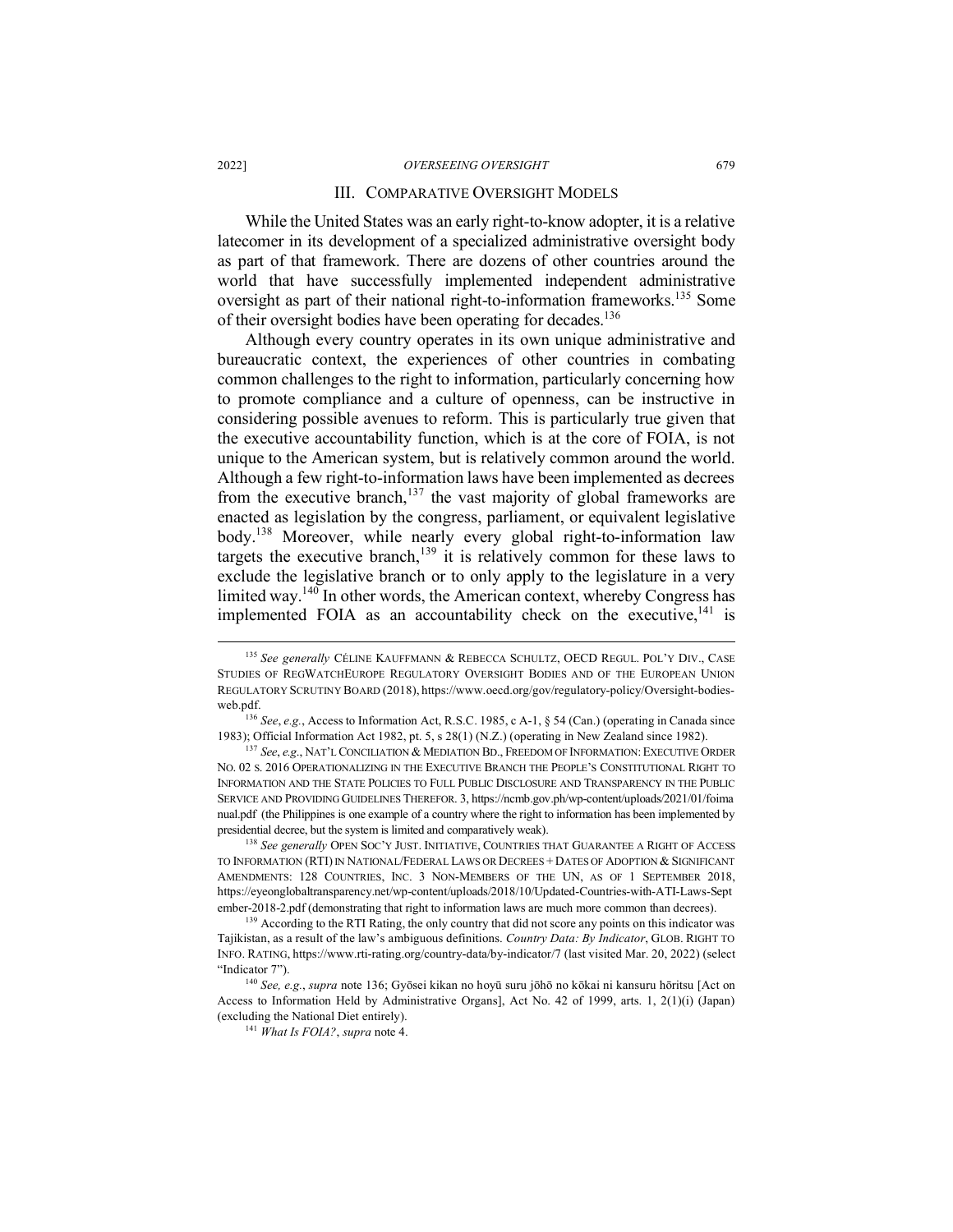## III. Comparative Oversight Models

While the United States was an early right-to-know adopter, it is a relative latecomer in its development of a specialized administrative oversight body as part of that framework. There are dozens of other countries around the world that have successfully implemented independent administrative oversight as part of their national right-to-information frameworks.[135] Some of their oversight bodies have been operating for decades.[136]

Although every country operates in its own unique administrative and bureaucratic context, the experiences of other countries in combating common challenges to the right to information, particularly concerning how to promote compliance and a culture of openness, can be instructive in considering possible avenues to reform. This is particularly true given that the executive accountability function, which is at the core of FOIA, is not unique to the American system, but is relatively common around the world. Although a few right-to-information laws have been implemented as decrees from the executive branch,[137] the vast majority of global frameworks are enacted as legislation by the congress, parliament, or equivalent legislative body.[138] Moreover, while nearly every global right-to-information law targets the executive branch,[139] it is relatively common for these laws to exclude the legislative branch or to only apply to the legislature in a very limited way.[140] In other words, the American context, whereby Congress has implemented FOIA as an accountability check on the executive,[141] is

---

[135] *See generally* CÉLINE KAUFFMANN & REBECCA SCHULTZ, OECD REGUL. POL'Y DIV., CASE STUDIES OF REGWATCHEUROPE REGULATORY OVERSIGHT BODIES AND OF THE EUROPEAN UNION REGULATORY SCRUTINY BOARD (2018), https://www.oecd.org/gov/regulatory-policy/Oversight-bodies-web.pdf.

[136] *See*, *e.g.*, Access to Information Act, R.S.C. 1985, c A-1, § 54 (Can.) (operating in Canada since 1983); Official Information Act 1982, pt. 5, s 28(1) (N.Z.) (operating in New Zealand since 1982).

[137] *See*, *e.g.*, NAT'L CONCILIATION & MEDIATION BD., FREEDOM OF INFORMATION: EXECUTIVE ORDER NO. 02 S. 2016 OPERATIONALIZING IN THE EXECUTIVE BRANCH THE PEOPLE'S CONSTITUTIONAL RIGHT TO INFORMATION AND THE STATE POLICIES TO FULL PUBLIC DISCLOSURE AND TRANSPARENCY IN THE PUBLIC SERVICE AND PROVIDING GUIDELINES THEREFOR. 3, https://ncmb.gov.ph/wp-content/uploads/2021/01/foimanual.pdf (the Philippines is one example of a country where the right to information has been implemented by presidential decree, but the system is limited and comparatively weak).

[138] *See generally* OPEN SOC'Y JUST. INITIATIVE, COUNTRIES THAT GUARANTEE A RIGHT OF ACCESS TO INFORMATION (RTI) IN NATIONAL/FEDERAL LAWS OR DECREES + DATES OF ADOPTION & SIGNIFICANT AMENDMENTS: 128 COUNTRIES, INC. 3 NON-MEMBERS OF THE UN, AS OF 1 SEPTEMBER 2018, https://eyeonglobaltransparency.net/wp-content/uploads/2018/10/Updated-Countries-with-ATI-Laws-September-2018-2.pdf (demonstrating that right to information laws are much more common than decrees).

[139] According to the RTI Rating, the only country that did not score any points on this indicator was Tajikistan, as a result of the law's ambiguous definitions. *Country Data: By Indicator*, GLOB. RIGHT TO INFO. RATING, https://www.rti-rating.org/country-data/by-indicator/7 (last visited Mar. 20, 2022) (select "Indicator 7").

[140] *See, e.g.*, *supra* note 136; Gyōsei kikan no hoyū suru jōhō no kōkai ni kansuru hōritsu [Act on Access to Information Held by Administrative Organs], Act No. 42 of 1999, arts. 1, 2(1)(i) (Japan) (excluding the National Diet entirely).

[141] *What Is FOIA?*, *supra* note 4.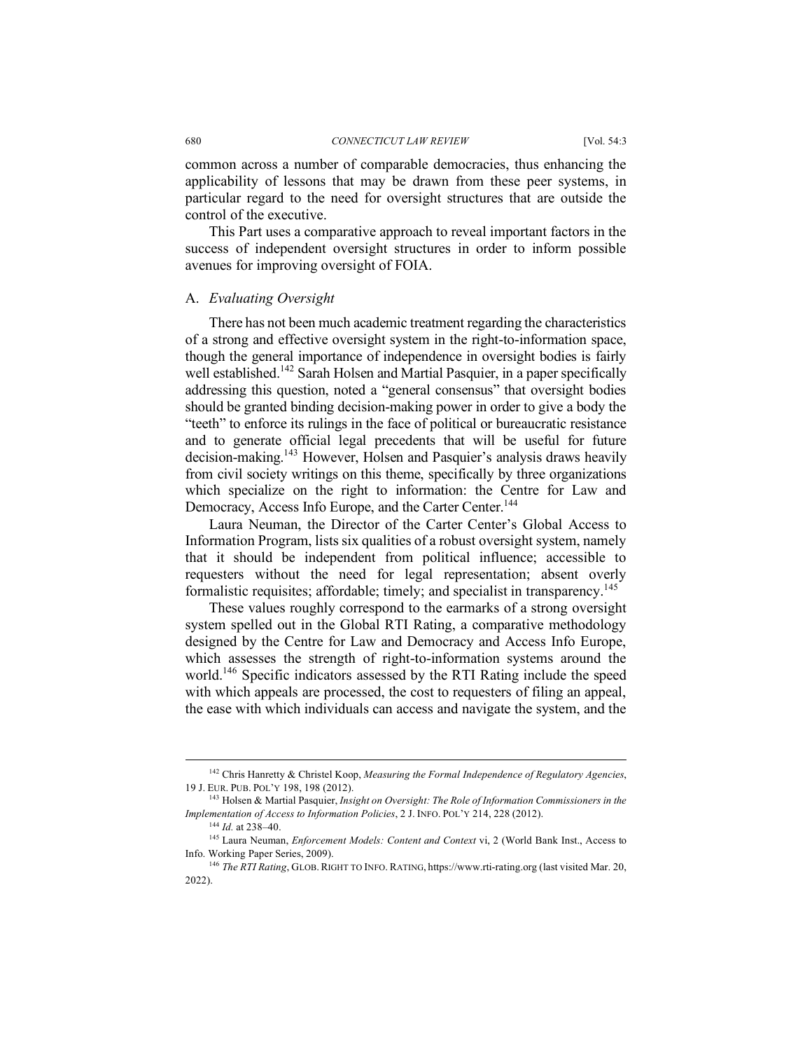common across a number of comparable democracies, thus enhancing the applicability of lessons that may be drawn from these peer systems, in particular regard to the need for oversight structures that are outside the control of the executive.

This Part uses a comparative approach to reveal important factors in the success of independent oversight structures in order to inform possible avenues for improving oversight of FOIA.

### A. *Evaluating Oversight*

There has not been much academic treatment regarding the characteristics of a strong and effective oversight system in the right-to-information space, though the general importance of independence in oversight bodies is fairly well established.[142] Sarah Holsen and Martial Pasquier, in a paper specifically addressing this question, noted a "general consensus" that oversight bodies should be granted binding decision-making power in order to give a body the "teeth" to enforce its rulings in the face of political or bureaucratic resistance and to generate official legal precedents that will be useful for future decision-making.[143] However, Holsen and Pasquier's analysis draws heavily from civil society writings on this theme, specifically by three organizations which specialize on the right to information: the Centre for Law and Democracy, Access Info Europe, and the Carter Center.[144]

Laura Neuman, the Director of the Carter Center's Global Access to Information Program, lists six qualities of a robust oversight system, namely that it should be independent from political influence; accessible to requesters without the need for legal representation; absent overly formalistic requisites; affordable; timely; and specialist in transparency.[145]

These values roughly correspond to the earmarks of a strong oversight system spelled out in the Global RTI Rating, a comparative methodology designed by the Centre for Law and Democracy and Access Info Europe, which assesses the strength of right-to-information systems around the world.[146] Specific indicators assessed by the RTI Rating include the speed with which appeals are processed, the cost to requesters of filing an appeal, the ease with which individuals can access and navigate the system, and the

---

[142] Chris Hanretty & Christel Koop, *Measuring the Formal Independence of Regulatory Agencies*, 19 J. EUR. PUB. POL'Y 198, 198 (2012).

[143] Holsen & Martial Pasquier, *Insight on Oversight: The Role of Information Commissioners in the Implementation of Access to Information Policies*, 2 J. INFO. POL'Y 214, 228 (2012).

[144] *Id.* at 238–40.

[145] Laura Neuman, *Enforcement Models: Content and Context* vi, 2 (World Bank Inst., Access to Info. Working Paper Series, 2009).

[146] *The RTI Rating*, GLOB. RIGHT TO INFO. RATING, https://www.rti-rating.org (last visited Mar. 20, 2022).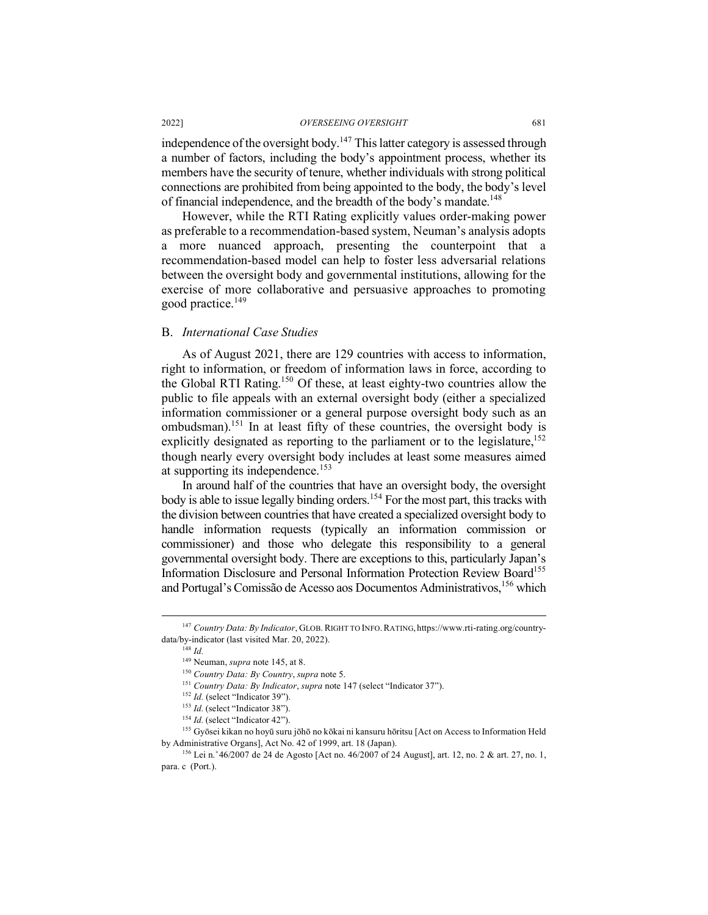independence of the oversight body.[147] This latter category is assessed through a number of factors, including the body's appointment process, whether its members have the security of tenure, whether individuals with strong political connections are prohibited from being appointed to the body, the body's level of financial independence, and the breadth of the body's mandate.[148]

However, while the RTI Rating explicitly values order-making power as preferable to a recommendation-based system, Neuman's analysis adopts a more nuanced approach, presenting the counterpoint that a recommendation-based model can help to foster less adversarial relations between the oversight body and governmental institutions, allowing for the exercise of more collaborative and persuasive approaches to promoting good practice.[149]

## B. *International Case Studies*

As of August 2021, there are 129 countries with access to information, right to information, or freedom of information laws in force, according to the Global RTI Rating.[150] Of these, at least eighty-two countries allow the public to file appeals with an external oversight body (either a specialized information commissioner or a general purpose oversight body such as an ombudsman).[151] In at least fifty of these countries, the oversight body is explicitly designated as reporting to the parliament or to the legislature,[152] though nearly every oversight body includes at least some measures aimed at supporting its independence.[153]

In around half of the countries that have an oversight body, the oversight body is able to issue legally binding orders.[154] For the most part, this tracks with the division between countries that have created a specialized oversight body to handle information requests (typically an information commission or commissioner) and those who delegate this responsibility to a general governmental oversight body. There are exceptions to this, particularly Japan's Information Disclosure and Personal Information Protection Review Board[155] and Portugal's Comissão de Acesso aos Documentos Administrativos,[156] which

---

[147] *Country Data: By Indicator*, GLOB. RIGHT TO INFO. RATING, https://www.rti-rating.org/country-data/by-indicator (last visited Mar. 20, 2022).

[148] *Id.*

[149] Neuman, *supra* note 145, at 8.

[150] *Country Data: By Country*, *supra* note 5.

[151] *Country Data: By Indicator*, *supra* note 147 (select "Indicator 37").

[152] *Id.* (select "Indicator 39").

[153] *Id.* (select "Indicator 38").

[154] *Id.* (select "Indicator 42").

[155] Gyōsei kikan no hoyū suru jōhō no kōkai ni kansuru hōritsu [Act on Access to Information Held by Administrative Organs], Act No. 42 of 1999, art. 18 (Japan).

[156] Lei n.° 46/2007 de 24 de Agosto [Act no. 46/2007 of 24 August], art. 12, no. 2 & art. 27, no. 1, para. c (Port.).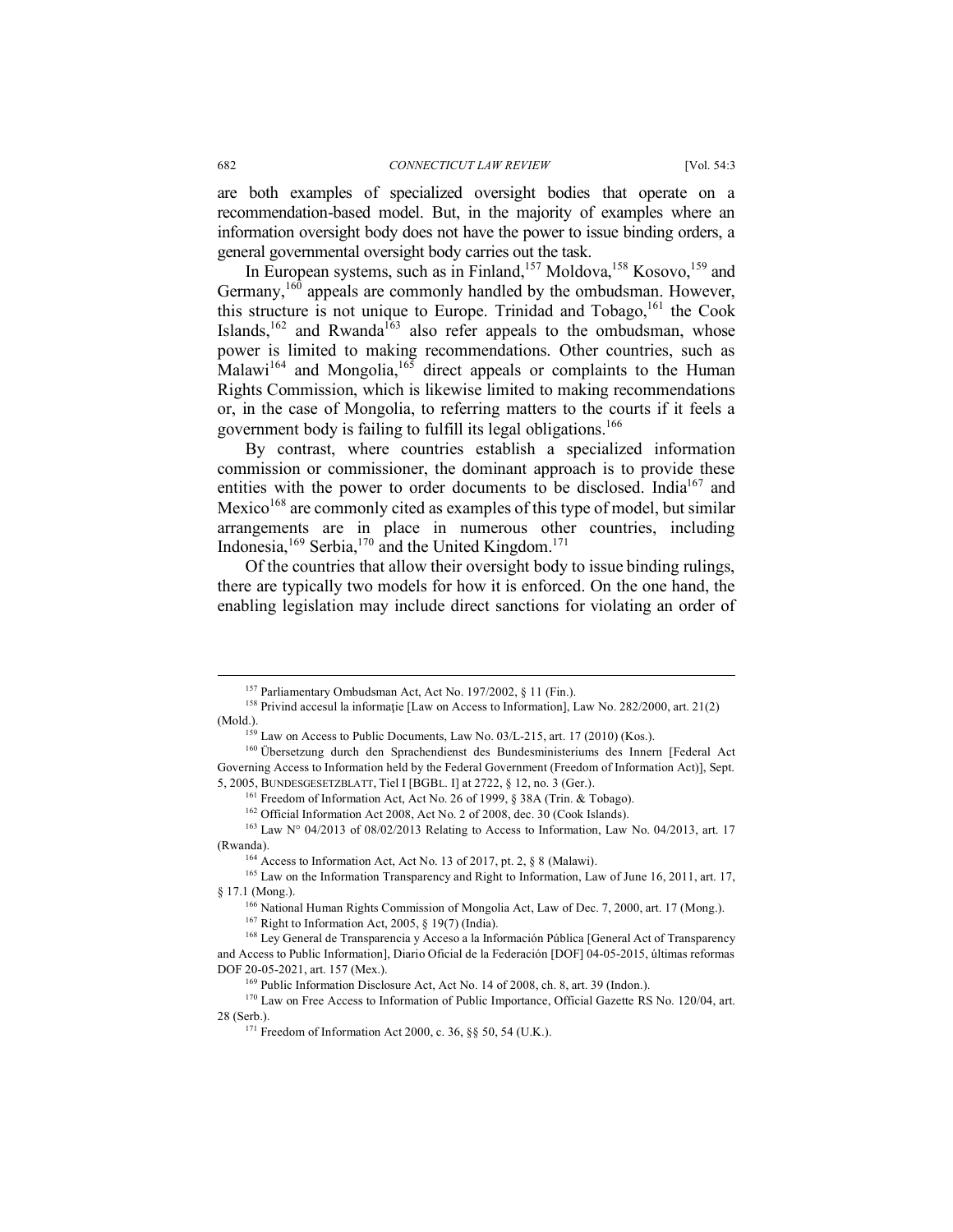are both examples of specialized oversight bodies that operate on a recommendation-based model. But, in the majority of examples where an information oversight body does not have the power to issue binding orders, a general governmental oversight body carries out the task.

In European systems, such as in Finland,[157] Moldova,[158] Kosovo,[159] and Germany,[160] appeals are commonly handled by the ombudsman. However, this structure is not unique to Europe. Trinidad and Tobago,[161] the Cook Islands,[162] and Rwanda[163] also refer appeals to the ombudsman, whose power is limited to making recommendations. Other countries, such as Malawi[164] and Mongolia,[165] direct appeals or complaints to the Human Rights Commission, which is likewise limited to making recommendations or, in the case of Mongolia, to referring matters to the courts if it feels a government body is failing to fulfill its legal obligations.[166]

By contrast, where countries establish a specialized information commission or commissioner, the dominant approach is to provide these entities with the power to order documents to be disclosed. India[167] and Mexico[168] are commonly cited as examples of this type of model, but similar arrangements are in place in numerous other countries, including Indonesia,[169] Serbia,[170] and the United Kingdom.[171]

Of the countries that allow their oversight body to issue binding rulings, there are typically two models for how it is enforced. On the one hand, the enabling legislation may include direct sanctions for violating an order of

---

[157] Parliamentary Ombudsman Act, Act No. 197/2002, § 11 (Fin.).

[158] Privind accesul la informaţie [Law on Access to Information], Law No. 282/2000, art. 21(2) (Mold.).

[159] Law on Access to Public Documents, Law No. 03/L-215, art. 17 (2010) (Kos.).

[160] Übersetzung durch den Sprachendienst des Bundesministeriums des Innern [Federal Act Governing Access to Information held by the Federal Government (Freedom of Information Act)], Sept. 5, 2005, BUNDESGESETZBLATT, Tiel I [BGBL. I] at 2722, § 12, no. 3 (Ger.).

[161] Freedom of Information Act, Act No. 26 of 1999, § 38A (Trin. & Tobago).

[162] Official Information Act 2008, Act No. 2 of 2008, dec. 30 (Cook Islands).

[163] Law N° 04/2013 of 08/02/2013 Relating to Access to Information, Law No. 04/2013, art. 17 (Rwanda).

[164] Access to Information Act, Act No. 13 of 2017, pt. 2, § 8 (Malawi).

[165] Law on the Information Transparency and Right to Information, Law of June 16, 2011, art. 17, § 17.1 (Mong.).

[166] National Human Rights Commission of Mongolia Act, Law of Dec. 7, 2000, art. 17 (Mong.).

[167] Right to Information Act, 2005, § 19(7) (India).

[168] Ley General de Transparencia y Acceso a la Información Pública [General Act of Transparency and Access to Public Information], Diario Oficial de la Federación [DOF] 04-05-2015, últimas reformas DOF 20-05-2021, art. 157 (Mex.).

[169] Public Information Disclosure Act, Act No. 14 of 2008, ch. 8, art. 39 (Indon.).

[170] Law on Free Access to Information of Public Importance, Official Gazette RS No. 120/04, art. 28 (Serb.).

[171] Freedom of Information Act 2000, c. 36, §§ 50, 54 (U.K.).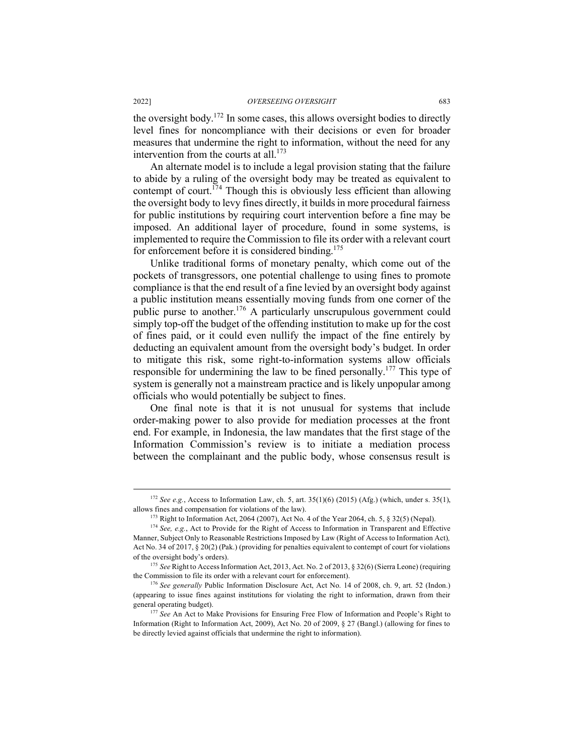the oversight body.[172] In some cases, this allows oversight bodies to directly level fines for noncompliance with their decisions or even for broader measures that undermine the right to information, without the need for any intervention from the courts at all.[173]

An alternate model is to include a legal provision stating that the failure to abide by a ruling of the oversight body may be treated as equivalent to contempt of court.[174] Though this is obviously less efficient than allowing the oversight body to levy fines directly, it builds in more procedural fairness for public institutions by requiring court intervention before a fine may be imposed. An additional layer of procedure, found in some systems, is implemented to require the Commission to file its order with a relevant court for enforcement before it is considered binding.[175]

Unlike traditional forms of monetary penalty, which come out of the pockets of transgressors, one potential challenge to using fines to promote compliance is that the end result of a fine levied by an oversight body against a public institution means essentially moving funds from one corner of the public purse to another.[176] A particularly unscrupulous government could simply top-off the budget of the offending institution to make up for the cost of fines paid, or it could even nullify the impact of the fine entirely by deducting an equivalent amount from the oversight body's budget. In order to mitigate this risk, some right-to-information systems allow officials responsible for undermining the law to be fined personally.[177] This type of system is generally not a mainstream practice and is likely unpopular among officials who would potentially be subject to fines.

One final note is that it is not unusual for systems that include order-making power to also provide for mediation processes at the front end. For example, in Indonesia, the law mandates that the first stage of the Information Commission's review is to initiate a mediation process between the complainant and the public body, whose consensus result is

---

[172] *See e.g.*, Access to Information Law, ch. 5, art. 35(1)(6) (2015) (Afg.) (which, under s. 35(1), allows fines and compensation for violations of the law).

[173] Right to Information Act, 2064 (2007), Act No. 4 of the Year 2064, ch. 5, § 32(5) (Nepal).

[174] *See, e.g.*, Act to Provide for the Right of Access to Information in Transparent and Effective Manner, Subject Only to Reasonable Restrictions Imposed by Law (Right of Access to Information Act), Act No. 34 of 2017, § 20(2) (Pak.) (providing for penalties equivalent to contempt of court for violations of the oversight body's orders).

[175] *See* Right to Access Information Act, 2013, Act. No. 2 of 2013, § 32(6) (Sierra Leone) (requiring the Commission to file its order with a relevant court for enforcement).

[176] *See generally* Public Information Disclosure Act, Act No. 14 of 2008, ch. 9, art. 52 (Indon.) (appearing to issue fines against institutions for violating the right to information, drawn from their general operating budget).

[177] *See* An Act to Make Provisions for Ensuring Free Flow of Information and People's Right to Information (Right to Information Act, 2009), Act No. 20 of 2009, § 27 (Bangl.) (allowing for fines to be directly levied against officials that undermine the right to information).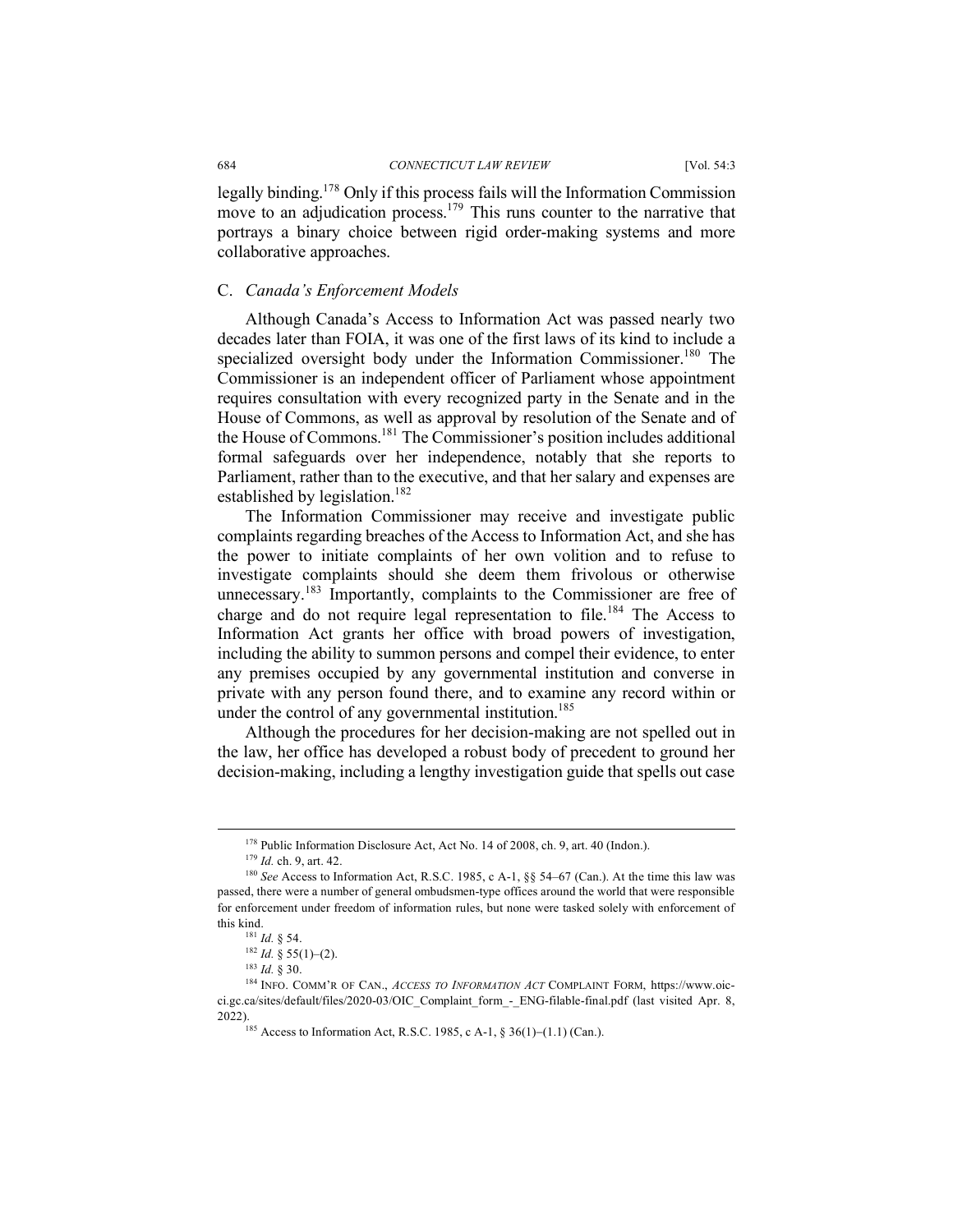legally binding.[178] Only if this process fails will the Information Commission move to an adjudication process.[179] This runs counter to the narrative that portrays a binary choice between rigid order-making systems and more collaborative approaches.

### C. *Canada's Enforcement Models*

Although Canada's Access to Information Act was passed nearly two decades later than FOIA, it was one of the first laws of its kind to include a specialized oversight body under the Information Commissioner.[180] The Commissioner is an independent officer of Parliament whose appointment requires consultation with every recognized party in the Senate and in the House of Commons, as well as approval by resolution of the Senate and of the House of Commons.[181] The Commissioner's position includes additional formal safeguards over her independence, notably that she reports to Parliament, rather than to the executive, and that her salary and expenses are established by legislation.[182]

The Information Commissioner may receive and investigate public complaints regarding breaches of the Access to Information Act, and she has the power to initiate complaints of her own volition and to refuse to investigate complaints should she deem them frivolous or otherwise unnecessary.[183] Importantly, complaints to the Commissioner are free of charge and do not require legal representation to file.[184] The Access to Information Act grants her office with broad powers of investigation, including the ability to summon persons and compel their evidence, to enter any premises occupied by any governmental institution and converse in private with any person found there, and to examine any record within or under the control of any governmental institution.[185]

Although the procedures for her decision-making are not spelled out in the law, her office has developed a robust body of precedent to ground her decision-making, including a lengthy investigation guide that spells out case

---

[178] Public Information Disclosure Act, Act No. 14 of 2008, ch. 9, art. 40 (Indon.).

[179] *Id.* ch. 9, art. 42.

[180] *See* Access to Information Act, R.S.C. 1985, c A-1, §§ 54–67 (Can.). At the time this law was passed, there were a number of general ombudsmen-type offices around the world that were responsible for enforcement under freedom of information rules, but none were tasked solely with enforcement of this kind.

[181] *Id.* § 54.

[182] *Id.* § 55(1)–(2).

[183] *Id.* § 30.

[184] INFO. COMM'R OF CAN., *ACCESS TO INFORMATION ACT* COMPLAINT FORM, https://www.oic-ci.gc.ca/sites/default/files/2020-03/OIC_Complaint_form_-_ENG-filable-final.pdf (last visited Apr. 8, 2022).

[185] Access to Information Act, R.S.C. 1985, c A-1, § 36(1)–(1.1) (Can.).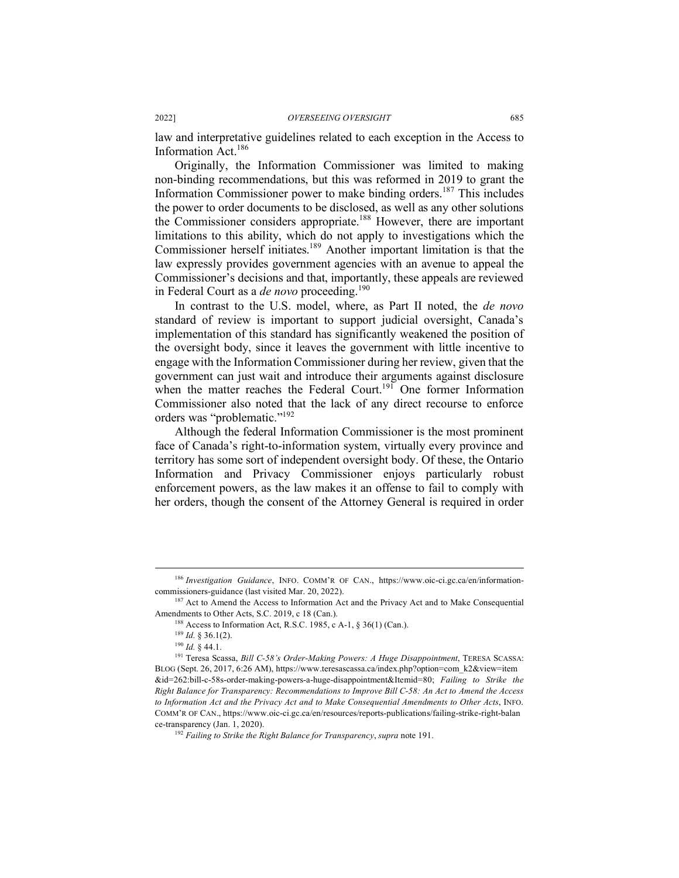law and interpretative guidelines related to each exception in the Access to Information Act.[186]

Originally, the Information Commissioner was limited to making non-binding recommendations, but this was reformed in 2019 to grant the Information Commissioner power to make binding orders.[187] This includes the power to order documents to be disclosed, as well as any other solutions the Commissioner considers appropriate.[188] However, there are important limitations to this ability, which do not apply to investigations which the Commissioner herself initiates.[189] Another important limitation is that the law expressly provides government agencies with an avenue to appeal the Commissioner's decisions and that, importantly, these appeals are reviewed in Federal Court as a *de novo* proceeding.[190]

In contrast to the U.S. model, where, as Part II noted, the *de novo* standard of review is important to support judicial oversight, Canada's implementation of this standard has significantly weakened the position of the oversight body, since it leaves the government with little incentive to engage with the Information Commissioner during her review, given that the government can just wait and introduce their arguments against disclosure when the matter reaches the Federal Court.[191] One former Information Commissioner also noted that the lack of any direct recourse to enforce orders was "problematic."[192]

Although the federal Information Commissioner is the most prominent face of Canada's right-to-information system, virtually every province and territory has some sort of independent oversight body. Of these, the Ontario Information and Privacy Commissioner enjoys particularly robust enforcement powers, as the law makes it an offense to fail to comply with her orders, though the consent of the Attorney General is required in order

---

[186] *Investigation Guidance*, INFO. COMM'R OF CAN., https://www.oic-ci.gc.ca/en/information-commissioners-guidance (last visited Mar. 20, 2022).

[187] Act to Amend the Access to Information Act and the Privacy Act and to Make Consequential Amendments to Other Acts, S.C. 2019, c 18 (Can.).

[188] Access to Information Act, R.S.C. 1985, c A-1, § 36(1) (Can.).

[189] *Id.* § 36.1(2).

[190] *Id.* § 44.1.

[191] Teresa Scassa, *Bill C-58's Order-Making Powers: A Huge Disappointment*, TERESA SCASSA: BLOG (Sept. 26, 2017, 6:26 AM), https://www.teresascassa.ca/index.php?option=com_k2&view=item&id=262:bill-c-58s-order-making-powers-a-huge-disappointment&Itemid=80; *Failing to Strike the Right Balance for Transparency: Recommendations to Improve Bill C-58: An Act to Amend the Access to Information Act and the Privacy Act and to Make Consequential Amendments to Other Acts*, INFO. COMM'R OF CAN., https://www.oic-ci.gc.ca/en/resources/reports-publications/failing-strike-right-balance-transparency (Jan. 1, 2020).

[192] *Failing to Strike the Right Balance for Transparency*, *supra* note 191.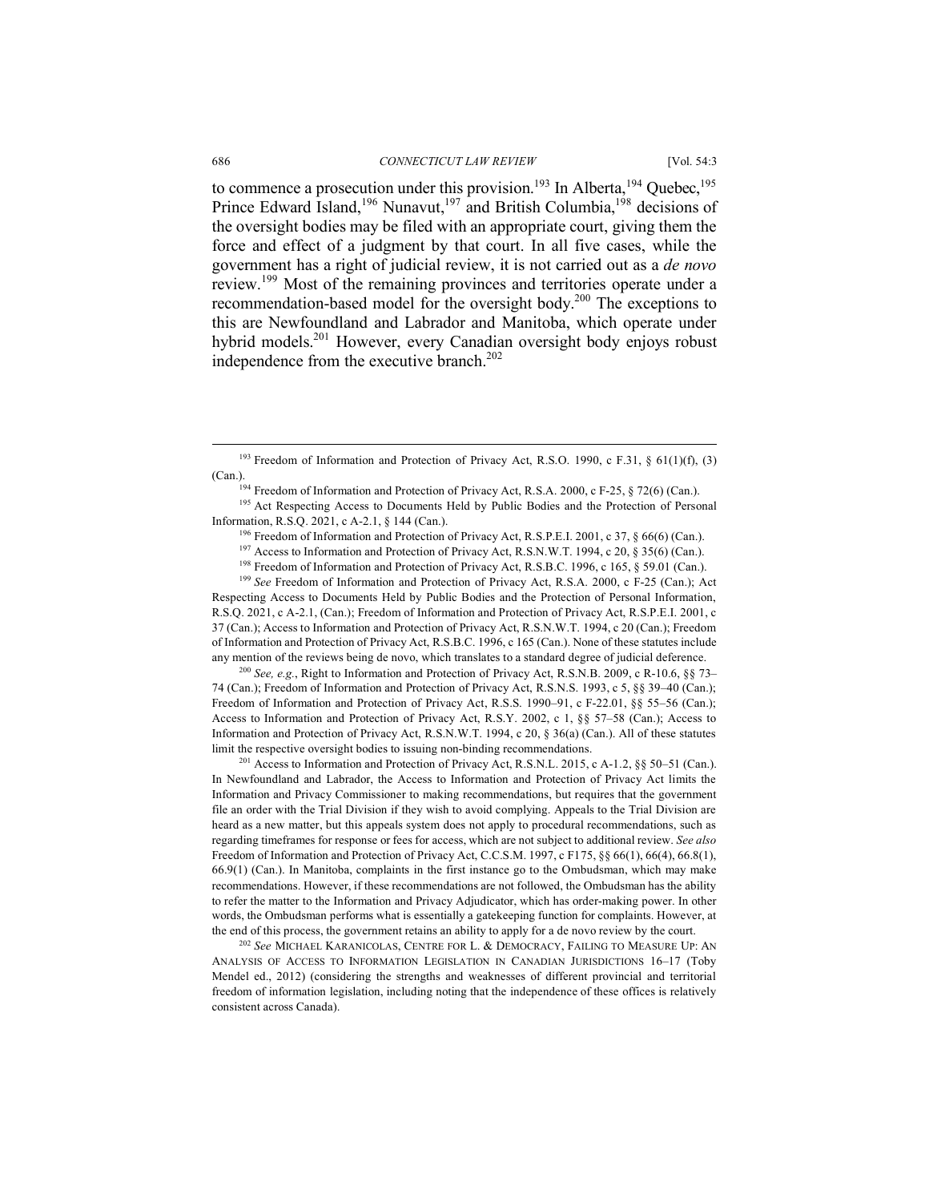to commence a prosecution under this provision.[193] In Alberta,[194] Quebec,[195] Prince Edward Island,[196] Nunavut,[197] and British Columbia,[198] decisions of the oversight bodies may be filed with an appropriate court, giving them the force and effect of a judgment by that court. In all five cases, while the government has a right of judicial review, it is not carried out as a *de novo* review.[199] Most of the remaining provinces and territories operate under a recommendation-based model for the oversight body.[200] The exceptions to this are Newfoundland and Labrador and Manitoba, which operate under hybrid models.[201] However, every Canadian oversight body enjoys robust independence from the executive branch.[202]

---

[193] Freedom of Information and Protection of Privacy Act, R.S.O. 1990, c F.31, § 61(1)(f), (3) (Can.).

[194] Freedom of Information and Protection of Privacy Act, R.S.A. 2000, c F-25, § 72(6) (Can.).

[195] Act Respecting Access to Documents Held by Public Bodies and the Protection of Personal Information, R.S.Q. 2021, c A-2.1, § 144 (Can.).

[196] Freedom of Information and Protection of Privacy Act, R.S.P.E.I. 2001, c 37, § 66(6) (Can.).

[197] Access to Information and Protection of Privacy Act, R.S.N.W.T. 1994, c 20, § 35(6) (Can.).

[198] Freedom of Information and Protection of Privacy Act, R.S.B.C. 1996, c 165, § 59.01 (Can.).

[199] *See* Freedom of Information and Protection of Privacy Act, R.S.A. 2000, c F-25 (Can.); Act Respecting Access to Documents Held by Public Bodies and the Protection of Personal Information, R.S.Q. 2021, c A-2.1, (Can.); Freedom of Information and Protection of Privacy Act, R.S.P.E.I. 2001, c 37 (Can.); Access to Information and Protection of Privacy Act, R.S.N.W.T. 1994, c 20 (Can.); Freedom of Information and Protection of Privacy Act, R.S.B.C. 1996, c 165 (Can.). None of these statutes include any mention of the reviews being de novo, which translates to a standard degree of judicial deference.

[200] *See, e.g.*, Right to Information and Protection of Privacy Act, R.S.N.B. 2009, c R-10.6, §§ 73–74 (Can.); Freedom of Information and Protection of Privacy Act, R.S.N.S. 1993, c 5, §§ 39–40 (Can.); Freedom of Information and Protection of Privacy Act, R.S.S. 1990–91, c F-22.01, §§ 55–56 (Can.); Access to Information and Protection of Privacy Act, R.S.Y. 2002, c 1, §§ 57–58 (Can.); Access to Information and Protection of Privacy Act, R.S.N.W.T. 1994, c 20, § 36(a) (Can.). All of these statutes limit the respective oversight bodies to issuing non-binding recommendations.

[201] Access to Information and Protection of Privacy Act, R.S.N.L. 2015, c A-1.2, §§ 50–51 (Can.). In Newfoundland and Labrador, the Access to Information and Protection of Privacy Act limits the Information and Privacy Commissioner to making recommendations, but requires that the government file an order with the Trial Division if they wish to avoid complying. Appeals to the Trial Division are heard as a new matter, but this appeals system does not apply to procedural recommendations, such as regarding timeframes for response or fees for access, which are not subject to additional review. *See also* Freedom of Information and Protection of Privacy Act, C.C.S.M. 1997, c F175, §§ 66(1), 66(4), 66.8(1), 66.9(1) (Can.). In Manitoba, complaints in the first instance go to the Ombudsman, which may make recommendations. However, if these recommendations are not followed, the Ombudsman has the ability to refer the matter to the Information and Privacy Adjudicator, which has order-making power. In other words, the Ombudsman performs what is essentially a gatekeeping function for complaints. However, at the end of this process, the government retains an ability to apply for a de novo review by the court.

[202] *See* MICHAEL KARANICOLAS, CENTRE FOR L. & DEMOCRACY, FAILING TO MEASURE UP: AN ANALYSIS OF ACCESS TO INFORMATION LEGISLATION IN CANADIAN JURISDICTIONS 16–17 (Toby Mendel ed., 2012) (considering the strengths and weaknesses of different provincial and territorial freedom of information legislation, including noting that the independence of these offices is relatively consistent across Canada).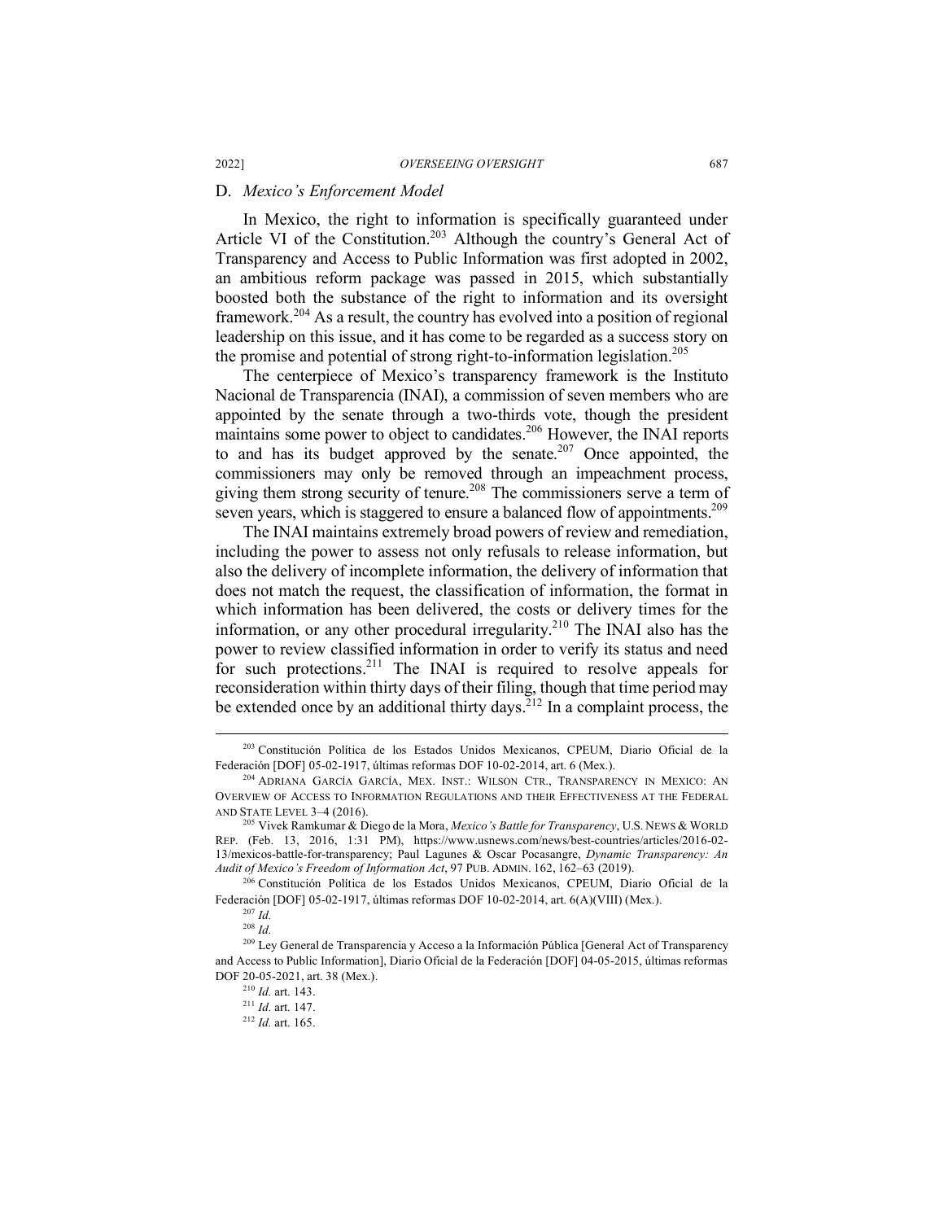## D. *Mexico's Enforcement Model*

In Mexico, the right to information is specifically guaranteed under Article VI of the Constitution.[203] Although the country's General Act of Transparency and Access to Public Information was first adopted in 2002, an ambitious reform package was passed in 2015, which substantially boosted both the substance of the right to information and its oversight framework.[204] As a result, the country has evolved into a position of regional leadership on this issue, and it has come to be regarded as a success story on the promise and potential of strong right-to-information legislation.[205]

The centerpiece of Mexico's transparency framework is the Instituto Nacional de Transparencia (INAI), a commission of seven members who are appointed by the senate through a two-thirds vote, though the president maintains some power to object to candidates.[206] However, the INAI reports to and has its budget approved by the senate.[207] Once appointed, the commissioners may only be removed through an impeachment process, giving them strong security of tenure.[208] The commissioners serve a term of seven years, which is staggered to ensure a balanced flow of appointments.[209]

The INAI maintains extremely broad powers of review and remediation, including the power to assess not only refusals to release information, but also the delivery of incomplete information, the delivery of information that does not match the request, the classification of information, the format in which information has been delivered, the costs or delivery times for the information, or any other procedural irregularity.[210] The INAI also has the power to review classified information in order to verify its status and need for such protections.[211] The INAI is required to resolve appeals for reconsideration within thirty days of their filing, though that time period may be extended once by an additional thirty days.[212] In a complaint process, the

---

[203] Constitución Política de los Estados Unidos Mexicanos, CPEUM, Diario Oficial de la Federación [DOF] 05-02-1917, últimas reformas DOF 10-02-2014, art. 6 (Mex.).

[204] ADRIANA GARCÍA GARCÍA, MEX. INST.: WILSON CTR., TRANSPARENCY IN MEXICO: AN OVERVIEW OF ACCESS TO INFORMATION REGULATIONS AND THEIR EFFECTIVENESS AT THE FEDERAL AND STATE LEVEL 3–4 (2016).

[205] Vivek Ramkumar & Diego de la Mora, *Mexico's Battle for Transparency*, U.S. NEWS & WORLD REP. (Feb. 13, 2016, 1:31 PM), https://www.usnews.com/news/best-countries/articles/2016-02-13/mexicos-battle-for-transparency; Paul Lagunes & Oscar Pocasangre, *Dynamic Transparency: An Audit of Mexico's Freedom of Information Act*, 97 PUB. ADMIN. 162, 162–63 (2019).

[206] Constitución Política de los Estados Unidos Mexicanos, CPEUM, Diario Oficial de la Federación [DOF] 05-02-1917, últimas reformas DOF 10-02-2014, art. 6(A)(VIII) (Mex.).

[207] *Id.*

[208] *Id.*

[209] Ley General de Transparencia y Acceso a la Información Pública [General Act of Transparency and Access to Public Information], Diario Oficial de la Federación [DOF] 04-05-2015, últimas reformas DOF 20-05-2021, art. 38 (Mex.).

[210] *Id.* art. 143.

[211] *Id.* art. 147.

[212] *Id.* art. 165.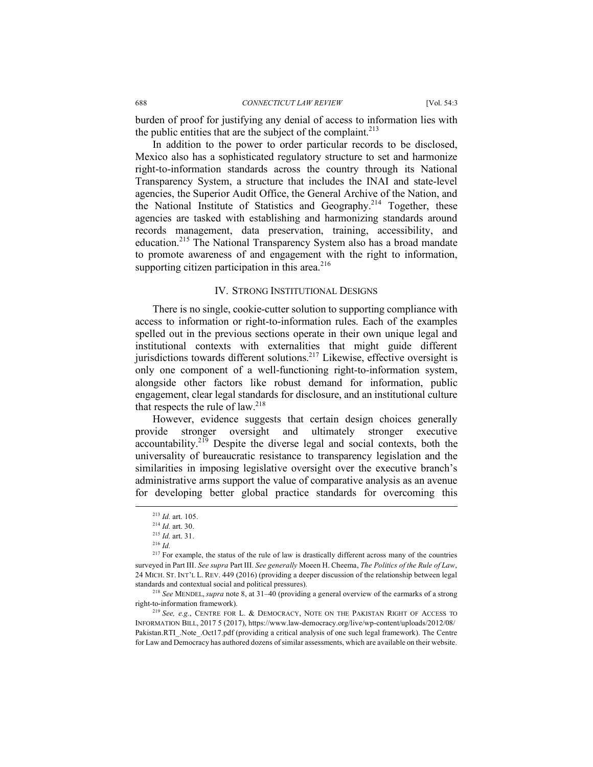burden of proof for justifying any denial of access to information lies with the public entities that are the subject of the complaint.[213]

In addition to the power to order particular records to be disclosed, Mexico also has a sophisticated regulatory structure to set and harmonize right-to-information standards across the country through its National Transparency System, a structure that includes the INAI and state-level agencies, the Superior Audit Office, the General Archive of the Nation, and the National Institute of Statistics and Geography.[214] Together, these agencies are tasked with establishing and harmonizing standards around records management, data preservation, training, accessibility, and education.[215] The National Transparency System also has a broad mandate to promote awareness of and engagement with the right to information, supporting citizen participation in this area.[216]

## IV. STRONG INSTITUTIONAL DESIGNS

There is no single, cookie-cutter solution to supporting compliance with access to information or right-to-information rules. Each of the examples spelled out in the previous sections operate in their own unique legal and institutional contexts with externalities that might guide different jurisdictions towards different solutions.[217] Likewise, effective oversight is only one component of a well-functioning right-to-information system, alongside other factors like robust demand for information, public engagement, clear legal standards for disclosure, and an institutional culture that respects the rule of law.[218]

However, evidence suggests that certain design choices generally provide stronger oversight and ultimately stronger executive accountability.[219] Despite the diverse legal and social contexts, both the universality of bureaucratic resistance to transparency legislation and the similarities in imposing legislative oversight over the executive branch's administrative arms support the value of comparative analysis as an avenue for developing better global practice standards for overcoming this

---

[213] *Id.* art. 105.

[214] *Id.* art. 30.

[215] *Id.* art. 31.

[216] *Id.*

[217] For example, the status of the rule of law is drastically different across many of the countries surveyed in Part III. *See supra* Part III. *See generally* Moeen H. Cheema, *The Politics of the Rule of Law*, 24 MICH. ST. INT'L L. REV. 449 (2016) (providing a deeper discussion of the relationship between legal standards and contextual social and political pressures).

[218] *See* MENDEL, *supra* note 8, at 31–40 (providing a general overview of the earmarks of a strong right-to-information framework).

[219] *See, e.g.*, CENTRE FOR L. & DEMOCRACY, NOTE ON THE PAKISTAN RIGHT OF ACCESS TO INFORMATION BILL, 2017 5 (2017), https://www.law-democracy.org/live/wp-content/uploads/2012/08/Pakistan.RTI_.Note_.Oct17.pdf (providing a critical analysis of one such legal framework). The Centre for Law and Democracy has authored dozens of similar assessments, which are available on their website.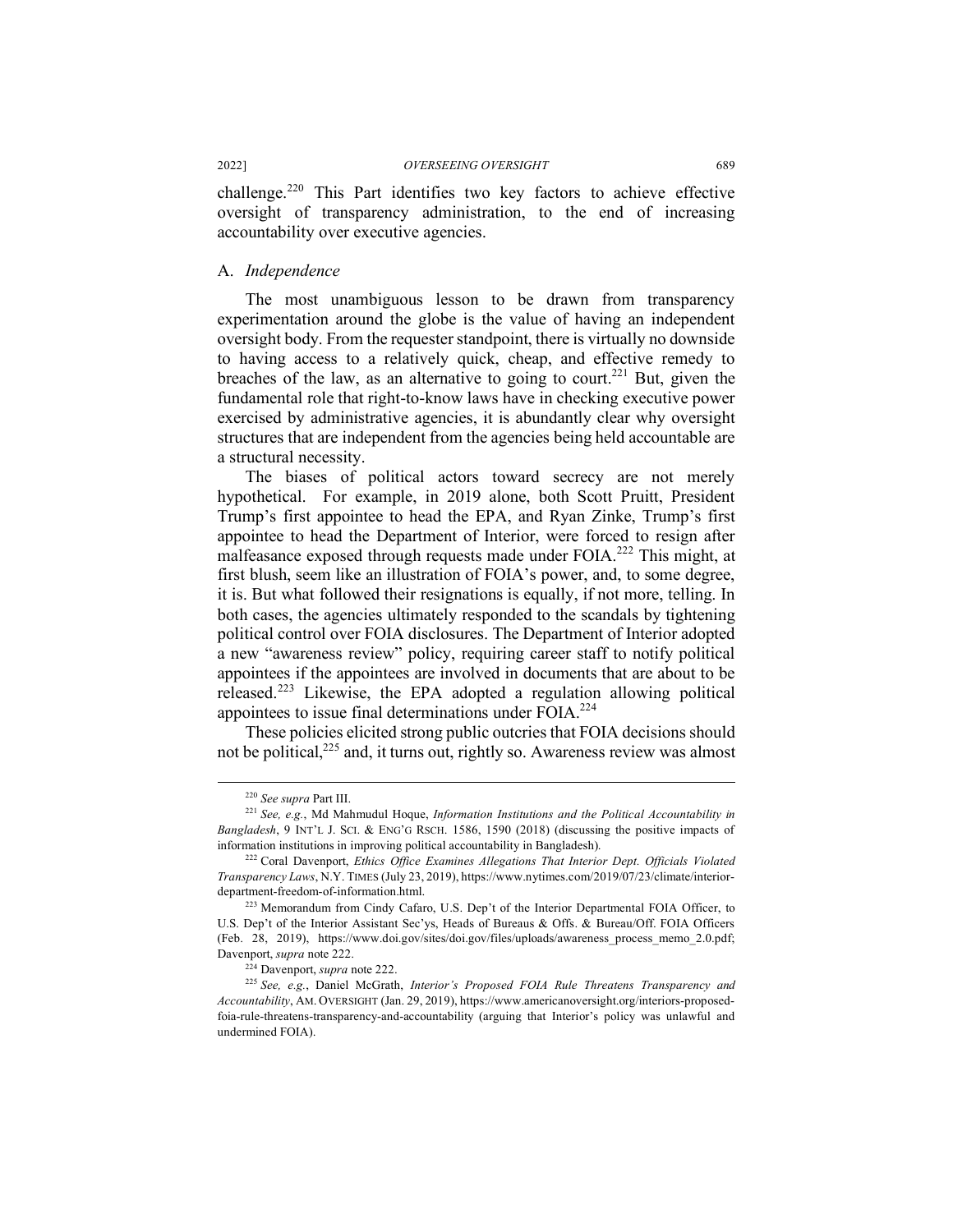challenge.[220] This Part identifies two key factors to achieve effective oversight of transparency administration, to the end of increasing accountability over executive agencies.

## A. *Independence*

The most unambiguous lesson to be drawn from transparency experimentation around the globe is the value of having an independent oversight body. From the requester standpoint, there is virtually no downside to having access to a relatively quick, cheap, and effective remedy to breaches of the law, as an alternative to going to court.[221] But, given the fundamental role that right-to-know laws have in checking executive power exercised by administrative agencies, it is abundantly clear why oversight structures that are independent from the agencies being held accountable are a structural necessity.

The biases of political actors toward secrecy are not merely hypothetical. For example, in 2019 alone, both Scott Pruitt, President Trump's first appointee to head the EPA, and Ryan Zinke, Trump's first appointee to head the Department of Interior, were forced to resign after malfeasance exposed through requests made under FOIA.[222] This might, at first blush, seem like an illustration of FOIA's power, and, to some degree, it is. But what followed their resignations is equally, if not more, telling. In both cases, the agencies ultimately responded to the scandals by tightening political control over FOIA disclosures. The Department of Interior adopted a new "awareness review" policy, requiring career staff to notify political appointees if the appointees are involved in documents that are about to be released.[223] Likewise, the EPA adopted a regulation allowing political appointees to issue final determinations under FOIA.[224]

These policies elicited strong public outcries that FOIA decisions should not be political,[225] and, it turns out, rightly so. Awareness review was almost

---

[220] *See supra* Part III.

[221] *See, e.g.*, Md Mahmudul Hoque, *Information Institutions and the Political Accountability in Bangladesh*, 9 INT'L J. SCI. & ENG'G RSCH. 1586, 1590 (2018) (discussing the positive impacts of information institutions in improving political accountability in Bangladesh).

[222] Coral Davenport, *Ethics Office Examines Allegations That Interior Dept. Officials Violated Transparency Laws*, N.Y. TIMES (July 23, 2019), https://www.nytimes.com/2019/07/23/climate/interior-department-freedom-of-information.html.

[223] Memorandum from Cindy Cafaro, U.S. Dep't of the Interior Departmental FOIA Officer, to U.S. Dep't of the Interior Assistant Sec'ys, Heads of Bureaus & Offs. & Bureau/Off. FOIA Officers (Feb. 28, 2019), https://www.doi.gov/sites/doi.gov/files/uploads/awareness_process_memo_2.0.pdf; Davenport, *supra* note 222.

[224] Davenport, *supra* note 222.

[225] *See, e.g.*, Daniel McGrath, *Interior's Proposed FOIA Rule Threatens Transparency and Accountability*, AM. OVERSIGHT (Jan. 29, 2019), https://www.americanoversight.org/interiors-proposed-foia-rule-threatens-transparency-and-accountability (arguing that Interior's policy was unlawful and undermined FOIA).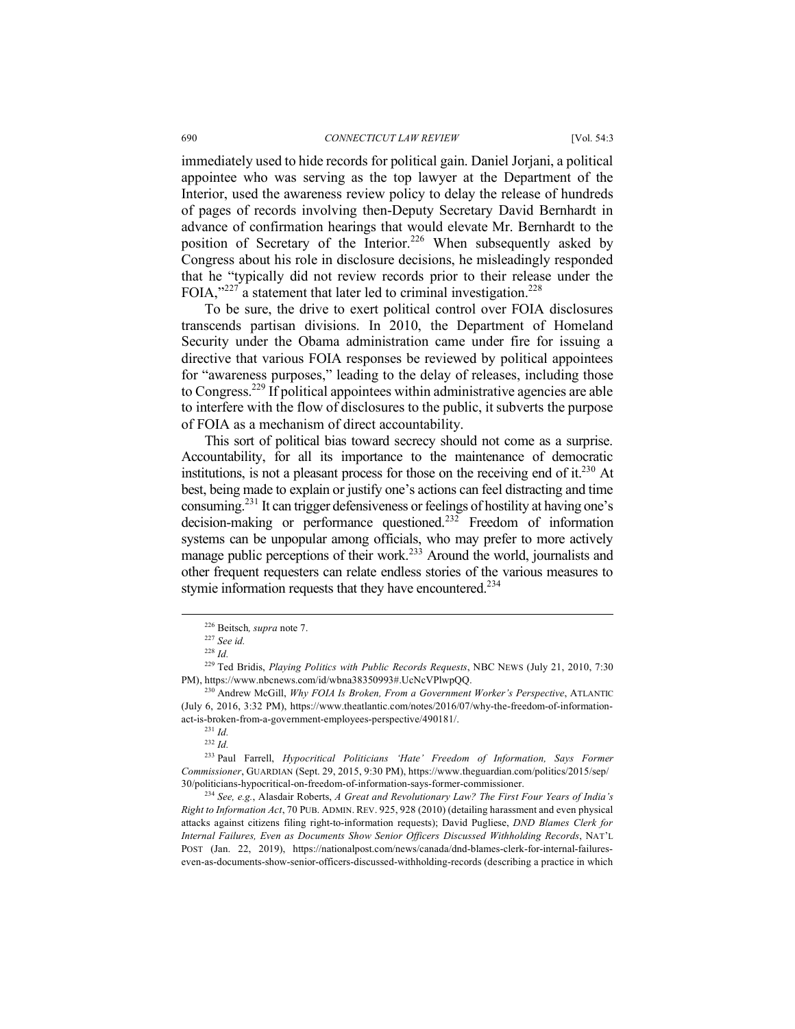immediately used to hide records for political gain. Daniel Jorjani, a political appointee who was serving as the top lawyer at the Department of the Interior, used the awareness review policy to delay the release of hundreds of pages of records involving then-Deputy Secretary David Bernhardt in advance of confirmation hearings that would elevate Mr. Bernhardt to the position of Secretary of the Interior.[226] When subsequently asked by Congress about his role in disclosure decisions, he misleadingly responded that he "typically did not review records prior to their release under the FOIA,"[227] a statement that later led to criminal investigation.[228]

To be sure, the drive to exert political control over FOIA disclosures transcends partisan divisions. In 2010, the Department of Homeland Security under the Obama administration came under fire for issuing a directive that various FOIA responses be reviewed by political appointees for "awareness purposes," leading to the delay of releases, including those to Congress.[229] If political appointees within administrative agencies are able to interfere with the flow of disclosures to the public, it subverts the purpose of FOIA as a mechanism of direct accountability.

This sort of political bias toward secrecy should not come as a surprise. Accountability, for all its importance to the maintenance of democratic institutions, is not a pleasant process for those on the receiving end of it.[230] At best, being made to explain or justify one's actions can feel distracting and time consuming.[231] It can trigger defensiveness or feelings of hostility at having one's decision-making or performance questioned.[232] Freedom of information systems can be unpopular among officials, who may prefer to more actively manage public perceptions of their work.[233] Around the world, journalists and other frequent requesters can relate endless stories of the various measures to stymie information requests that they have encountered.[234]

---

[226] Beitsch*, supra* note 7.

[227] *See id.*

[228] *Id.*

[229] Ted Bridis, *Playing Politics with Public Records Requests*, NBC NEWS (July 21, 2010, 7:30 PM), https://www.nbcnews.com/id/wbna38350993#.UcNcVPlwpQQ.

[230] Andrew McGill, *Why FOIA Is Broken, From a Government Worker's Perspective*, ATLANTIC (July 6, 2016, 3:32 PM), https://www.theatlantic.com/notes/2016/07/why-the-freedom-of-information-act-is-broken-from-a-government-employees-perspective/490181/.

[231] *Id.*

[232] *Id.*

[233] Paul Farrell, *Hypocritical Politicians 'Hate' Freedom of Information, Says Former Commissioner*, GUARDIAN (Sept. 29, 2015, 9:30 PM), https://www.theguardian.com/politics/2015/sep/30/politicians-hypocritical-on-freedom-of-information-says-former-commissioner.

[234] *See, e.g.*, Alasdair Roberts, *A Great and Revolutionary Law? The First Four Years of India's Right to Information Act*, 70 PUB. ADMIN. REV. 925, 928 (2010) (detailing harassment and even physical attacks against citizens filing right-to-information requests); David Pugliese, *DND Blames Clerk for Internal Failures, Even as Documents Show Senior Officers Discussed Withholding Records*, NAT'L POST (Jan. 22, 2019), https://nationalpost.com/news/canada/dnd-blames-clerk-for-internal-failures-even-as-documents-show-senior-officers-discussed-withholding-records (describing a practice in which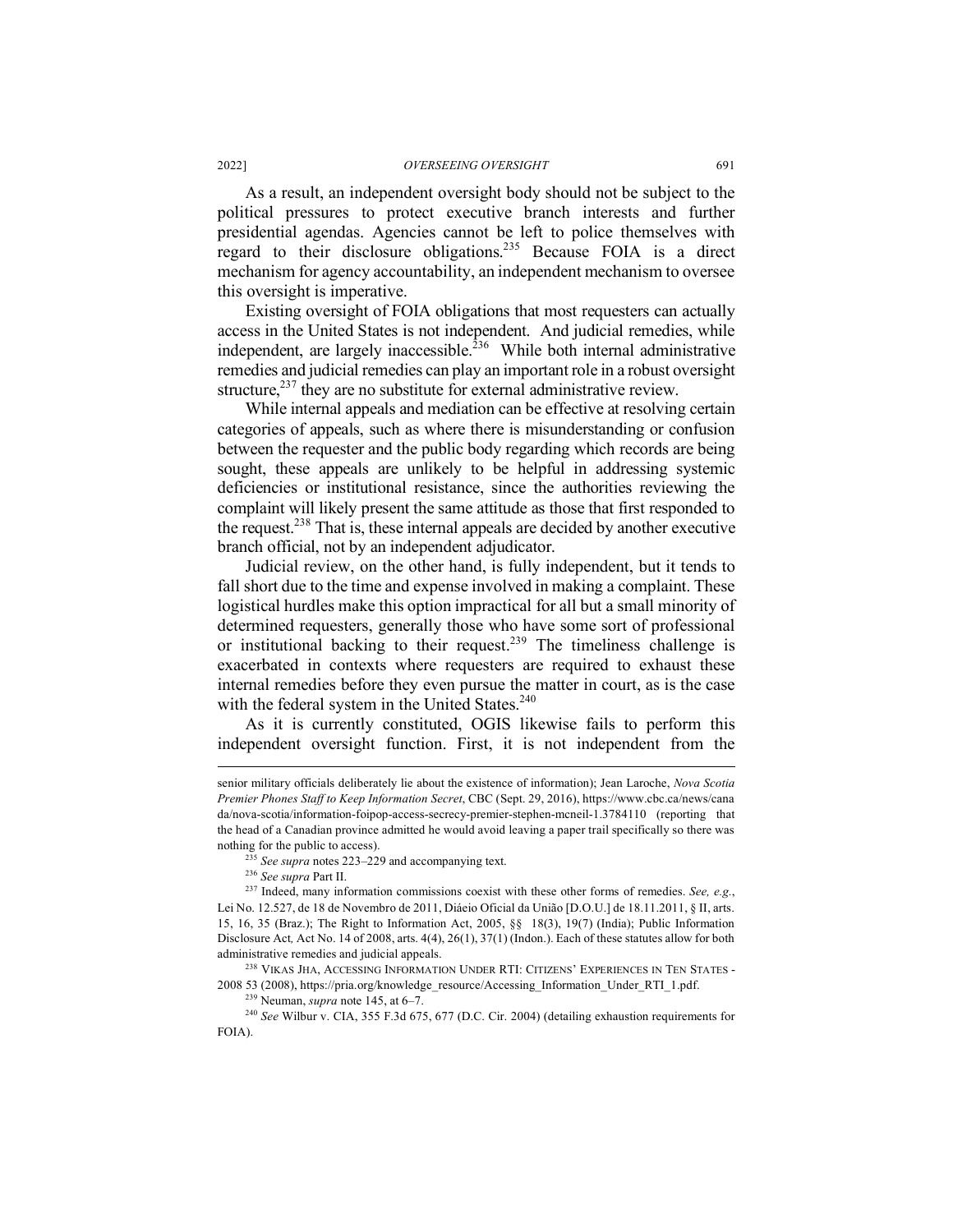As a result, an independent oversight body should not be subject to the political pressures to protect executive branch interests and further presidential agendas. Agencies cannot be left to police themselves with regard to their disclosure obligations.[235] Because FOIA is a direct mechanism for agency accountability, an independent mechanism to oversee this oversight is imperative.

Existing oversight of FOIA obligations that most requesters can actually access in the United States is not independent. And judicial remedies, while independent, are largely inaccessible.[236] While both internal administrative remedies and judicial remedies can play an important role in a robust oversight structure,[237] they are no substitute for external administrative review.

While internal appeals and mediation can be effective at resolving certain categories of appeals, such as where there is misunderstanding or confusion between the requester and the public body regarding which records are being sought, these appeals are unlikely to be helpful in addressing systemic deficiencies or institutional resistance, since the authorities reviewing the complaint will likely present the same attitude as those that first responded to the request.[238] That is, these internal appeals are decided by another executive branch official, not by an independent adjudicator.

Judicial review, on the other hand, is fully independent, but it tends to fall short due to the time and expense involved in making a complaint. These logistical hurdles make this option impractical for all but a small minority of determined requesters, generally those who have some sort of professional or institutional backing to their request.[239] The timeliness challenge is exacerbated in contexts where requesters are required to exhaust these internal remedies before they even pursue the matter in court, as is the case with the federal system in the United States.[240]

As it is currently constituted, OGIS likewise fails to perform this independent oversight function. First, it is not independent from the

---

senior military officials deliberately lie about the existence of information); Jean Laroche, *Nova Scotia Premier Phones Staff to Keep Information Secret*, CBC (Sept. 29, 2016), https://www.cbc.ca/news/canada/nova-scotia/information-foipop-access-secrecy-premier-stephen-mcneil-1.3784110 (reporting that the head of a Canadian province admitted he would avoid leaving a paper trail specifically so there was nothing for the public to access).

[235] *See supra* notes 223–229 and accompanying text.

[236] *See supra* Part II.

[237] Indeed, many information commissions coexist with these other forms of remedies. *See, e.g.*, Lei No. 12.527, de 18 de Novembro de 2011, Diáeio Oficial da União [D.O.U.] de 18.11.2011, § II, arts. 15, 16, 35 (Braz.); The Right to Information Act, 2005, §§ 18(3), 19(7) (India); Public Information Disclosure Act*,* Act No. 14 of 2008, arts. 4(4), 26(1), 37(1) (Indon.). Each of these statutes allow for both administrative remedies and judicial appeals.

[238] VIKAS JHA, ACCESSING INFORMATION UNDER RTI: CITIZENS' EXPERIENCES IN TEN STATES - 2008 53 (2008), https://pria.org/knowledge_resource/Accessing_Information_Under_RTI_1.pdf.

[239] Neuman, *supra* note 145, at 6–7.

[240] *See* Wilbur v. CIA, 355 F.3d 675, 677 (D.C. Cir. 2004) (detailing exhaustion requirements for FOIA).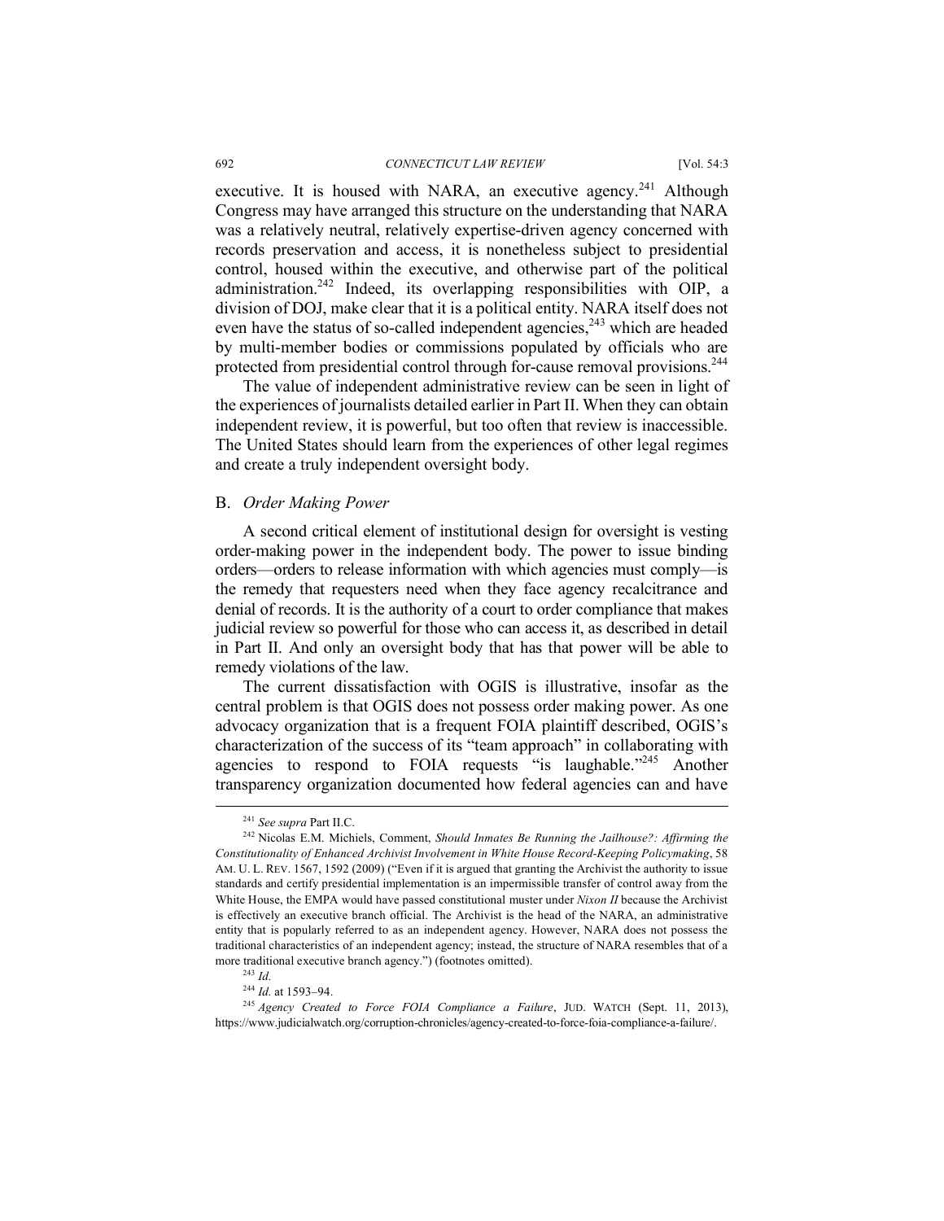executive. It is housed with NARA, an executive agency.[241] Although Congress may have arranged this structure on the understanding that NARA was a relatively neutral, relatively expertise-driven agency concerned with records preservation and access, it is nonetheless subject to presidential control, housed within the executive, and otherwise part of the political administration.[242] Indeed, its overlapping responsibilities with OIP, a division of DOJ, make clear that it is a political entity. NARA itself does not even have the status of so-called independent agencies,[243] which are headed by multi-member bodies or commissions populated by officials who are protected from presidential control through for-cause removal provisions.[244]

The value of independent administrative review can be seen in light of the experiences of journalists detailed earlier in Part II. When they can obtain independent review, it is powerful, but too often that review is inaccessible. The United States should learn from the experiences of other legal regimes and create a truly independent oversight body.

## B. *Order Making Power*

A second critical element of institutional design for oversight is vesting order-making power in the independent body. The power to issue binding orders—orders to release information with which agencies must comply—is the remedy that requesters need when they face agency recalcitrance and denial of records. It is the authority of a court to order compliance that makes judicial review so powerful for those who can access it, as described in detail in Part II. And only an oversight body that has that power will be able to remedy violations of the law.

The current dissatisfaction with OGIS is illustrative, insofar as the central problem is that OGIS does not possess order making power. As one advocacy organization that is a frequent FOIA plaintiff described, OGIS's characterization of the success of its "team approach" in collaborating with agencies to respond to FOIA requests "is laughable."[245] Another transparency organization documented how federal agencies can and have

---

[241] *See supra* Part II.C.

[242] Nicolas E.M. Michiels, Comment, *Should Inmates Be Running the Jailhouse?: Affirming the Constitutionality of Enhanced Archivist Involvement in White House Record-Keeping Policymaking*, 58 AM. U. L. REV. 1567, 1592 (2009) ("Even if it is argued that granting the Archivist the authority to issue standards and certify presidential implementation is an impermissible transfer of control away from the White House, the EMPA would have passed constitutional muster under *Nixon II* because the Archivist is effectively an executive branch official. The Archivist is the head of the NARA, an administrative entity that is popularly referred to as an independent agency. However, NARA does not possess the traditional characteristics of an independent agency; instead, the structure of NARA resembles that of a more traditional executive branch agency.") (footnotes omitted).

[243] *Id.*

[244] *Id.* at 1593–94.

[245] *Agency Created to Force FOIA Compliance a Failure*, JUD. WATCH (Sept. 11, 2013), https://www.judicialwatch.org/corruption-chronicles/agency-created-to-force-foia-compliance-a-failure/.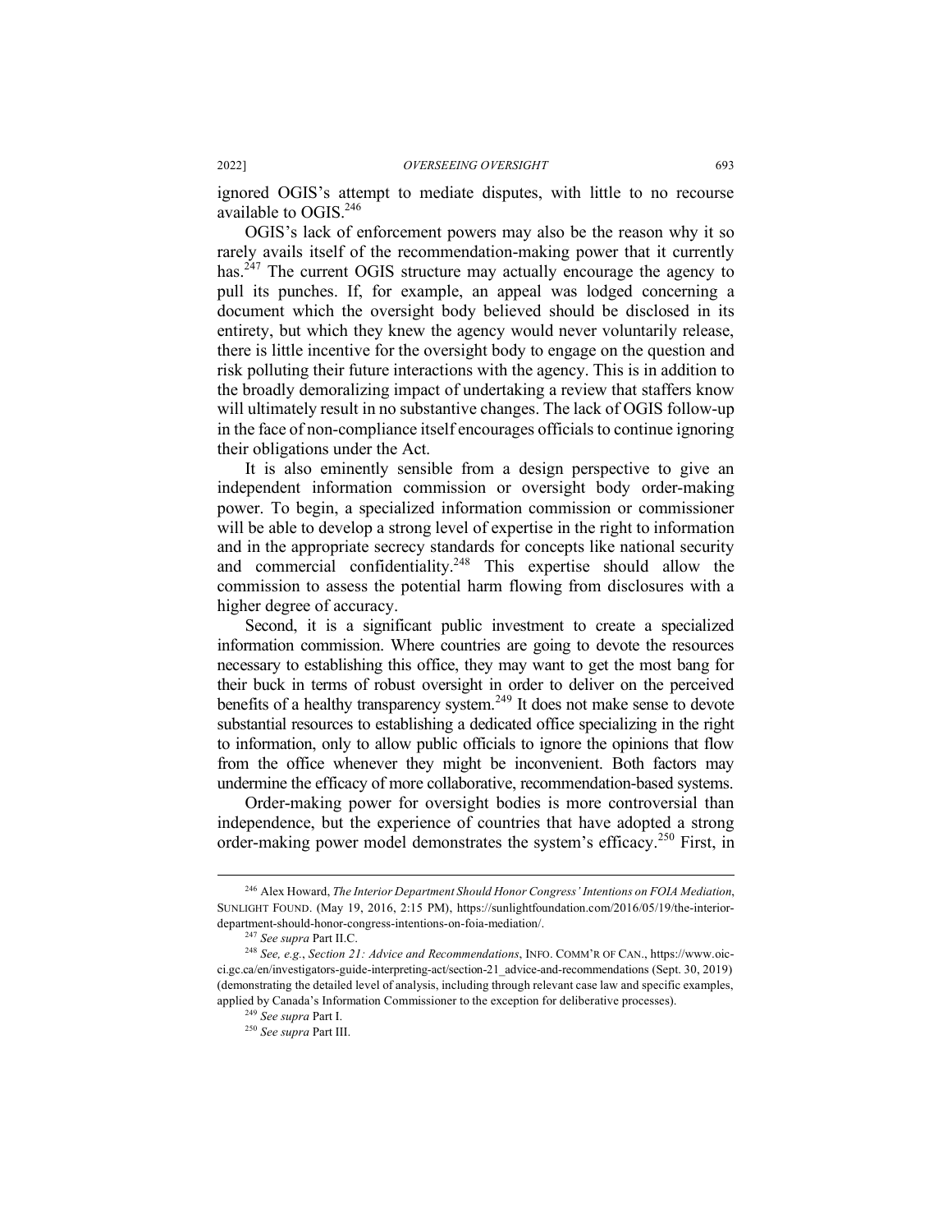ignored OGIS's attempt to mediate disputes, with little to no recourse available to OGIS.[246]

OGIS's lack of enforcement powers may also be the reason why it so rarely avails itself of the recommendation-making power that it currently has.[247] The current OGIS structure may actually encourage the agency to pull its punches. If, for example, an appeal was lodged concerning a document which the oversight body believed should be disclosed in its entirety, but which they knew the agency would never voluntarily release, there is little incentive for the oversight body to engage on the question and risk polluting their future interactions with the agency. This is in addition to the broadly demoralizing impact of undertaking a review that staffers know will ultimately result in no substantive changes. The lack of OGIS follow-up in the face of non-compliance itself encourages officials to continue ignoring their obligations under the Act.

It is also eminently sensible from a design perspective to give an independent information commission or oversight body order-making power. To begin, a specialized information commission or commissioner will be able to develop a strong level of expertise in the right to information and in the appropriate secrecy standards for concepts like national security and commercial confidentiality.[248] This expertise should allow the commission to assess the potential harm flowing from disclosures with a higher degree of accuracy.

Second, it is a significant public investment to create a specialized information commission. Where countries are going to devote the resources necessary to establishing this office, they may want to get the most bang for their buck in terms of robust oversight in order to deliver on the perceived benefits of a healthy transparency system.[249] It does not make sense to devote substantial resources to establishing a dedicated office specializing in the right to information, only to allow public officials to ignore the opinions that flow from the office whenever they might be inconvenient. Both factors may undermine the efficacy of more collaborative, recommendation-based systems.

Order-making power for oversight bodies is more controversial than independence, but the experience of countries that have adopted a strong order-making power model demonstrates the system's efficacy.[250] First, in

---

[246] Alex Howard, *The Interior Department Should Honor Congress' Intentions on FOIA Mediation*, SUNLIGHT FOUND. (May 19, 2016, 2:15 PM), https://sunlightfoundation.com/2016/05/19/the-interior-department-should-honor-congress-intentions-on-foia-mediation/.

[247] *See supra* Part II.C.

[248] *See, e.g.*, *Section 21: Advice and Recommendations*, INFO. COMM'R OF CAN., https://www.oic-ci.gc.ca/en/investigators-guide-interpreting-act/section-21_advice-and-recommendations (Sept. 30, 2019) (demonstrating the detailed level of analysis, including through relevant case law and specific examples, applied by Canada's Information Commissioner to the exception for deliberative processes).

[249] *See supra* Part I.

[250] *See supra* Part III.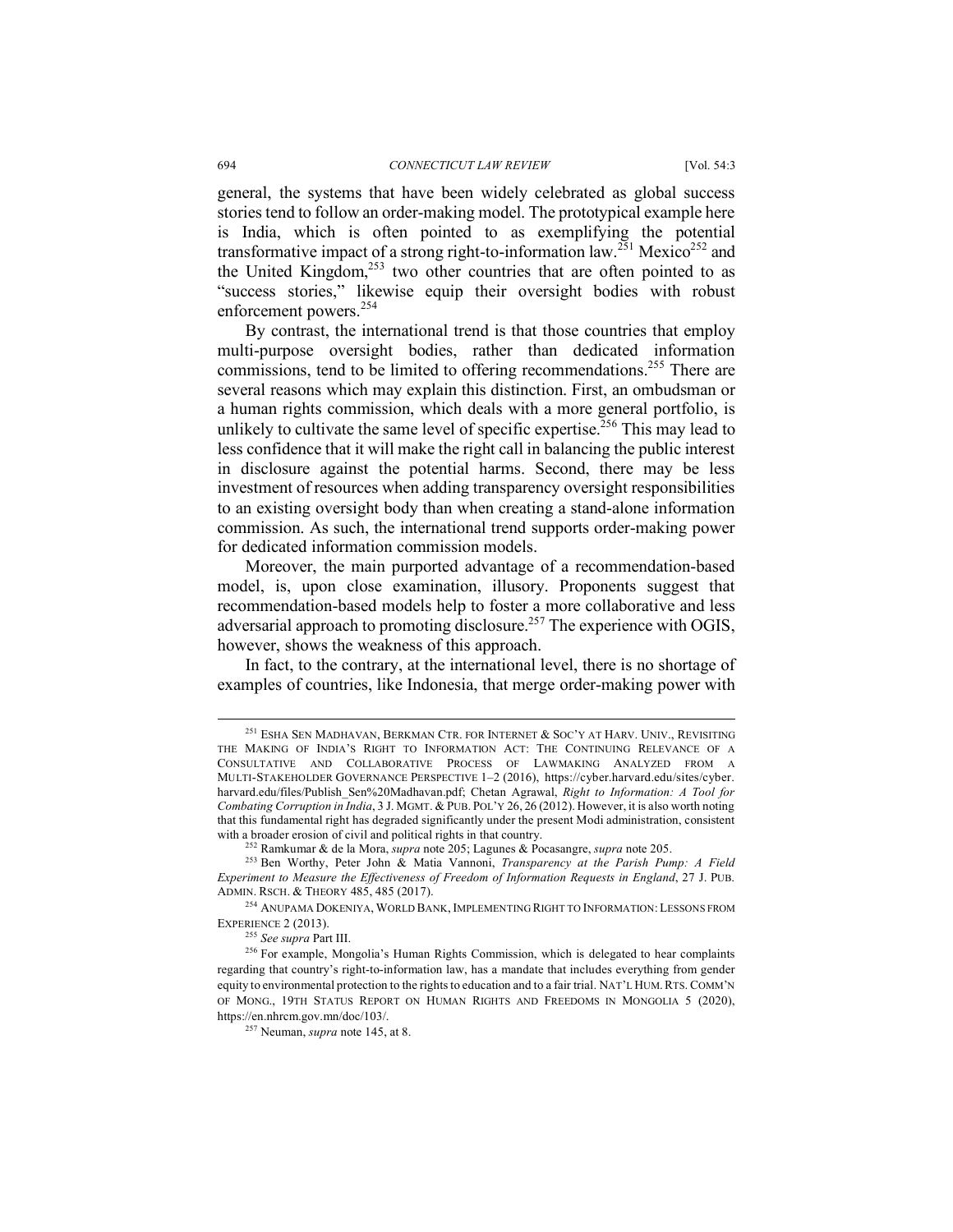general, the systems that have been widely celebrated as global success stories tend to follow an order-making model. The prototypical example here is India, which is often pointed to as exemplifying the potential transformative impact of a strong right-to-information law.[251] Mexico[252] and the United Kingdom,[253] two other countries that are often pointed to as "success stories," likewise equip their oversight bodies with robust enforcement powers.[254]

By contrast, the international trend is that those countries that employ multi-purpose oversight bodies, rather than dedicated information commissions, tend to be limited to offering recommendations.[255] There are several reasons which may explain this distinction. First, an ombudsman or a human rights commission, which deals with a more general portfolio, is unlikely to cultivate the same level of specific expertise.[256] This may lead to less confidence that it will make the right call in balancing the public interest in disclosure against the potential harms. Second, there may be less investment of resources when adding transparency oversight responsibilities to an existing oversight body than when creating a stand-alone information commission. As such, the international trend supports order-making power for dedicated information commission models.

Moreover, the main purported advantage of a recommendation-based model, is, upon close examination, illusory. Proponents suggest that recommendation-based models help to foster a more collaborative and less adversarial approach to promoting disclosure.[257] The experience with OGIS, however, shows the weakness of this approach.

In fact, to the contrary, at the international level, there is no shortage of examples of countries, like Indonesia, that merge order-making power with

---

[251] ESHA SEN MADHAVAN, BERKMAN CTR. FOR INTERNET & SOC'Y AT HARV. UNIV., REVISITING THE MAKING OF INDIA'S RIGHT TO INFORMATION ACT: THE CONTINUING RELEVANCE OF A CONSULTATIVE AND COLLABORATIVE PROCESS OF LAWMAKING ANALYZED FROM A MULTI-STAKEHOLDER GOVERNANCE PERSPECTIVE 1–2 (2016), https://cyber.harvard.edu/sites/cyber.harvard.edu/files/Publish_Sen%20Madhavan.pdf; Chetan Agrawal, *Right to Information: A Tool for Combating Corruption in India*, 3 J. MGMT. & PUB. POL'Y 26, 26 (2012). However, it is also worth noting that this fundamental right has degraded significantly under the present Modi administration, consistent with a broader erosion of civil and political rights in that country.

[252] Ramkumar & de la Mora, *supra* note 205; Lagunes & Pocasangre, *supra* note 205.

[253] Ben Worthy, Peter John & Matia Vannoni, *Transparency at the Parish Pump: A Field Experiment to Measure the Effectiveness of Freedom of Information Requests in England*, 27 J. PUB. ADMIN. RSCH. & THEORY 485, 485 (2017).

[254] ANUPAMA DOKENIYA, WORLD BANK, IMPLEMENTING RIGHT TO INFORMATION: LESSONS FROM EXPERIENCE 2 (2013).

[255] *See supra* Part III.

[256] For example, Mongolia's Human Rights Commission, which is delegated to hear complaints regarding that country's right-to-information law, has a mandate that includes everything from gender equity to environmental protection to the rights to education and to a fair trial. NAT'L HUM. RTS. COMM'N OF MONG., 19TH STATUS REPORT ON HUMAN RIGHTS AND FREEDOMS IN MONGOLIA 5 (2020), https://en.nhrcm.gov.mn/doc/103/.

[257] Neuman, *supra* note 145, at 8.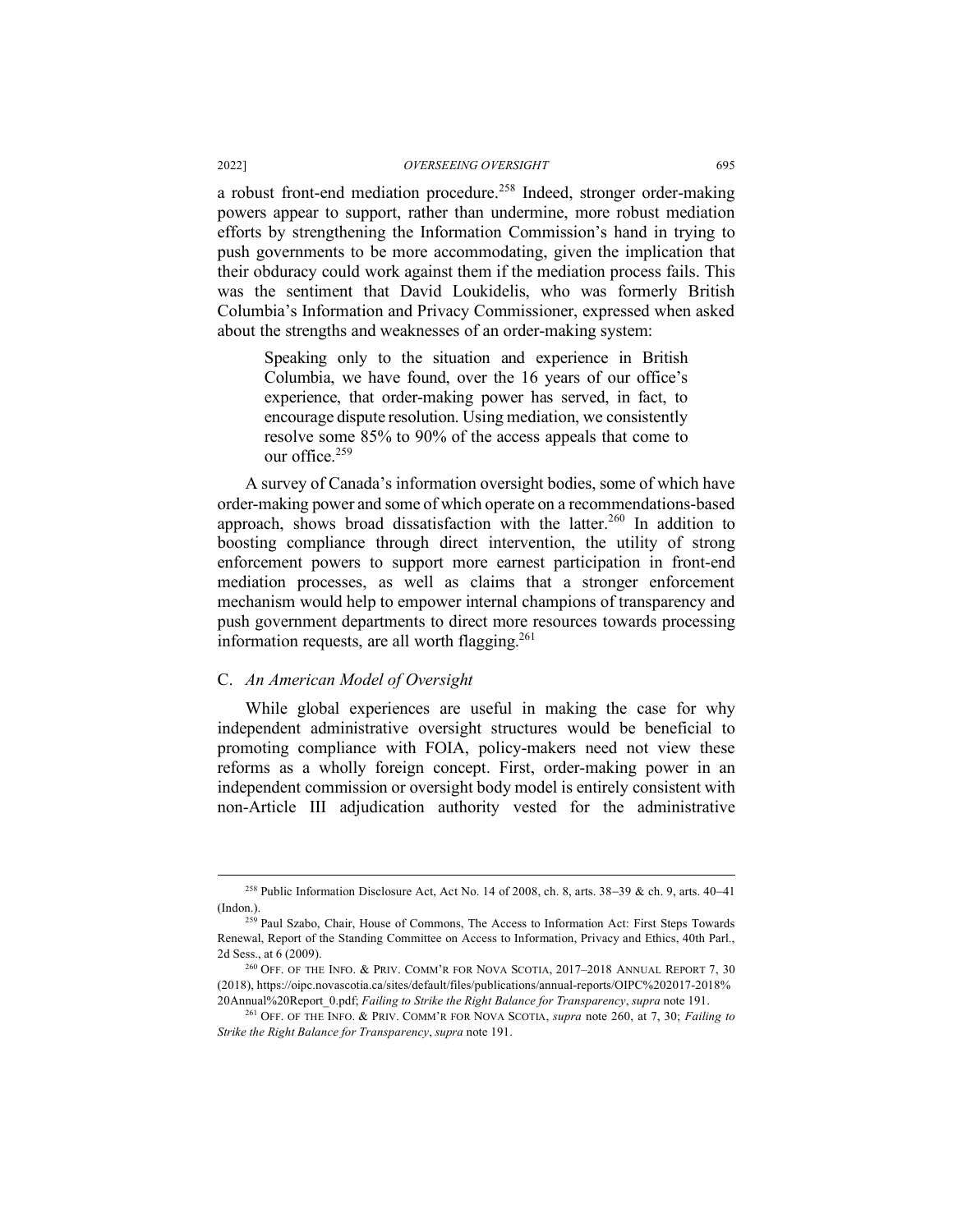a robust front-end mediation procedure.[258] Indeed, stronger order-making powers appear to support, rather than undermine, more robust mediation efforts by strengthening the Information Commission's hand in trying to push governments to be more accommodating, given the implication that their obduracy could work against them if the mediation process fails. This was the sentiment that David Loukidelis, who was formerly British Columbia's Information and Privacy Commissioner, expressed when asked about the strengths and weaknesses of an order-making system:

> Speaking only to the situation and experience in British Columbia, we have found, over the 16 years of our office's experience, that order-making power has served, in fact, to encourage dispute resolution. Using mediation, we consistently resolve some 85% to 90% of the access appeals that come to our office.[259]

A survey of Canada's information oversight bodies, some of which have order-making power and some of which operate on a recommendations-based approach, shows broad dissatisfaction with the latter.[260] In addition to boosting compliance through direct intervention, the utility of strong enforcement powers to support more earnest participation in front-end mediation processes, as well as claims that a stronger enforcement mechanism would help to empower internal champions of transparency and push government departments to direct more resources towards processing information requests, are all worth flagging.[261]

### C. *An American Model of Oversight*

While global experiences are useful in making the case for why independent administrative oversight structures would be beneficial to promoting compliance with FOIA, policy-makers need not view these reforms as a wholly foreign concept. First, order-making power in an independent commission or oversight body model is entirely consistent with non-Article III adjudication authority vested for the administrative

---

[258] Public Information Disclosure Act, Act No. 14 of 2008, ch. 8, arts. 38–39 & ch. 9, arts. 40–41 (Indon.).

[259] Paul Szabo, Chair, House of Commons, The Access to Information Act: First Steps Towards Renewal, Report of the Standing Committee on Access to Information, Privacy and Ethics, 40th Parl., 2d Sess., at 6 (2009).

[260] OFF. OF THE INFO. & PRIV. COMM'R FOR NOVA SCOTIA, 2017–2018 ANNUAL REPORT 7, 30 (2018), https://oipc.novascotia.ca/sites/default/files/publications/annual-reports/OIPC%202017-2018%20Annual%20Report_0.pdf; *Failing to Strike the Right Balance for Transparency*, *supra* note 191.

[261] OFF. OF THE INFO. & PRIV. COMM'R FOR NOVA SCOTIA, *supra* note 260, at 7, 30; *Failing to Strike the Right Balance for Transparency*, *supra* note 191.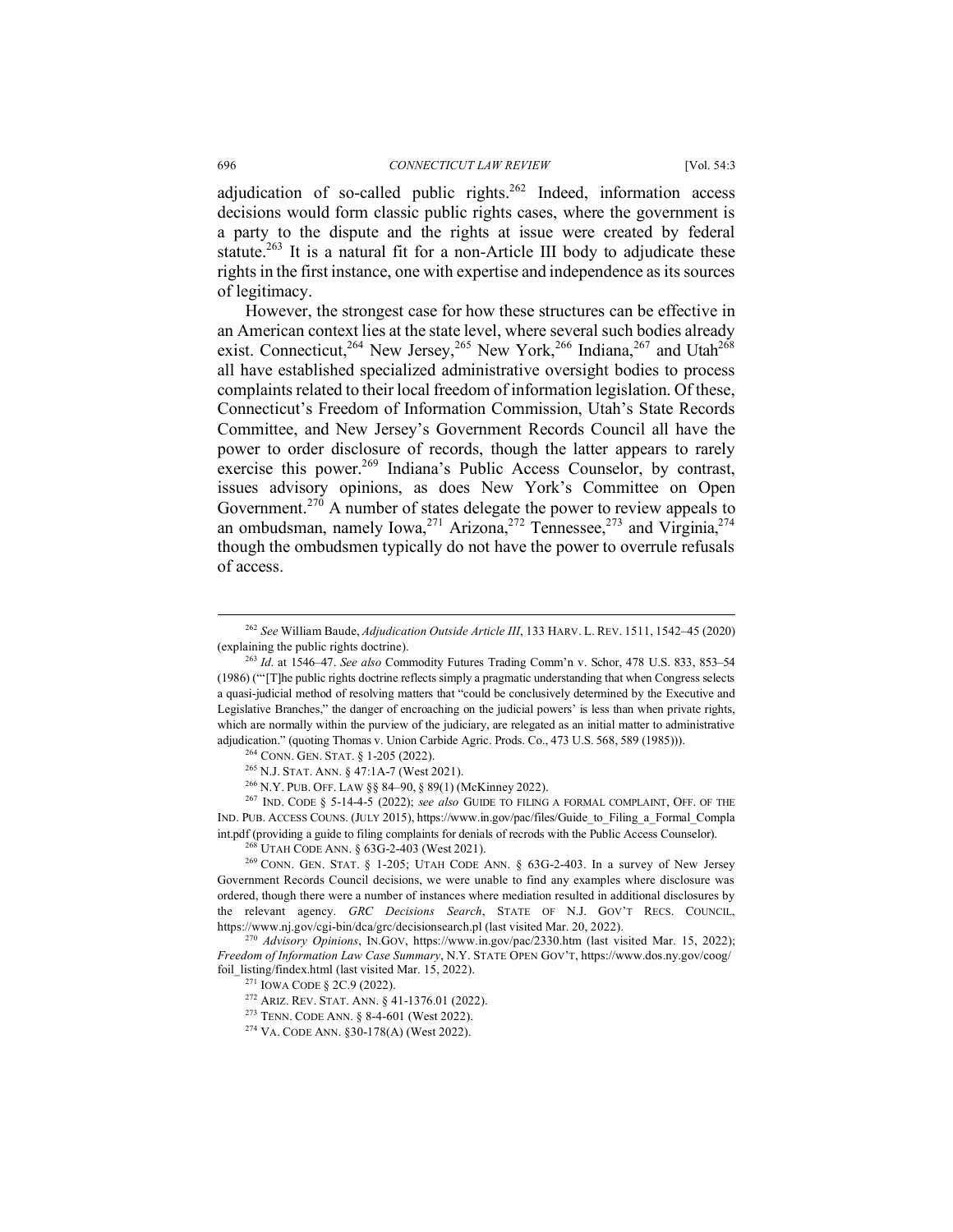adjudication of so-called public rights.[262] Indeed, information access decisions would form classic public rights cases, where the government is a party to the dispute and the rights at issue were created by federal statute.[263] It is a natural fit for a non-Article III body to adjudicate these rights in the first instance, one with expertise and independence as its sources of legitimacy.

However, the strongest case for how these structures can be effective in an American context lies at the state level, where several such bodies already exist. Connecticut,[264] New Jersey,[265] New York,[266] Indiana,[267] and Utah[268] all have established specialized administrative oversight bodies to process complaints related to their local freedom of information legislation. Of these, Connecticut's Freedom of Information Commission, Utah's State Records Committee, and New Jersey's Government Records Council all have the power to order disclosure of records, though the latter appears to rarely exercise this power.[269] Indiana's Public Access Counselor, by contrast, issues advisory opinions, as does New York's Committee on Open Government.[270] A number of states delegate the power to review appeals to an ombudsman, namely Iowa,[271] Arizona,[272] Tennessee,[273] and Virginia,[274] though the ombudsmen typically do not have the power to overrule refusals of access.

---

[262] *See* William Baude, *Adjudication Outside Article III*, 133 HARV. L. REV. 1511, 1542–45 (2020) (explaining the public rights doctrine).

[263] *Id.* at 1546–47. *See also* Commodity Futures Trading Comm'n v. Schor, 478 U.S. 833, 853–54 (1986) ("'[T]he public rights doctrine reflects simply a pragmatic understanding that when Congress selects a quasi-judicial method of resolving matters that "could be conclusively determined by the Executive and Legislative Branches," the danger of encroaching on the judicial powers' is less than when private rights, which are normally within the purview of the judiciary, are relegated as an initial matter to administrative adjudication." (quoting Thomas v. Union Carbide Agric. Prods. Co., 473 U.S. 568, 589 (1985))).

[264] CONN. GEN. STAT. § 1-205 (2022).

[265] N.J. STAT. ANN. § 47:1A-7 (West 2021).

[266] N.Y. PUB. OFF. LAW §§ 84–90, § 89(1) (McKinney 2022).

[267] IND. CODE § 5-14-4-5 (2022); *see also* GUIDE TO FILING A FORMAL COMPLAINT, OFF. OF THE IND. PUB. ACCESS COUNS. (JULY 2015), https://www.in.gov/pac/files/Guide_to_Filing_a_Formal_Complaint.pdf (providing a guide to filing complaints for denials of recrods with the Public Access Counselor).

[268] UTAH CODE ANN. § 63G-2-403 (West 2021).

[269] CONN. GEN. STAT. § 1-205; UTAH CODE ANN. § 63G-2-403. In a survey of New Jersey Government Records Council decisions, we were unable to find any examples where disclosure was ordered, though there were a number of instances where mediation resulted in additional disclosures by the relevant agency. *GRC Decisions Search*, STATE OF N.J. GOV'T RECS. COUNCIL, https://www.nj.gov/cgi-bin/dca/grc/decisionsearch.pl (last visited Mar. 20, 2022).

[270] *Advisory Opinions*, IN.GOV, https://www.in.gov/pac/2330.htm (last visited Mar. 15, 2022); *Freedom of Information Law Case Summary*, N.Y. STATE OPEN GOV'T, https://www.dos.ny.gov/coog/foil_listing/findex.html (last visited Mar. 15, 2022).

[271] IOWA CODE § 2C.9 (2022).

[272] ARIZ. REV. STAT. ANN. § 41-1376.01 (2022).

[273] TENN. CODE ANN. § 8-4-601 (West 2022).

[274] VA. CODE ANN. §30-178(A) (West 2022).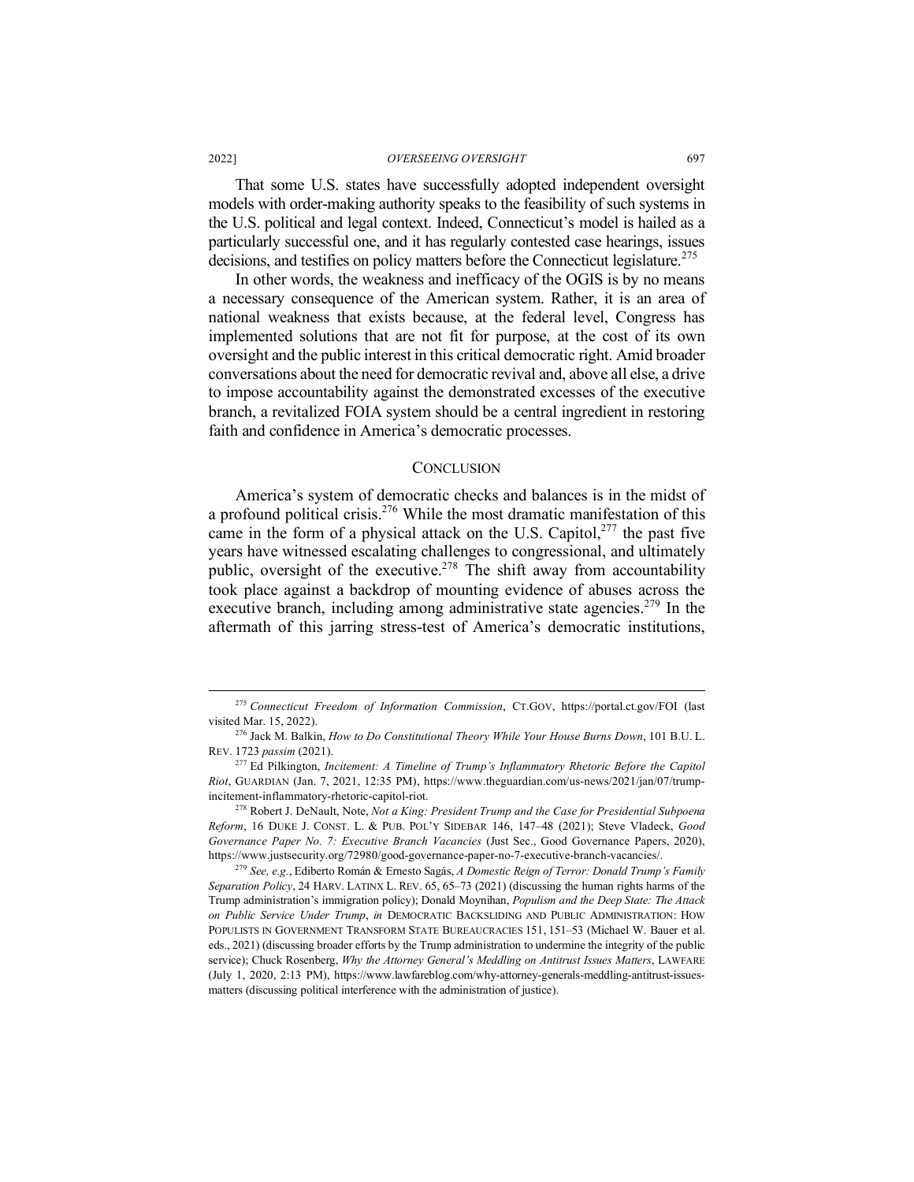That some U.S. states have successfully adopted independent oversight models with order-making authority speaks to the feasibility of such systems in the U.S. political and legal context. Indeed, Connecticut's model is hailed as a particularly successful one, and it has regularly contested case hearings, issues decisions, and testifies on policy matters before the Connecticut legislature.[275]

In other words, the weakness and inefficacy of the OGIS is by no means a necessary consequence of the American system. Rather, it is an area of national weakness that exists because, at the federal level, Congress has implemented solutions that are not fit for purpose, at the cost of its own oversight and the public interest in this critical democratic right. Amid broader conversations about the need for democratic revival and, above all else, a drive to impose accountability against the demonstrated excesses of the executive branch, a revitalized FOIA system should be a central ingredient in restoring faith and confidence in America's democratic processes.

## CONCLUSION

America's system of democratic checks and balances is in the midst of a profound political crisis.[276] While the most dramatic manifestation of this came in the form of a physical attack on the U.S. Capitol,[277] the past five years have witnessed escalating challenges to congressional, and ultimately public, oversight of the executive.[278] The shift away from accountability took place against a backdrop of mounting evidence of abuses across the executive branch, including among administrative state agencies.[279] In the aftermath of this jarring stress-test of America's democratic institutions,

---

[275] *Connecticut Freedom of Information Commission*, CT.GOV, https://portal.ct.gov/FOI (last visited Mar. 15, 2022).

[276] Jack M. Balkin, *How to Do Constitutional Theory While Your House Burns Down*, 101 B.U. L. REV. 1723 *passim* (2021).

[277] Ed Pilkington, *Incitement: A Timeline of Trump's Inflammatory Rhetoric Before the Capitol Riot*, GUARDIAN (Jan. 7, 2021, 12:35 PM), https://www.theguardian.com/us-news/2021/jan/07/trump-incitement-inflammatory-rhetoric-capitol-riot.

[278] Robert J. DeNault, Note, *Not a King: President Trump and the Case for Presidential Subpoena Reform*, 16 DUKE J. CONST. L. & PUB. POL'Y SIDEBAR 146, 147–48 (2021); Steve Vladeck, *Good Governance Paper No. 7: Executive Branch Vacancies* (Just Sec., Good Governance Papers, 2020), https://www.justsecurity.org/72980/good-governance-paper-no-7-executive-branch-vacancies/.

[279] *See, e.g.*, Ediberto Román & Ernesto Sagás, *A Domestic Reign of Terror: Donald Trump's Family Separation Policy*, 24 HARV. LATINX L. REV. 65, 65–73 (2021) (discussing the human rights harms of the Trump administration's immigration policy); Donald Moynihan, *Populism and the Deep State: The Attack on Public Service Under Trump*, *in* DEMOCRATIC BACKSLIDING AND PUBLIC ADMINISTRATION: HOW POPULISTS IN GOVERNMENT TRANSFORM STATE BUREAUCRACIES 151, 151–53 (Michael W. Bauer et al. eds., 2021) (discussing broader efforts by the Trump administration to undermine the integrity of the public service); Chuck Rosenberg, *Why the Attorney General's Meddling on Antitrust Issues Matters*, LAWFARE (July 1, 2020, 2:13 PM), https://www.lawfareblog.com/why-attorney-generals-meddling-antitrust-issues-matters (discussing political interference with the administration of justice).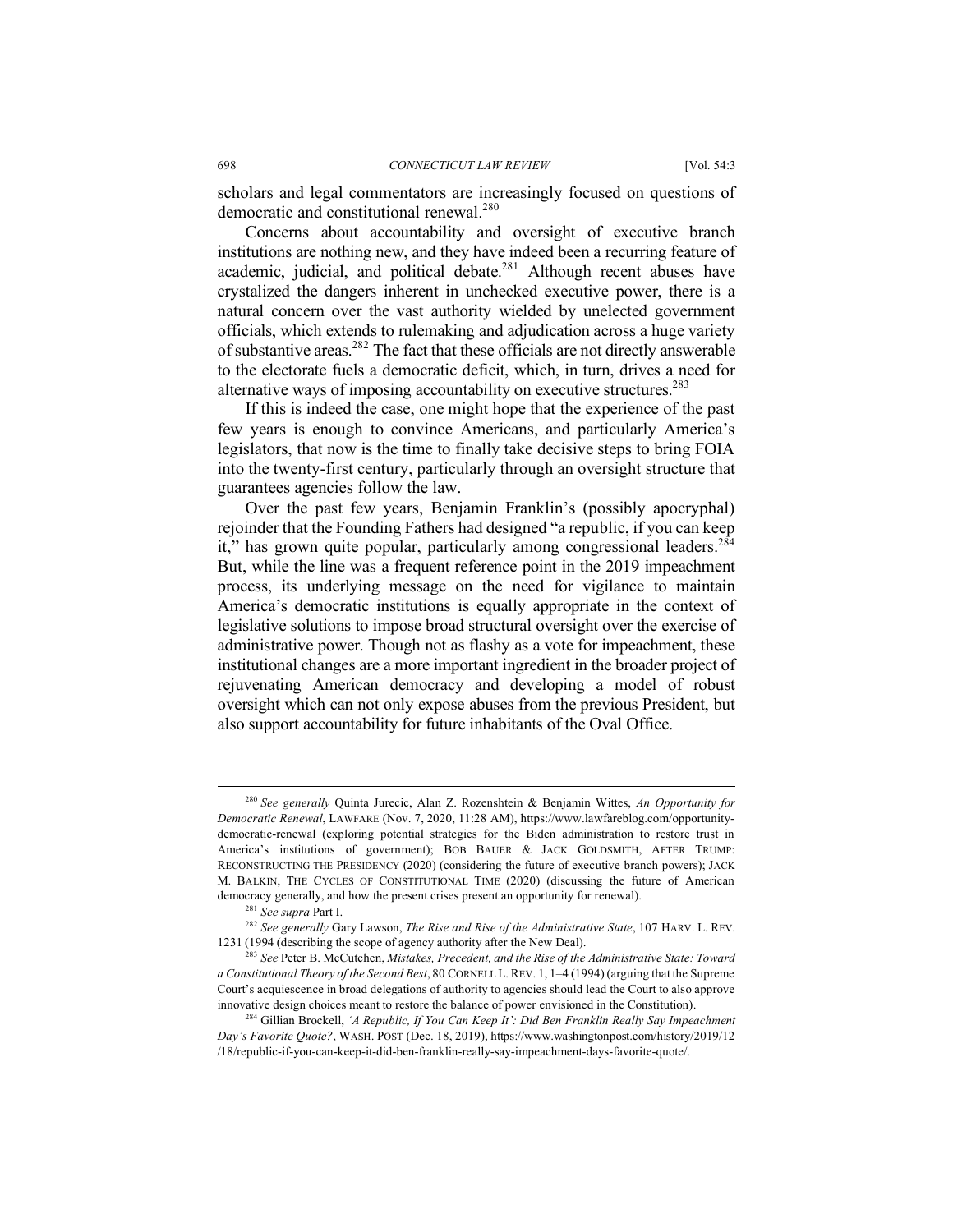scholars and legal commentators are increasingly focused on questions of democratic and constitutional renewal.[280]

Concerns about accountability and oversight of executive branch institutions are nothing new, and they have indeed been a recurring feature of academic, judicial, and political debate.[281] Although recent abuses have crystalized the dangers inherent in unchecked executive power, there is a natural concern over the vast authority wielded by unelected government officials, which extends to rulemaking and adjudication across a huge variety of substantive areas.[282] The fact that these officials are not directly answerable to the electorate fuels a democratic deficit, which, in turn, drives a need for alternative ways of imposing accountability on executive structures.[283]

If this is indeed the case, one might hope that the experience of the past few years is enough to convince Americans, and particularly America's legislators, that now is the time to finally take decisive steps to bring FOIA into the twenty-first century, particularly through an oversight structure that guarantees agencies follow the law.

Over the past few years, Benjamin Franklin's (possibly apocryphal) rejoinder that the Founding Fathers had designed "a republic, if you can keep it," has grown quite popular, particularly among congressional leaders.[284] But, while the line was a frequent reference point in the 2019 impeachment process, its underlying message on the need for vigilance to maintain America's democratic institutions is equally appropriate in the context of legislative solutions to impose broad structural oversight over the exercise of administrative power. Though not as flashy as a vote for impeachment, these institutional changes are a more important ingredient in the broader project of rejuvenating American democracy and developing a model of robust oversight which can not only expose abuses from the previous President, but also support accountability for future inhabitants of the Oval Office.

---

[280] *See generally* Quinta Jurecic, Alan Z. Rozenshtein & Benjamin Wittes, *An Opportunity for Democratic Renewal*, LAWFARE (Nov. 7, 2020, 11:28 AM), https://www.lawfareblog.com/opportunity-democratic-renewal (exploring potential strategies for the Biden administration to restore trust in America's institutions of government); BOB BAUER & JACK GOLDSMITH, AFTER TRUMP: RECONSTRUCTING THE PRESIDENCY (2020) (considering the future of executive branch powers); JACK M. BALKIN, THE CYCLES OF CONSTITUTIONAL TIME (2020) (discussing the future of American democracy generally, and how the present crises present an opportunity for renewal).

[281] *See supra* Part I.

[282] *See generally* Gary Lawson, *The Rise and Rise of the Administrative State*, 107 HARV. L. REV. 1231 (1994 (describing the scope of agency authority after the New Deal).

[283] *See* Peter B. McCutchen, *Mistakes, Precedent, and the Rise of the Administrative State: Toward a Constitutional Theory of the Second Best*, 80 CORNELL L. REV. 1, 1–4 (1994) (arguing that the Supreme Court's acquiescence in broad delegations of authority to agencies should lead the Court to also approve innovative design choices meant to restore the balance of power envisioned in the Constitution).

[284] Gillian Brockell, *'A Republic, If You Can Keep It': Did Ben Franklin Really Say Impeachment Day's Favorite Quote?*, WASH. POST (Dec. 18, 2019), https://www.washingtonpost.com/history/2019/12/18/republic-if-you-can-keep-it-did-ben-franklin-really-say-impeachment-days-favorite-quote/.